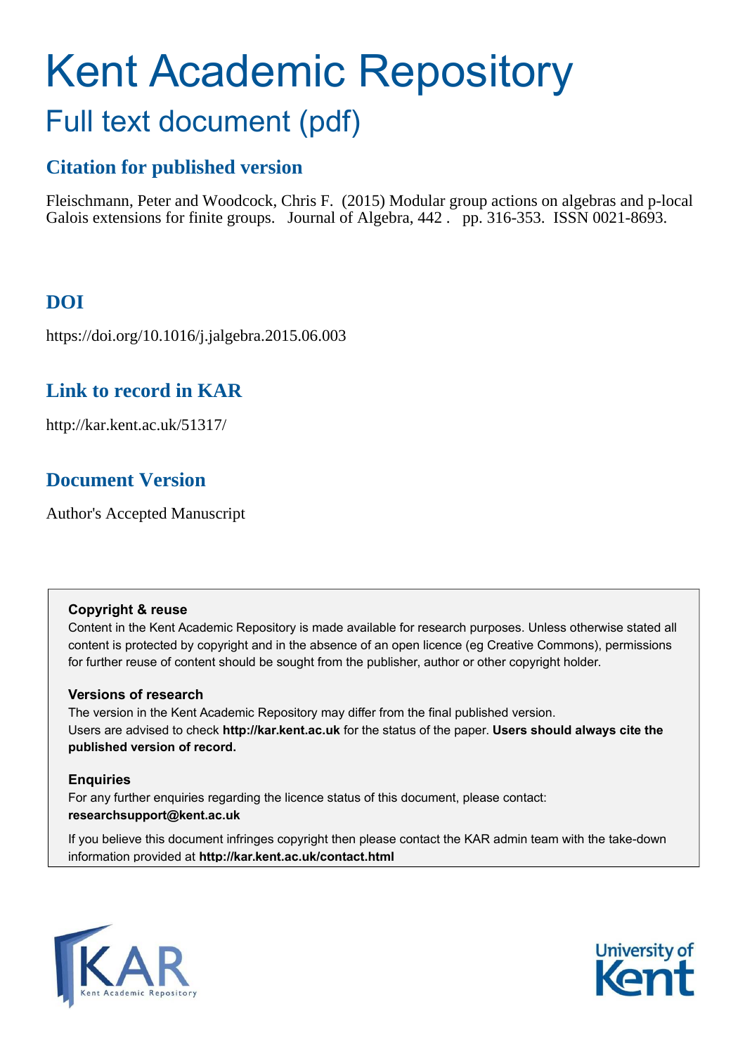# Kent Academic Repository

## Full text document (pdf)

### Citation for published version

Fleischmann, Peter and Woodcock, Chris F. (2015) Modular group actions on algebras and p-local Galois extensions for finite groups. Journal of Algebra, 442 . pp. 316-353. ISSN 0021-8693.

### DOI

https://doi.org/10.1016/j.jalgebra.2015.06.003

### Link to record in KAR

http://kar.kent.ac.uk/51317/

### Document Version

Author's Accepted Manuscript

**Copyright & reuse**

Content in the Kent Academic Repository is made available for research purposes. Unless otherwise stated all content is protected by copyright and in the absence of an open licence (eg Creative Commons), permissions for further reuse of content should be sought from the publisher, author or other copyright holder.

**Versions of research**

The version in the Kent Academic Repository may differ from the final published version. Users are advised to check **http://kar.kent.ac.uk** for the status of the paper. **Users should always cite the published version of record.**

**Enquiries**

For any further enquiries regarding the licence status of this document, please contact: **researchsupport@kent.ac.uk**

If you believe this document infringes copyright then please contact the KAR admin team with the take-down information provided at **http://kar.kent.ac.uk/contact.html**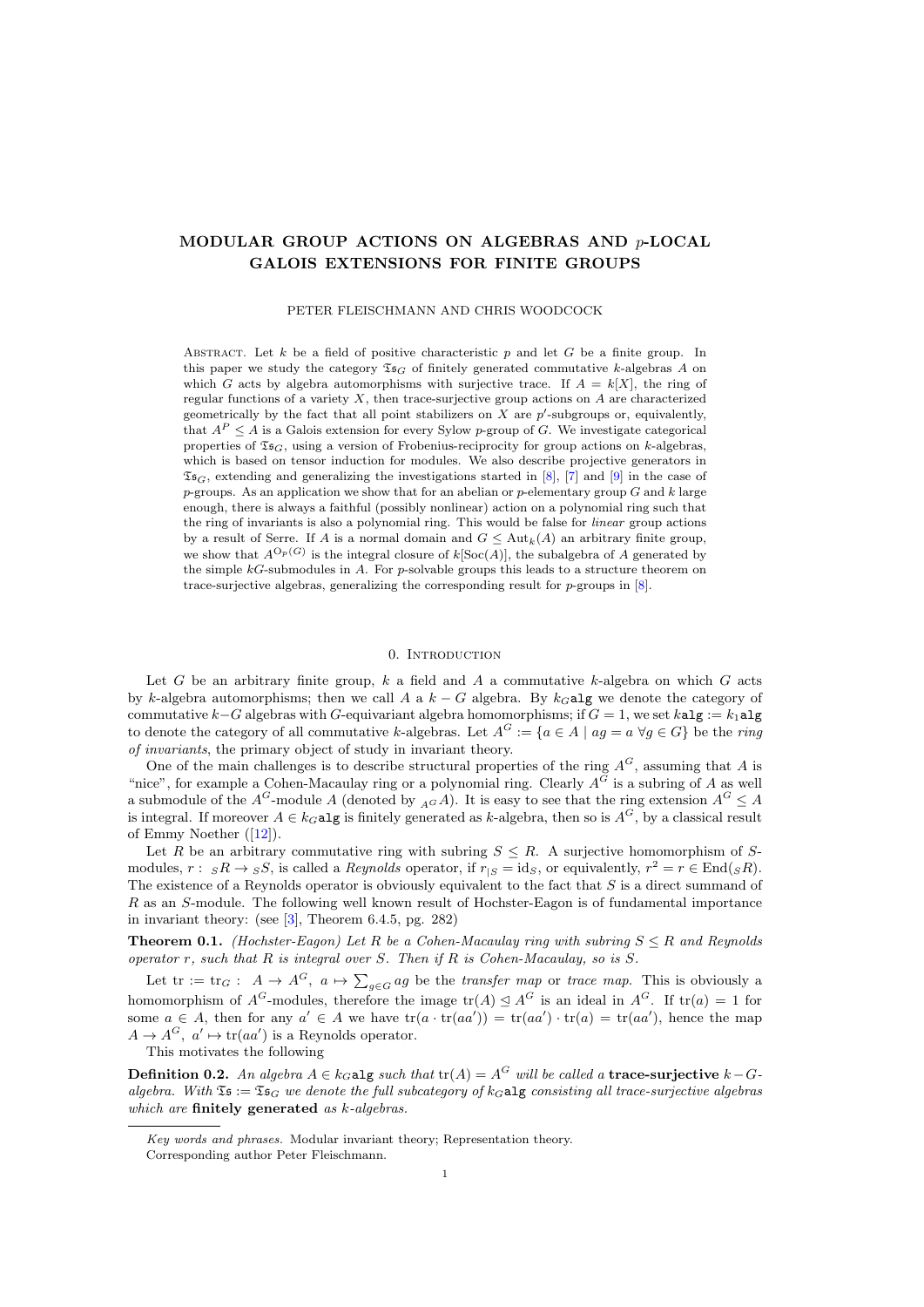# MODULAR GROUP ACTIONS ON ALGEBRAS AND $p$-LOCAL GALOIS EXTENSIONS FOR FINITE GROUPS

PETER FLEISCHMANN AND CHRIS WOODCOCK

Abstract. Let $k$ be a field of positive characteristic $p$ and let $G$ be a finite group. In this paper we study the category $\mathfrak{Ts}_G$ of finitely generated commutative $k$-algebras $A$ on which $G$ acts by algebra automorphisms with surjective trace. If $A = k[X]$, the ring of regular functions of a variety $X$, then trace-surjective group actions on $A$ are characterized geometrically by the fact that all point stabilizers on $X$ are $p'$-subgroups or, equivalently, that $A^P \le A$ is a Galois extension for every Sylow $p$-group of $G$. We investigate categorical properties of $\mathfrak{Ts}_G$, using a version of Frobenius-reciprocity for group actions on $k$-algebras, which is based on tensor induction for modules. We also describe projective generators in $\mathfrak{Ts}_G$, extending and generalizing the investigations started in [8], [7] and [9] in the case of $p$-groups. As an application we show that for an abelian or $p$-elementary group $G$ and $k$ large enough, there is always a faithful (possibly nonlinear) action on a polynomial ring such that the ring of invariants is also a polynomial ring. This would be false for *linear* group actions by a result of Serre. If $A$ is a normal domain and $G \le \mathrm{Aut}_k(A)$ an arbitrary finite group, we show that $A^{\mathrm{O}_p(G)}$ is the integral closure of $k[\mathrm{Soc}(A)]$, the subalgebra of $A$ generated by the simple $kG$-submodules in $A$. For $p$-solvable groups this leads to a structure theorem on trace-surjective algebras, generalizing the corresponding result for $p$-groups in [8].

## 0. Introduction

Let $G$ be an arbitrary finite group, $k$ a field and $A$ a commutative $k$-algebra on which $G$ acts by $k$-algebra automorphisms; then we call $A$ a $k-G$ algebra. By $k_G\mathtt{alg}$ we denote the category of commutative $k-G$ algebras with $G$-equivariant algebra homomorphisms; if $G = 1$, we set $k\mathtt{alg} := k_1\mathtt{alg}$ to denote the category of all commutative $k$-algebras. Let $A^G := \{a \in A \mid ag = a \ \forall g \in G\}$ be the *ring of invariants*, the primary object of study in invariant theory.

One of the main challenges is to describe structural properties of the ring $A^G$, assuming that $A$ is "nice", for example a Cohen-Macaulay ring or a polynomial ring. Clearly $A^G$ is a subring of $A$ as well a submodule of the $A^G$-module $A$ (denoted by ${}_{A^G}A$). It is easy to see that the ring extension $A^G \le A$ is integral. If moreover $A \in k_G\mathtt{alg}$ is finitely generated as $k$-algebra, then so is $A^G$, by a classical result of Emmy Noether ([12]).

Let $R$ be an arbitrary commutative ring with subring $S \le R$. A surjective homomorphism of $S$-modules, $r : \ {}_SR \to {}_SS$, is called a *Reynolds* operator, if $r_{|S} = \mathrm{id}_S$, or equivalently, $r^2 = r \in \mathrm{End}({}_SR)$. The existence of a Reynolds operator is obviously equivalent to the fact that $S$ is a direct summand of $R$ as an $S$-module. The following well known result of Hochster-Eagon is of fundamental importance in invariant theory: (see [3], Theorem 6.4.5, pg. 282)

**Theorem 0.1.** *(Hochster-Eagon) Let $R$ be a Cohen-Macaulay ring with subring $S \le R$ and Reynolds operator $r$, such that $R$ is integral over $S$. Then if $R$ is Cohen-Macaulay, so is $S$.*

Let $\mathrm{tr} := \mathrm{tr}_G : \ A \to A^G, \ a \mapsto \sum_{g \in G} ag$ be the *transfer map* or *trace map*. This is obviously a homomorphism of $A^G$-modules, therefore the image $\mathrm{tr}(A) \trianglelefteq A^G$ is an ideal in $A^G$. If $\mathrm{tr}(a) = 1$ for some $a \in A$, then for any $a' \in A$ we have $\mathrm{tr}(a \cdot \mathrm{tr}(aa')) = \mathrm{tr}(aa') \cdot \mathrm{tr}(a) = \mathrm{tr}(aa')$, hence the map $A \to A^G, \ a' \mapsto \mathrm{tr}(aa')$ is a Reynolds operator.

This motivates the following

**Definition 0.2.** *An algebra $A \in k_G\mathtt{alg}$ such that $\mathrm{tr}(A) = A^G$ will be called a* **trace-surjective** *$k-G$-algebra. With $\mathfrak{Ts} := \mathfrak{Ts}_G$ we denote the full subcategory of $k_G\mathtt{alg}$ consisting all trace-surjective algebras which are* **finitely generated** *as $k$-algebras.*

*Key words and phrases.* Modular invariant theory; Representation theory.

Corresponding author Peter Fleischmann.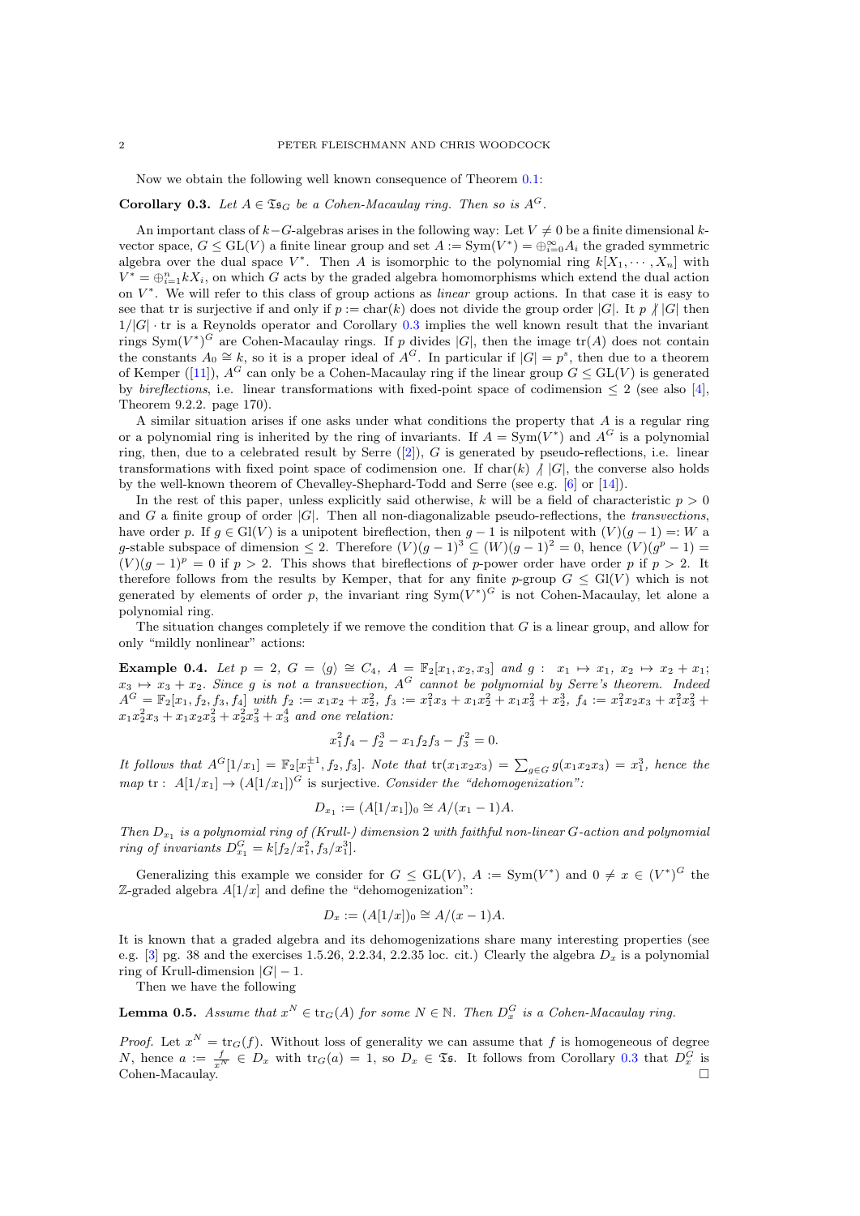Now we obtain the following well known consequence of Theorem 0.1:

**Corollary 0.3.** *Let $A \in \mathfrak{Ts}_G$ be a Cohen-Macaulay ring. Then so is $A^G$.*

An important class of $k-G$-algebras arises in the following way: Let $V \neq 0$ be a finite dimensional $k$-vector space, $G \leq \mathrm{GL}(V)$ a finite linear group and set $A := \mathrm{Sym}(V^*) = \oplus_{i=0}^{\infty} A_i$ the graded symmetric algebra over the dual space $V^*$. Then $A$ is isomorphic to the polynomial ring $k[X_1, \cdots, X_n]$ with $V^* = \oplus_{i=1}^{n} kX_i$, on which $G$ acts by the graded algebra homomorphisms which extend the dual action on $V^*$. We will refer to this class of group actions as *linear* group actions. In that case it is easy to see that tr is surjective if and only if $p := \mathrm{char}(k)$ does not divide the group order $|G|$. It $p \not| \, |G|$ then $1/|G| \cdot \mathrm{tr}$ is a Reynolds operator and Corollary 0.3 implies the well known result that the invariant rings $\mathrm{Sym}(V^*)^G$ are Cohen-Macaulay rings. If $p$ divides $|G|$, then the image $\mathrm{tr}(A)$ does not contain the constants $A_0 \cong k$, so it is a proper ideal of $A^G$. In particular if $|G| = p^s$, then due to a theorem of Kemper ([11]), $A^G$ can only be a Cohen-Macaulay ring if the linear group $G \leq \mathrm{GL}(V)$ is generated by *bireflections*, i.e. linear transformations with fixed-point space of codimension $\leq 2$ (see also [4], Theorem 9.2.2. page 170).

A similar situation arises if one asks under what conditions the property that $A$ is a regular ring or a polynomial ring is inherited by the ring of invariants. If $A = \mathrm{Sym}(V^*)$ and $A^G$ is a polynomial ring, then, due to a celebrated result by Serre ([2]), $G$ is generated by pseudo-reflections, i.e. linear transformations with fixed point space of codimension one. If $\mathrm{char}(k) \not| \, |G|$, the converse also holds by the well-known theorem of Chevalley-Shephard-Todd and Serre (see e.g. [6] or [14]).

In the rest of this paper, unless explicitly said otherwise, $k$ will be a field of characteristic $p > 0$ and $G$ a finite group of order $|G|$. Then all non-diagonalizable pseudo-reflections, the *transvections*, have order $p$. If $g \in \mathrm{Gl}(V)$ is a unipotent bireflection, then $g - 1$ is nilpotent with $(V)(g-1) =: W$ a $g$-stable subspace of dimension $\leq 2$. Therefore $(V)(g-1)^3 \subseteq (W)(g-1)^2 = 0$, hence $(V)(g^p - 1) = (V)(g-1)^p = 0$ if $p > 2$. This shows that bireflections of $p$-power order have order $p$ if $p > 2$. It therefore follows from the results by Kemper, that for any finite $p$-group $G \leq \mathrm{Gl}(V)$ which is not generated by elements of order $p$, the invariant ring $\mathrm{Sym}(V^*)^G$ is not Cohen-Macaulay, let alone a polynomial ring.

The situation changes completely if we remove the condition that $G$ is a linear group, and allow for only "mildly nonlinear" actions:

**Example 0.4.** *Let $p = 2$, $G = \langle g \rangle \cong C_4$, $A = \mathbb{F}_2[x_1, x_2, x_3]$ and $g: \ x_1 \mapsto x_1, \ x_2 \mapsto x_2 + x_1$; $x_3 \mapsto x_3 + x_2$. Since $g$ is not a transvection, $A^G$ cannot be polynomial by Serre's theorem. Indeed $A^G = \mathbb{F}_2[x_1, f_2, f_3, f_4]$ with $f_2 := x_1x_2 + x_2^2$, $f_3 := x_1^2x_3 + x_1x_2^2 + x_1x_3^2 + x_2^3$, $f_4 := x_1^2x_2x_3 + x_1^2x_3^2 + x_1x_2^2x_3 + x_1x_2x_3^2 + x_2^2x_3^2 + x_3^4$ and one relation:*

$$x_1^2 f_4 - f_2^3 - x_1 f_2 f_3 - f_3^2 = 0.$$

*It follows that $A^G[1/x_1] = \mathbb{F}_2[x_1^{\pm 1}, f_2, f_3]$. Note that $\mathrm{tr}(x_1x_2x_3) = \sum_{g \in G} g(x_1x_2x_3) = x_1^3$, hence the map* $\mathrm{tr}: \ A[1/x_1] \to (A[1/x_1])^G$ *is surjective. Consider the "dehomogenization":*

$$D_{x_1} := (A[1/x_1])_0 \cong A/(x_1 - 1)A.$$

*Then $D_{x_1}$ is a polynomial ring of (Krull-) dimension 2 with faithful non-linear $G$-action and polynomial ring of invariants $D_{x_1}^G = k[f_2/x_1^2, f_3/x_1^3]$.*

Generalizing this example we consider for $G \leq \mathrm{GL}(V)$, $A := \mathrm{Sym}(V^*)$ and $0 \neq x \in (V^*)^G$ the $\mathbb{Z}$-graded algebra $A[1/x]$ and define the "dehomogenization":

$$D_x := (A[1/x])_0 \cong A/(x-1)A.$$

It is known that a graded algebra and its dehomogenizations share many interesting properties (see e.g. [3] pg. 38 and the exercises 1.5.26, 2.2.34, 2.2.35 loc. cit.) Clearly the algebra $D_x$ is a polynomial ring of Krull-dimension $|G| - 1$.

Then we have the following

**Lemma 0.5.** *Assume that $x^N \in \mathrm{tr}_G(A)$ for some $N \in \mathbb{N}$. Then $D_x^G$ is a Cohen-Macaulay ring.*

*Proof.* Let $x^N = \mathrm{tr}_G(f)$. Without loss of generality we can assume that $f$ is homogeneous of degree $N$, hence $a := \frac{f}{x^N} \in D_x$ with $\mathrm{tr}_G(a) = 1$, so $D_x \in \mathfrak{Ts}$. It follows from Corollary 0.3 that $D_x^G$ is Cohen-Macaulay. $\square$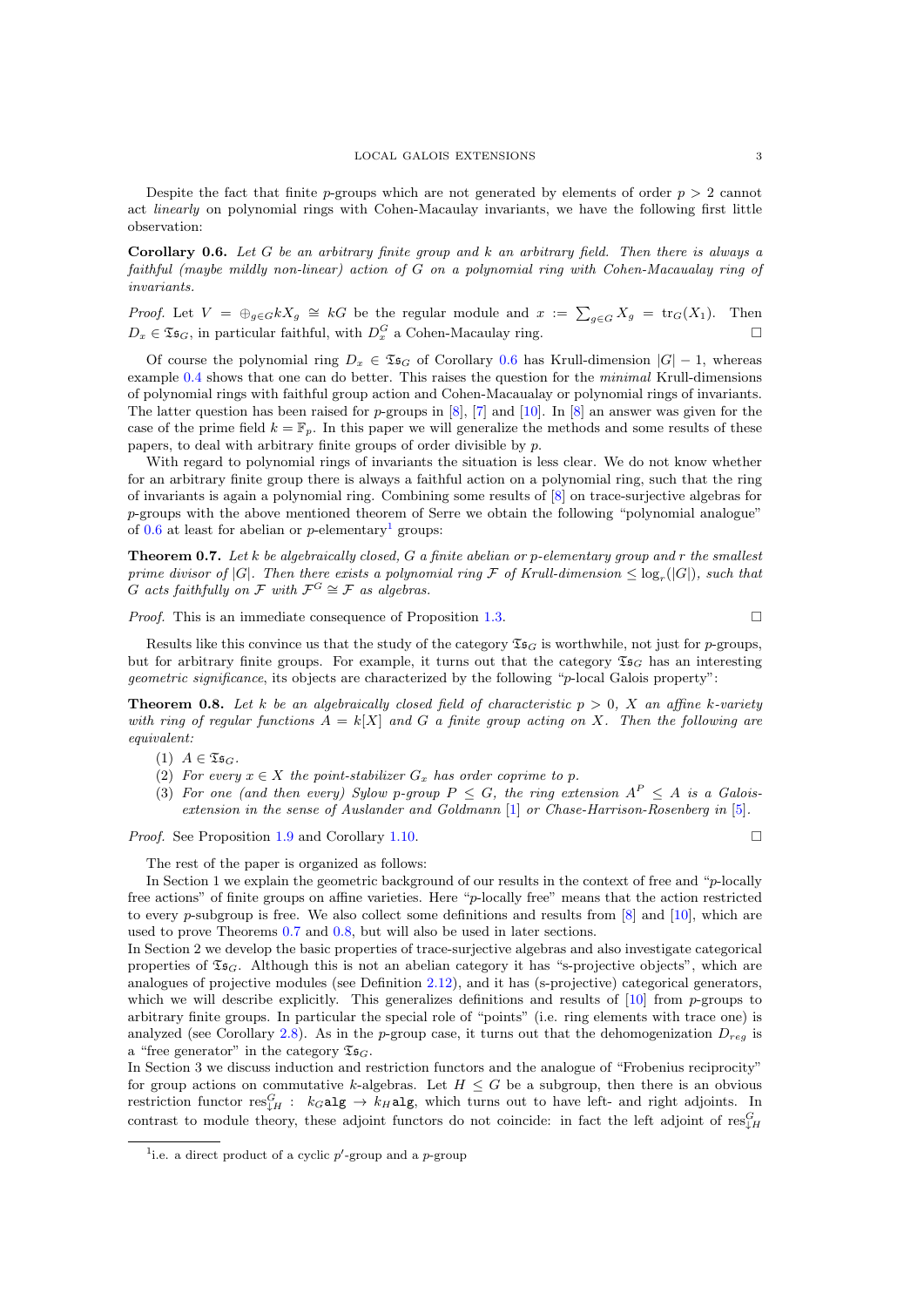Despite the fact that finite $p$-groups which are not generated by elements of order $p > 2$ cannot act *linearly* on polynomial rings with Cohen-Macaulay invariants, we have the following first little observation:

**Corollary 0.6.** *Let $G$ be an arbitrary finite group and $k$ an arbitrary field. Then there is always a faithful (maybe mildly non-linear) action of $G$ on a polynomial ring with Cohen-Macaualay ring of invariants.*

*Proof.* Let $V = \oplus_{g\in G} kX_g \cong kG$ be the regular module and $x := \sum_{g\in G} X_g = \text{tr}_G(X_1)$. Then $D_x \in \mathfrak{Ts}_G$, in particular faithful, with $D_x^G$ a Cohen-Macaulay ring. $\square$

Of course the polynomial ring $D_x \in \mathfrak{Ts}_G$ of Corollary 0.6 has Krull-dimension $|G| - 1$, whereas example 0.4 shows that one can do better. This raises the question for the *minimal* Krull-dimensions of polynomial rings with faithful group action and Cohen-Macaualay or polynomial rings of invariants. The latter question has been raised for $p$-groups in [8], [7] and [10]. In [8] an answer was given for the case of the prime field $k = \mathbb{F}_p$. In this paper we will generalize the methods and some results of these papers, to deal with arbitrary finite groups of order divisible by $p$.

With regard to polynomial rings of invariants the situation is less clear. We do not know whether for an arbitrary finite group there is always a faithful action on a polynomial ring, such that the ring of invariants is again a polynomial ring. Combining some results of [8] on trace-surjective algebras for $p$-groups with the above mentioned theorem of Serre we obtain the following "polynomial analogue" of 0.6 at least for abelian or $p$-elementary[1] groups:

**Theorem 0.7.** *Let $k$ be algebraically closed, $G$ a finite abelian or $p$-elementary group and $r$ the smallest prime divisor of $|G|$. Then there exists a polynomial ring $\mathcal{F}$ of Krull-dimension $\le \log_r(|G|)$, such that $G$ acts faithfully on $\mathcal{F}$ with $\mathcal{F}^G \cong \mathcal{F}$ as algebras.*

*Proof.* This is an immediate consequence of Proposition 1.3. $\square$

Results like this convince us that the study of the category $\mathfrak{Ts}_G$ is worthwhile, not just for $p$-groups, but for arbitrary finite groups. For example, it turns out that the category $\mathfrak{Ts}_G$ has an interesting *geometric significance*, its objects are characterized by the following "$p$-local Galois property":

**Theorem 0.8.** *Let $k$ be an algebraically closed field of characteristic $p > 0$, $X$ an affine $k$-variety with ring of regular functions $A = k[X]$ and $G$ a finite group acting on $X$. Then the following are equivalent:*

1. *$A \in \mathfrak{Ts}_G$.*
2. *For every $x \in X$ the point-stabilizer $G_x$ has order coprime to $p$.*
3. *For one (and then every) Sylow $p$-group $P \le G$, the ring extension $A^P \le A$ is a Galois-extension in the sense of Auslander and Goldmann [1] or Chase-Harrison-Rosenberg in [5].*

*Proof.* See Proposition 1.9 and Corollary 1.10. $\square$

The rest of the paper is organized as follows:

In Section 1 we explain the geometric background of our results in the context of free and "$p$-locally free" actions" of finite groups on affine varieties. Here "$p$-locally free" means that the action restricted to every $p$-subgroup is free. We also collect some definitions and results from [8] and [10], which are used to prove Theorems 0.7 and 0.8, but will also be used in later sections.
In Section 2 we develop the basic properties of trace-surjective algebras and also investigate categorical properties of $\mathfrak{Ts}_G$. Although this is not an abelian category it has "s-projective objects", which are analogues of projective modules (see Definition 2.12), and it has (s-projective) categorical generators, which we will describe explicitly. This generalizes definitions and results of [10] from $p$-groups to arbitrary finite groups. In particular the special role of "points" (i.e. ring elements with trace one) is analyzed (see Corollary 2.8). As in the $p$-group case, it turns out that the dehomogenization $D_{reg}$ is a "free generator" in the category $\mathfrak{Ts}_G$.
In Section 3 we discuss induction and restriction functors and the analogue of "Frobenius reciprocity" for group actions on commutative $k$-algebras. Let $H \le G$ be a subgroup, then there is an obvious restriction functor $\text{res}^G_{\downarrow H}$ : $_{k_G}\texttt{alg} \to {}_{k_H}\texttt{alg}$, which turns out to have left- and right adjoints. In contrast to module theory, these adjoint functors do not coincide: in fact the left adjoint of $\text{res}^G_{\downarrow H}$

[1] i.e. a direct product of a cyclic $p'$-group and a $p$-group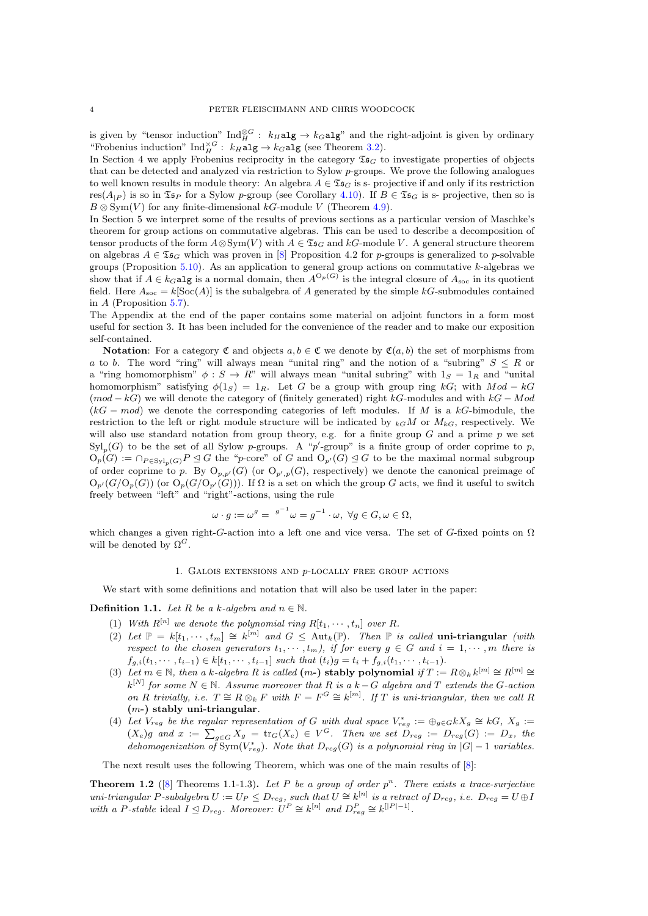is given by "tensor induction" $\mathrm{Ind}_H^{\otimes G}: \ k_H\mathtt{alg} \to k_G\mathtt{alg}$" and the right-adjoint is given by ordinary "Frobenius induction" $\mathrm{Ind}_H^{\times G}: \ k_H\mathtt{alg} \to k_G\mathtt{alg}$ (see Theorem 3.2).

In Section 4 we apply Frobenius reciprocity in the category $\mathfrak{Ts}_G$ to investigate properties of objects that can be detected and analyzed via restriction to Sylow $p$-groups. We prove the following analogues to well known results in module theory: An algebra $A \in \mathfrak{Ts}_G$ is s- projective if and only if its restriction $\mathrm{res}(A_{|P})$ is so in $\mathfrak{Ts}_P$ for a Sylow $p$-group (see Corollary 4.10). If $B \in \mathfrak{Ts}_G$ is s- projective, then so is $B \otimes \mathrm{Sym}(V)$ for any finite-dimensional $kG$-module $V$ (Theorem 4.9).

In Section 5 we interpret some of the results of previous sections as a particular version of Maschke's theorem for group actions on commutative algebras. This can be used to describe a decomposition of tensor products of the form $A \otimes \mathrm{Sym}(V)$ with $A \in \mathfrak{Ts}_G$ and $kG$-module $V$. A general structure theorem on algebras $A \in \mathfrak{Ts}_G$ which was proven in [8] Proposition 4.2 for $p$-groups is generalized to $p$-solvable groups (Proposition 5.10). As an application to general group actions on commutative $k$-algebras we show that if $A \in k_G\mathtt{alg}$ is a normal domain, then $A^{\mathrm{O}_p(G)}$ is the integral closure of $A_{\rm soc}$ in its quotient field. Here $A_{\rm soc} = k[\mathrm{Soc}(A)]$ is the subalgebra of $A$ generated by the simple $kG$-submodules contained in $A$ (Proposition 5.7).

The Appendix at the end of the paper contains some material on adjoint functors in a form most useful for section 3. It has been included for the convenience of the reader and to make our exposition self-contained.

**Notation**: For a category $\mathfrak{C}$ and objects $a, b \in \mathfrak{C}$ we denote by $\mathfrak{C}(a, b)$ the set of morphisms from $a$ to $b$. The word "ring" will always mean "unital ring" and the notion of a "subring" $S \le R$ or a "ring homomorphism" $\phi : S \to R$" will always mean "unital subring" with $1_S = 1_R$ and "unital homomorphism" satisfying $\phi(1_S) = 1_R$. Let $G$ be a group with group ring $kG$; with $Mod - kG$ ($mod - kG$) we will denote the category of (finitely generated) right $kG$-modules and with $kG - Mod$ ($kG - mod$) we denote the corresponding categories of left modules. If $M$ is a $kG$-bimodule, the restriction to the left or right module structure will be indicated by ${}_{kG}M$ or $M_{kG}$, respectively. We will also use standard notation from group theory, e.g. for a finite group $G$ and a prime $p$ we set $\mathrm{Syl}_p(G)$ to be the set of all Sylow $p$-groups. A "$p'$-group" is a finite group of order coprime to $p$, $\mathrm{O}_p(G) := \cap_{P \in \mathrm{Syl}_p(G)} P \trianglelefteq G$ the "$p$-core" of $G$ and $\mathrm{O}_{p'}(G) \trianglelefteq G$ to be the maximal normal subgroup of order coprime to $p$. By $\mathrm{O}_{p,p'}(G)$ (or $\mathrm{O}_{p',p}(G)$, respectively) we denote the canonical preimage of $\mathrm{O}_{p'}(G/\mathrm{O}_p(G))$ (or $\mathrm{O}_p(G/\mathrm{O}_{p'}(G))$). If $\Omega$ is a set on which the group $G$ acts, we find it useful to switch freely between "left" and "right"-actions, using the rule

$$\omega \cdot g := \omega^g = {}^{g^{-1}}\omega = g^{-1} \cdot \omega, \ \forall g \in G, \omega \in \Omega,$$

which changes a given right-$G$-action into a left one and vice versa. The set of $G$-fixed points on $\Omega$ will be denoted by $\Omega^G$.

## 1. Galois extensions and $p$-locally free group actions

We start with some definitions and notation that will also be used later in the paper:

**Definition 1.1.** *Let $R$ be a $k$-algebra and $n \in \mathbb{N}$.*

1. *With $R^{[n]}$ we denote the polynomial ring $R[t_1, \cdots, t_n]$ over $R$.*
2. *Let $\mathbb{P} = k[t_1, \cdots, t_m] \cong k^{[m]}$ and $G \le \mathrm{Aut}_k(\mathbb{P})$. Then $\mathbb{P}$ is called* **uni-triangular** *(with respect to the chosen generators $t_1, \cdots, t_m$), if for every $g \in G$ and $i = 1, \cdots, m$ there is $f_{g,i}(t_1, \cdots, t_{i-1}) \in k[t_1, \cdots, t_{i-1}]$ such that $(t_i)g = t_i + f_{g,i}(t_1, \cdots, t_{i-1})$.*
3. *Let $m \in \mathbb{N}$, then a $k$-algebra $R$ is called* **($m$-) stably polynomial** *if $T := R \otimes_k k^{[m]} \cong R^{[m]} \cong k^{[N]}$ for some $N \in \mathbb{N}$. Assume moreover that $R$ is a $k - G$ algebra and $T$ extends the $G$-action on $R$ trivially, i.e. $T \cong R \otimes_k F$ with $F = F^G \cong k^{[m]}$. If $T$ is uni-triangular, then we call $R$* **($m$-) stably uni-triangular***.*
4. *Let $V_{reg}$ be the regular representation of $G$ with dual space $V_{reg}^* := \oplus_{g \in G} kX_g \cong kG$, $X_g := (X_e)g$ and $x := \sum_{g \in G} X_g = \mathrm{tr}_G(X_e) \in V^G$. Then we set $D_{reg} := D_{reg}(G) := D_x$, the dehomogenization of $\mathrm{Sym}(V_{reg}^*)$. Note that $D_{reg}(G)$ is a polynomial ring in $|G| - 1$ variables.*

The next result uses the following Theorem, which was one of the main results of [8]:

**Theorem 1.2** ([8] Theorems 1.1-1.3)**.** *Let $P$ be a group of order $p^n$. There exists a trace-surjective uni-triangular $P$-subalgebra $U := U_P \le D_{reg}$, such that $U \cong k^{[n]}$ is a retract of $D_{reg}$, i.e. $D_{reg} = U \oplus I$ with a $P$-stable ideal $I \trianglelefteq D_{reg}$. Moreover: $U^P \cong k^{[n]}$ and $D_{reg}^P \cong k^{[|P|-1]}$.*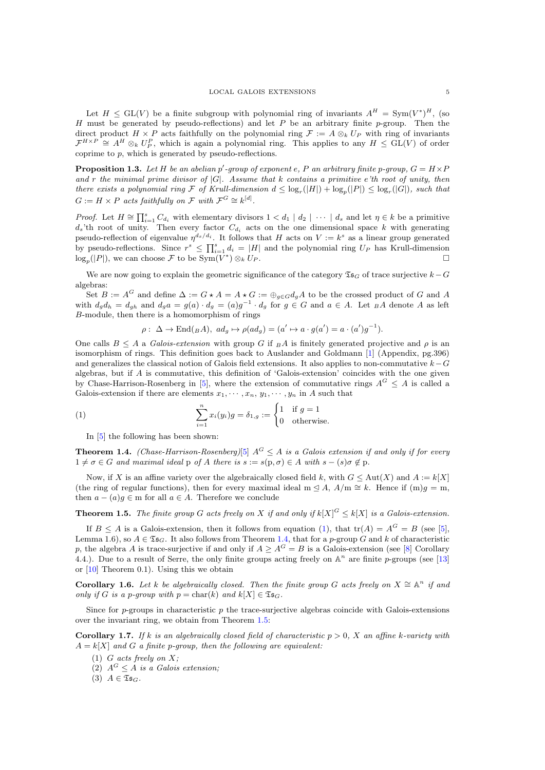Let $H \leq \mathrm{GL}(V)$ be a finite subgroup with polynomial ring of invariants $A^H = \mathrm{Sym}(V^*)^H$, (so $H$ must be generated by pseudo-reflections) and let $P$ be an arbitrary finite $p$-group. Then the direct product $H \times P$ acts faithfully on the polynomial ring $\mathcal{F} := A \otimes_k U_P$ with ring of invariants $\mathcal{F}^{H \times P} \cong A^H \otimes_k U_P^P$, which is again a polynomial ring. This applies to any $H \leq \mathrm{GL}(V)$ of order coprime to $p$, which is generated by pseudo-reflections.

**Proposition 1.3.** *Let $H$ be an abelian $p'$-group of exponent $e$, $P$ an arbitrary finite $p$-group, $G = H \times P$ and $r$ the minimal prime divisor of $|G|$. Assume that $k$ contains a primitive $e$'th root of unity, then there exists a polynomial ring $\mathcal{F}$ of Krull-dimension $d \leq \log_r(|H|) + \log_p(|P|) \leq \log_r(|G|)$, such that $G := H \times P$ acts faithfully on $\mathcal{F}$ with $\mathcal{F}^G \cong k^{[d]}$.*

*Proof.* Let $H \cong \prod_{i=1}^s C_{d_i}$ with elementary divisors $1 < d_1 \mid d_2 \mid \cdots \mid d_s$ and let $\eta \in k$ be a primitive $d_s$'th root of unity. Then every factor $C_{d_i}$ acts on the one dimensional space $k$ with generating pseudo-reflection of eigenvalue $\eta^{d_s/d_i}$. It follows that $H$ acts on $V := k^s$ as a linear group generated by pseudo-reflections. Since $r^s \leq \prod_{i=1}^s d_i = |H|$ and the polynomial ring $U_P$ has Krull-dimension $\log_p(|P|)$, we can choose $\mathcal{F}$ to be $\mathrm{Sym}(V^*) \otimes_k U_P$. $\square$

We are now going to explain the geometric significance of the category $\mathfrak{Ts}_G$ of trace surjective $k-G$ algebras:

Set $B := A^G$ and define $\Delta := G \star A = A \star G := \oplus_{g \in G} d_g A$ to be the crossed product of $G$ and $A$ with $d_g d_h = d_{gh}$ and $d_g a = g(a) \cdot d_g = (a)g^{-1} \cdot d_g$ for $g \in G$ and $a \in A$. Let ${}_BA$ denote $A$ as left $B$-module, then there is a homomorphism of rings

$$\rho : \ \Delta \to \mathrm{End}({}_BA), \ ad_g \mapsto \rho(ad_g) = (a' \mapsto a \cdot g(a') = a \cdot (a')g^{-1}).$$

One calls $B \leq A$ a *Galois-extension* with group $G$ if ${}_BA$ is finitely generated projective and $\rho$ is an isomorphism of rings. This definition goes back to Auslander and Goldmann [1] (Appendix, pg.396) and generalizes the classical notion of Galois field extensions. It also applies to non-commutative $k-G$ algebras, but if $A$ is commutative, this definition of 'Galois-extension' coincides with the one given by Chase-Harrison-Rosenberg in [5], where the extension of commutative rings $A^G \leq A$ is called a Galois-extension if there are elements $x_1, \cdots, x_n, y_1, \cdots, y_n$ in $A$ such that

$$\sum_{i=1}^n x_i(y_i)g = \delta_{1,g} := \begin{cases} 1 & \text{if } g = 1 \\ 0 & \text{otherwise.} \end{cases} \tag{1}$$

In [5] the following has been shown:

**Theorem 1.4.** *(Chase-Harrison-Rosenberg)[5] $A^G \leq A$ is a Galois extension if and only if for every $1 \neq \sigma \in G$ and maximal ideal $\mathrm{p}$ of $A$ there is $s := s(\mathrm{p}, \sigma) \in A$ with $s - (s)\sigma \notin \mathrm{p}$.*

Now, if $X$ is an affine variety over the algebraically closed field $k$, with $G \leq \mathrm{Aut}(X)$ and $A := k[X]$ (the ring of regular functions), then for every maximal ideal $\mathrm{m} \trianglelefteq A$, $A/\mathrm{m} \cong k$. Hence if $(\mathrm{m})g = \mathrm{m}$, then $a - (a)g \in \mathrm{m}$ for all $a \in A$. Therefore we conclude

**Theorem 1.5.** *The finite group $G$ acts freely on $X$ if and only if $k[X]^G \leq k[X]$ is a Galois-extension.*

If $B \leq A$ is a Galois-extension, then it follows from equation (1), that $\mathrm{tr}(A) = A^G = B$ (see [5], Lemma 1.6), so $A \in \mathfrak{Ts}_G$. It also follows from Theorem 1.4, that for a $p$-group $G$ and $k$ of characteristic $p$, the algebra $A$ is trace-surjective if and only if $A \geq A^G = B$ is a Galois-extension (see [8] Corollary 4.4.). Due to a result of Serre, the only finite groups acting freely on $\mathbb{A}^n$ are finite $p$-groups (see [13] or [10] Theorem 0.1). Using this we obtain

**Corollary 1.6.** *Let $k$ be algebraically closed. Then the finite group $G$ acts freely on $X \cong \mathbb{A}^n$ if and only if $G$ is a $p$-group with $p = \mathrm{char}(k)$ and $k[X] \in \mathfrak{Ts}_G$.*

Since for $p$-groups in characteristic $p$ the trace-surjective algebras coincide with Galois-extensions over the invariant ring, we obtain from Theorem 1.5:

**Corollary 1.7.** *If $k$ is an algebraically closed field of characteristic $p > 0$, $X$ an affine $k$-variety with $A = k[X]$ and $G$ a finite $p$-group, then the following are equivalent:*

1. *$G$ acts freely on $X$;*
2. *$A^G \leq A$ is a Galois extension;*
3. *$A \in \mathfrak{Ts}_G$.*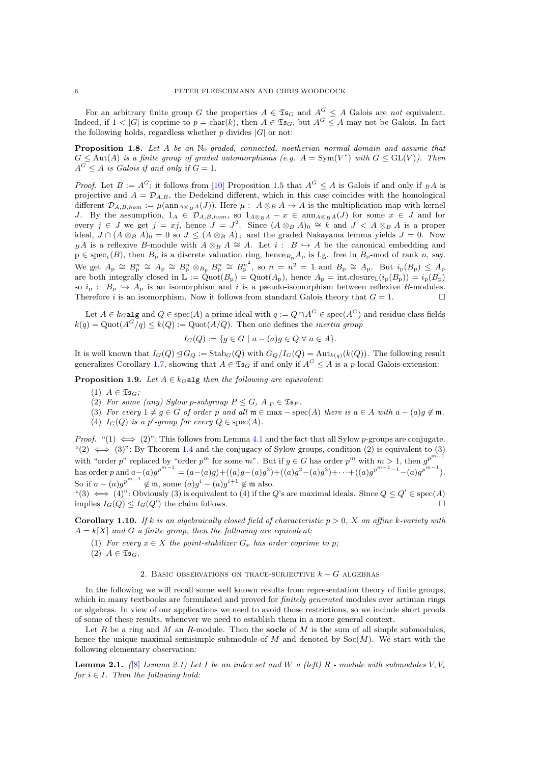For an arbitrary finite group $G$ the properties $A \in \mathfrak{Ts}_G$ and $A^G \le A$ Galois are *not* equivalent. Indeed, if $1 < |G|$ is coprime to $p = \text{char}(k)$, then $A \in \mathfrak{Ts}_G$, but $A^G \le A$ may not be Galois. In fact the following holds, regardless whether $p$ divides $|G|$ or not:

**Proposition 1.8.** *Let $A$ be an $\mathbb{N}_0$-graded, connected, noetherian normal domain and assume that $G \le \text{Aut}(A)$ is a finite group of graded automorphisms (e.g. $A = \text{Sym}(V^*)$ with $G \le \text{GL}(V)$). Then $A^G \le A$ is Galois if and only if $G = 1$.*

*Proof.* Let $B := A^G$; it follows from [10] Proposition 1.5 that $A^G \le A$ is Galois if and only if ${}_BA$ is projective and $A = \mathcal{D}_{A,B}$, the Dedekind different, which in this case coincides with the homological different $\mathcal{D}_{A,B,hom} := \mu(\text{ann}_{A\otimes_B A}(J))$. Here $\mu:\ A \otimes_B A \to A$ is the multiplication map with kernel $J$. By the assumption, $1_A \in \mathcal{D}_{A,B,hom}$, so $1_{A\otimes_B A} - x \in \text{ann}_{A\otimes_B A}(J)$ for some $x \in J$ and for every $j \in J$ we get $j = xj$, hence $J = J^2$. Since $(A \otimes_B A)_0 \cong k$ and $J < A \otimes_B A$ is a proper ideal, $J \cap (A \otimes_B A)_0 = 0$ so $J \le (A \otimes_B A)_+$ and the graded Nakayama lemma yields $J = 0$. Now ${}_BA$ is a reflexive $B$-module with $A \otimes_B A \cong A$. Let $i:\ B \hookrightarrow A$ be the canonical embedding and $\mathfrak{p} \in \text{spec}_1(B)$, then $B_\mathfrak{p}$ is a discrete valuation ring, hence ${}_{B_\mathfrak{p}}A_\mathfrak{p}$ is f.g. free in $B_\mathfrak{p}$-mod of rank $n$, say. We get $A_\mathfrak{p} \cong B_\mathfrak{p}^n \cong A_\mathfrak{p} \cong B_\mathfrak{p}^n \otimes_{B_\mathfrak{p}} B_\mathfrak{p}^n \cong B_\mathfrak{p}^{n^2}$, so $n = n^2 = 1$ and $B_\mathfrak{p} \cong A_\mathfrak{p}$. But $i_\mathfrak{p}(B_\mathfrak{p}) \le A_\mathfrak{p}$ are both integrally closed in $\mathbb{L} := \text{Quot}(B_\mathfrak{p}) = \text{Quot}(A_\mathfrak{p})$, hence $A_\mathfrak{p} = \text{int.closure}_\mathbb{L}(i_\mathfrak{p}(B_\mathfrak{p})) = i_\mathfrak{p}(B_\mathfrak{p})$ so $i_\mathfrak{p}:\ B_\mathfrak{p} \hookrightarrow A_\mathfrak{p}$ is an isomorphism and $i$ is a pseudo-isomorphism between reflexive $B$-modules. Therefore $i$ is an isomorphism. Now it follows from standard Galois theory that $G = 1$. $\square$

Let $A \in k_G\mathtt{alg}$ and $Q \in \text{spec}(A)$ a prime ideal with $q := Q \cap A^G \in \text{spec}(A^G)$ and residue class fields $k(q) = \text{Quot}(A^G/q) \le k(Q) := \text{Quot}(A/Q)$. Then one defines the *inertia group*

$$I_G(Q) := \{g \in G \mid a - (a)g \in Q \ \forall\ a \in A\}.$$

It is well known that $I_G(Q) \trianglelefteq G_Q := \text{Stab}_G(Q)$ with $G_Q/I_G(Q) = \text{Aut}_{k(q)}(k(Q))$. The following result generalizes Corollary 1.7, showing that $A \in \mathfrak{Ts}_G$ if and only if $A^G \le A$ is a $p$-local Galois-extension:

**Proposition 1.9.** *Let $A \in k_G\mathtt{alg}$ then the following are equivalent:*

1. *$A \in \mathfrak{Ts}_G$;*
2. *For some (any) Sylow $p$-subgroup $P \le G$, $A_{|P} \in \mathfrak{Ts}_P$.*
3. *For every $1 \ne g \in G$ of order $p$ and all $\mathfrak{m} \in \max-\text{spec}(A)$ there is $a \in A$ with $a - (a)g \notin \mathfrak{m}$.*
4. *$I_G(Q)$ is a $p'$-group for every $Q \in \text{spec}(A)$.*

*Proof.* "(1) $\iff$ (2)": This follows from Lemma 4.1 and the fact that all Sylow $p$-groups are conjugate. "(2) $\iff$ (3)": By Theorem 1.4 and the conjugacy of Sylow groups, condition (2) is equivalent to (3) with "order $p$" replaced by "order $p^m$ for some $m$". But if $g \in G$ has order $p^m$ with $m > 1$, then $g^{p^{m-1}}$ has order $p$ and $a-(a)g^{p^{m-1}} = (a-(a)g)+((a)g-(a)g^2)+((a)g^2-(a)g^3)+\cdots+((a)g^{p^{m-1}-1}-(a)g^{p^{m-1}})$. So if $a - (a)g^{p^{m-1}} \notin \mathfrak{m}$, some $(a)g^i - (a)g^{i+1} \notin \mathfrak{m}$ also.
"(3) $\iff$ (4)": Obviously (3) is equivalent to (4) if the $Q$'s are maximal ideals. Since $Q \le Q' \in \text{spec}(A)$ implies $I_G(Q) \le I_G(Q')$ the claim follows. $\square$

**Corollary 1.10.** *If $k$ is an algebraically closed field of characteristic $p > 0$, $X$ an affine $k$-variety with $A = k[X]$ and $G$ a finite group, then the following are equivalent:*

1. *For every $x \in X$ the point-stabilizer $G_x$ has order coprime to $p$;*
2. *$A \in \mathfrak{Ts}_G$.*

## 2. Basic observations on trace-surjective $k - G$ algebras

In the following we will recall some well known results from representation theory of finite groups, which in many textbooks are formulated and proved for *finitely generated* modules over artinian rings or algebras. In view of our applications we need to avoid those restrictions, so we include short proofs of some of these results, whenever we need to establish them in a more general context.

Let $R$ be a ring and $M$ an $R$-module. Then the **socle** of $M$ is the sum of all simple submodules, hence the unique maximal semisimple submodule of $M$ and denoted by $\text{Soc}(M)$. We start with the following elementary observation:

**Lemma 2.1.** *([8] Lemma 2.1) Let $I$ be an index set and $W$ a (left) $R$ - module with submodules $V, V_i$ for $i \in I$. Then the following hold:*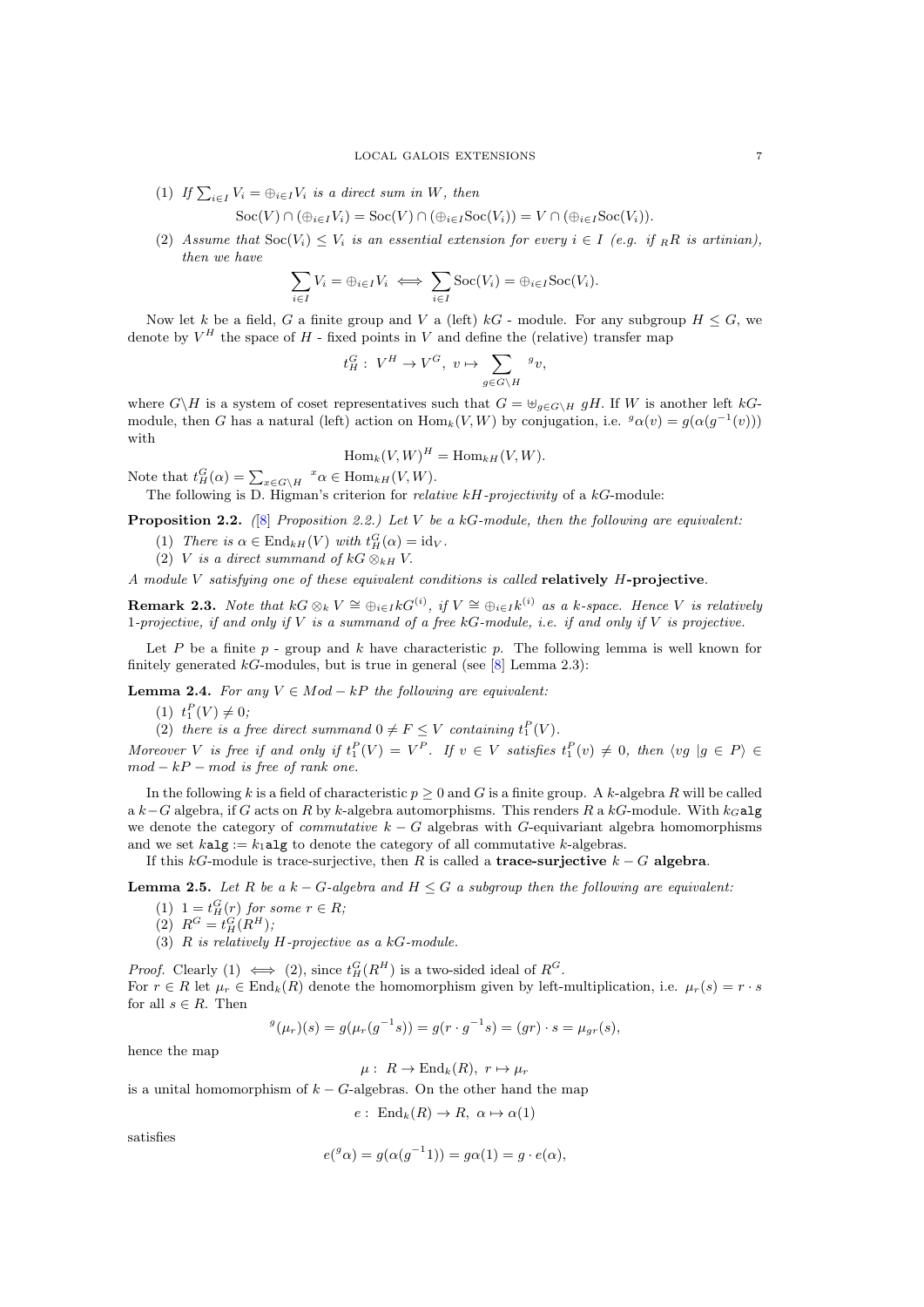(1) *If $\sum_{i\in I} V_i = \oplus_{i\in I} V_i$ is a direct sum in $W$, then*

$$\mathrm{Soc}(V) \cap (\oplus_{i\in I} V_i) = \mathrm{Soc}(V) \cap (\oplus_{i\in I}\mathrm{Soc}(V_i)) = V \cap (\oplus_{i\in I}\mathrm{Soc}(V_i)).$$

(2) *Assume that $\mathrm{Soc}(V_i) \le V_i$ is an essential extension for every $i \in I$ (e.g. if ${}_RR$ is artinian), then we have*

$$\sum_{i\in I} V_i = \oplus_{i\in I} V_i \iff \sum_{i\in I}\mathrm{Soc}(V_i) = \oplus_{i\in I}\mathrm{Soc}(V_i).$$

Now let $k$ be a field, $G$ a finite group and $V$ a (left) $kG$ - module. For any subgroup $H \le G$, we denote by $V^H$ the space of $H$ - fixed points in $V$ and define the (relative) transfer map

$$t_H^G : V^H \to V^G,\ v \mapsto \sum_{g\in G\backslash H} {}^g v,$$

where $G\backslash H$ is a system of coset representatives such that $G = \uplus_{g\in G\backslash H}\, gH$. If $W$ is another left $kG$-module, then $G$ has a natural (left) action on $\mathrm{Hom}_k(V,W)$ by conjugation, i.e. ${}^g\alpha(v) = g(\alpha(g^{-1}(v)))$ with

$$\mathrm{Hom}_k(V,W)^H = \mathrm{Hom}_{kH}(V,W).$$

Note that $t_H^G(\alpha) = \sum_{x\in G\backslash H} {}^x\alpha \in \mathrm{Hom}_{kH}(V,W)$.

The following is D. Higman's criterion for *relative kH-projectivity* of a $kG$-module:

**Proposition 2.2.** *([8] Proposition 2.2.) Let $V$ be a $kG$-module, then the following are equivalent:*

(1) *There is $\alpha \in \mathrm{End}_{kH}(V)$ with $t_H^G(\alpha) = \mathrm{id}_V$.*

(2) *$V$ is a direct summand of $kG \otimes_{kH} V$.*

*A module $V$ satisfying one of these equivalent conditions is called* **relatively $H$-projective**.

**Remark 2.3.** *Note that $kG \otimes_k V \cong \oplus_{i\in I} kG^{(i)}$, if $V \cong \oplus_{i\in I} k^{(i)}$ as a $k$-space. Hence $V$ is relatively 1-projective, if and only if $V$ is a summand of a free $kG$-module, i.e. if and only if $V$ is projective.*

Let $P$ be a finite $p$ - group and $k$ have characteristic $p$. The following lemma is well known for finitely generated $kG$-modules, but is true in general (see [8] Lemma 2.3):

**Lemma 2.4.** *For any $V \in Mod - kP$ the following are equivalent:*

(1) *$t_1^P(V) \ne 0$;*

(2) *there is a free direct summand $0 \ne F \le V$ containing $t_1^P(V)$.*

*Moreover $V$ is free if and only if $t_1^P(V) = V^P$. If $v \in V$ satisfies $t_1^P(v) \ne 0$, then $\langle vg \mid g \in P\rangle \in mod - kP - mod$ is free of rank one.*

In the following $k$ is a field of characteristic $p \ge 0$ and $G$ is a finite group. A $k$-algebra $R$ will be called a $k-G$ algebra, if $G$ acts on $R$ by $k$-algebra automorphisms. This renders $R$ a $kG$-module. With $k_G\mathtt{alg}$ we denote the category of *commutative* $k-G$ algebras with $G$-equivariant algebra homomorphisms and we set $k\mathtt{alg} := k_1\mathtt{alg}$ to denote the category of all commutative $k$-algebras.

If this $kG$-module is trace-surjective, then $R$ is called a **trace-surjective $k-G$ algebra**.

**Lemma 2.5.** *Let $R$ be a $k-G$-algebra and $H \le G$ a subgroup then the following are equivalent:*

(1) *$1 = t_H^G(r)$ for some $r \in R$;*

(2) *$R^G = t_H^G(R^H)$;*

(3) *$R$ is relatively $H$-projective as a $kG$-module.*

*Proof.* Clearly (1) $\iff$ (2), since $t_H^G(R^H)$ is a two-sided ideal of $R^G$.
For $r \in R$ let $\mu_r \in \mathrm{End}_k(R)$ denote the homomorphism given by left-multiplication, i.e. $\mu_r(s) = r\cdot s$ for all $s \in R$. Then

$${}^g(\mu_r)(s) = g(\mu_r(g^{-1}s)) = g(r\cdot g^{-1}s) = (gr)\cdot s = \mu_{gr}(s),$$

hence the map

$$\mu : R \to \mathrm{End}_k(R),\ r \mapsto \mu_r$$

is a unital homomorphism of $k-G$-algebras. On the other hand the map

$$e : \mathrm{End}_k(R) \to R,\ \alpha \mapsto \alpha(1)$$

satisfies

$$e({}^g\alpha) = g(\alpha(g^{-1}1)) = g\alpha(1) = g\cdot e(\alpha),$$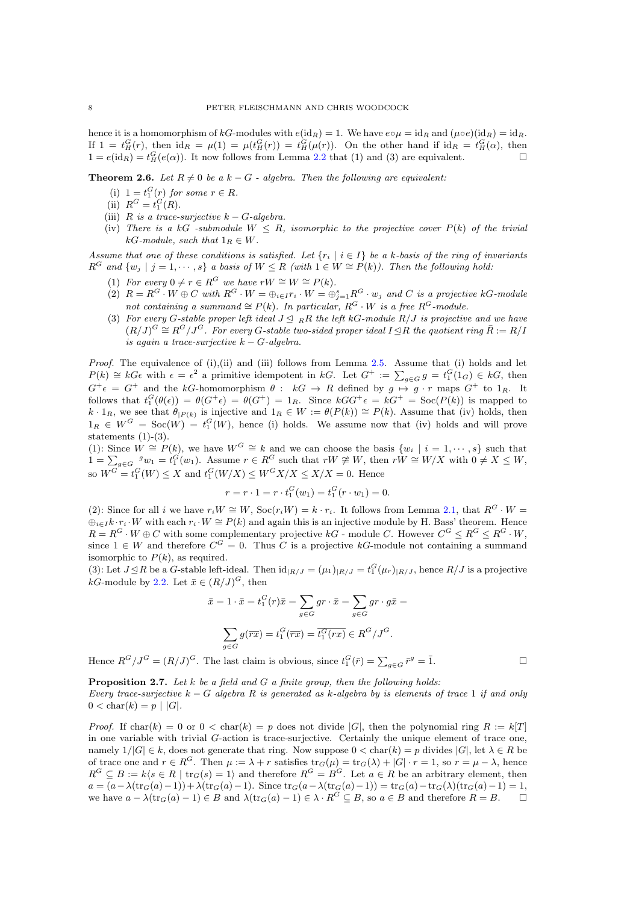hence it is a homomorphism of $kG$-modules with $e(\mathrm{id}_R) = 1$. We have $e \circ \mu = \mathrm{id}_R$ and $(\mu \circ e)(\mathrm{id}_R) = \mathrm{id}_R$. If $1 = t_H^G(r)$, then $\mathrm{id}_R = \mu(1) = \mu(t_H^G(r)) = t_H^G(\mu(r))$. On the other hand if $\mathrm{id}_R = t_H^G(\alpha)$, then $1 = e(\mathrm{id}_R) = t_H^G(e(\alpha))$. It now follows from Lemma 2.2 that (1) and (3) are equivalent. $\square$

**Theorem 2.6.** *Let $R \neq 0$ be a $k-G$ - algebra. Then the following are equivalent:*

(i) *$1 = t_1^G(r)$ for some $r \in R$.*
(ii) *$R^G = t_1^G(R)$.*
(iii) *$R$ is a trace-surjective $k-G$-algebra.*
(iv) *There is a $kG$ -submodule $W \leq R$, isomorphic to the projective cover $P(k)$ of the trivial $kG$-module, such that $1_R \in W$.*

*Assume that one of these conditions is satisfied. Let $\{r_i \mid i \in I\}$ be a $k$-basis of the ring of invariants $R^G$ and $\{w_j \mid j = 1, \cdots, s\}$ a basis of $W \leq R$ (with $1 \in W \cong P(k)$). Then the following hold:*

(1) *For every $0 \neq r \in R^G$ we have $rW \cong W \cong P(k)$.*
(2) *$R = R^G \cdot W \oplus C$ with $R^G \cdot W = \oplus_{i \in I} r_i \cdot W = \oplus_{j=1}^s R^G \cdot w_j$ and $C$ is a projective $kG$-module not containing a summand $\cong P(k)$. In particular, $R^G \cdot W$ is a free $R^G$-module.*
(3) *For every $G$-stable proper left ideal $J \trianglelefteq {}_R R$ the left $kG$-module $R/J$ is projective and we have $(R/J)^G \cong R^G/J^G$. For every $G$-stable two-sided proper ideal $I \trianglelefteq R$ the quotient ring $\bar{R} := R/I$ is again a trace-surjective $k-G$-algebra.*

*Proof.* The equivalence of (i),(ii) and (iii) follows from Lemma 2.5. Assume that (i) holds and let $P(k) \cong kG\epsilon$ with $\epsilon = \epsilon^2$ a primitive idempotent in $kG$. Let $G^+ := \sum_{g \in G} g = t_1^G(1_G) \in kG$, then $G^+\epsilon = G^+$ and the $kG$-homomorphism $\theta: \ kG \to R$ defined by $g \mapsto g \cdot r$ maps $G^+$ to $1_R$. It follows that $t_1^G(\theta(\epsilon)) = \theta(G^+\epsilon) = \theta(G^+) = 1_R$. Since $kGG^+\epsilon = kG^+ = \mathrm{Soc}(P(k))$ is mapped to $k \cdot 1_R$, we see that $\theta_{|P(k)}$ is injective and $1_R \in W := \theta(P(k)) \cong P(k)$. Assume that (iv) holds, then $1_R \in W^G = \mathrm{Soc}(W) = t_1^G(W)$, hence (i) holds. We assume now that (iv) holds and will prove statements (1)-(3).

(1): Since $W \cong P(k)$, we have $W^G \cong k$ and we can choose the basis $\{w_i \mid i = 1, \cdots, s\}$ such that $1 = \sum_{g \in G} {}^g w_1 = t_1^G(w_1)$. Assume $r \in R^G$ such that $rW \not\cong W$, then $rW \cong W/X$ with $0 \neq X \leq W$, so $W^G = t_1^G(W) \leq X$ and $t_1^G(W/X) \leq W^G X/X \leq X/X = 0$. Hence

$$r = r \cdot 1 = r \cdot t_1^G(w_1) = t_1^G(r \cdot w_1) = 0.$$

(2): Since for all $i$ we have $r_i W \cong W$, $\mathrm{Soc}(r_i W) = k \cdot r_i$. It follows from Lemma 2.1, that $R^G \cdot W = \oplus_{i \in I} k \cdot r_i \cdot W$ with each $r_i \cdot W \cong P(k)$ and again this is an injective module by H. Bass' theorem. Hence $R = R^G \cdot W \oplus C$ with some complementary projective $kG$ - module $C$. However $C^G \leq R^G \leq R^G \cdot W$, since $1 \in W$ and therefore $C^G = 0$. Thus $C$ is a projective $kG$-module not containing a summand isomorphic to $P(k)$, as required.

(3): Let $J \trianglelefteq R$ be a $G$-stable left-ideal. Then $\mathrm{id}_{|R/J} = (\mu_1)_{|R/J} = t_1^G(\mu_r)_{|R/J}$, hence $R/J$ is a projective $kG$-module by 2.2. Let $\bar{x} \in (R/J)^G$, then

$$\bar{x} = 1 \cdot \bar{x} = t_1^G(r)\bar{x} = \sum_{g \in G} gr \cdot \bar{x} = \sum_{g \in G} gr \cdot g\bar{x} =$$

$$\sum_{g \in G} g(\overline{rx}) = t_1^G(\overline{rx}) = \overline{t_1^G(rx)} \in R^G/J^G.$$

Hence $R^G/J^G = (R/J)^G$. The last claim is obvious, since $t_1^G(\bar{r}) = \sum_{g \in G} \bar{r}^g = \bar{1}$. $\square$

**Proposition 2.7.** *Let $k$ be a field and $G$ a finite group, then the following holds: Every trace-surjective $k-G$ algebra $R$ is generated as $k$-algebra by is elements of trace 1 if and only $0 < \mathrm{char}(k) = p \mid |G|$.*

*Proof.* If $\mathrm{char}(k) = 0$ or $0 < \mathrm{char}(k) = p$ does not divide $|G|$, then the polynomial ring $R := k[T]$ in one variable with trivial $G$-action is trace-surjective. Certainly the unique element of trace one, namely $1/|G| \in k$, does not generate that ring. Now suppose $0 < \mathrm{char}(k) = p$ divides $|G|$, let $\lambda \in R$ be of trace one and $r \in R^G$. Then $\mu := \lambda + r$ satisfies $\mathrm{tr}_G(\mu) = \mathrm{tr}_G(\lambda) + |G| \cdot r = 1$, so $r = \mu - \lambda$, hence $R^G \subseteq B := k\langle s \in R \mid \mathrm{tr}_G(s) = 1\rangle$ and therefore $R^G = B^G$. Let $a \in R$ be an arbitrary element, then $a = (a - \lambda(\mathrm{tr}_G(a) - 1)) + \lambda(\mathrm{tr}_G(a) - 1)$. Since $\mathrm{tr}_G(a - \lambda(\mathrm{tr}_G(a) - 1)) = \mathrm{tr}_G(a) - \mathrm{tr}_G(\lambda)(\mathrm{tr}_G(a) - 1) = 1$, we have $a - \lambda(\mathrm{tr}_G(a) - 1) \in B$ and $\lambda(\mathrm{tr}_G(a) - 1) \in \lambda \cdot R^G \subseteq B$, so $a \in B$ and therefore $R = B$. $\square$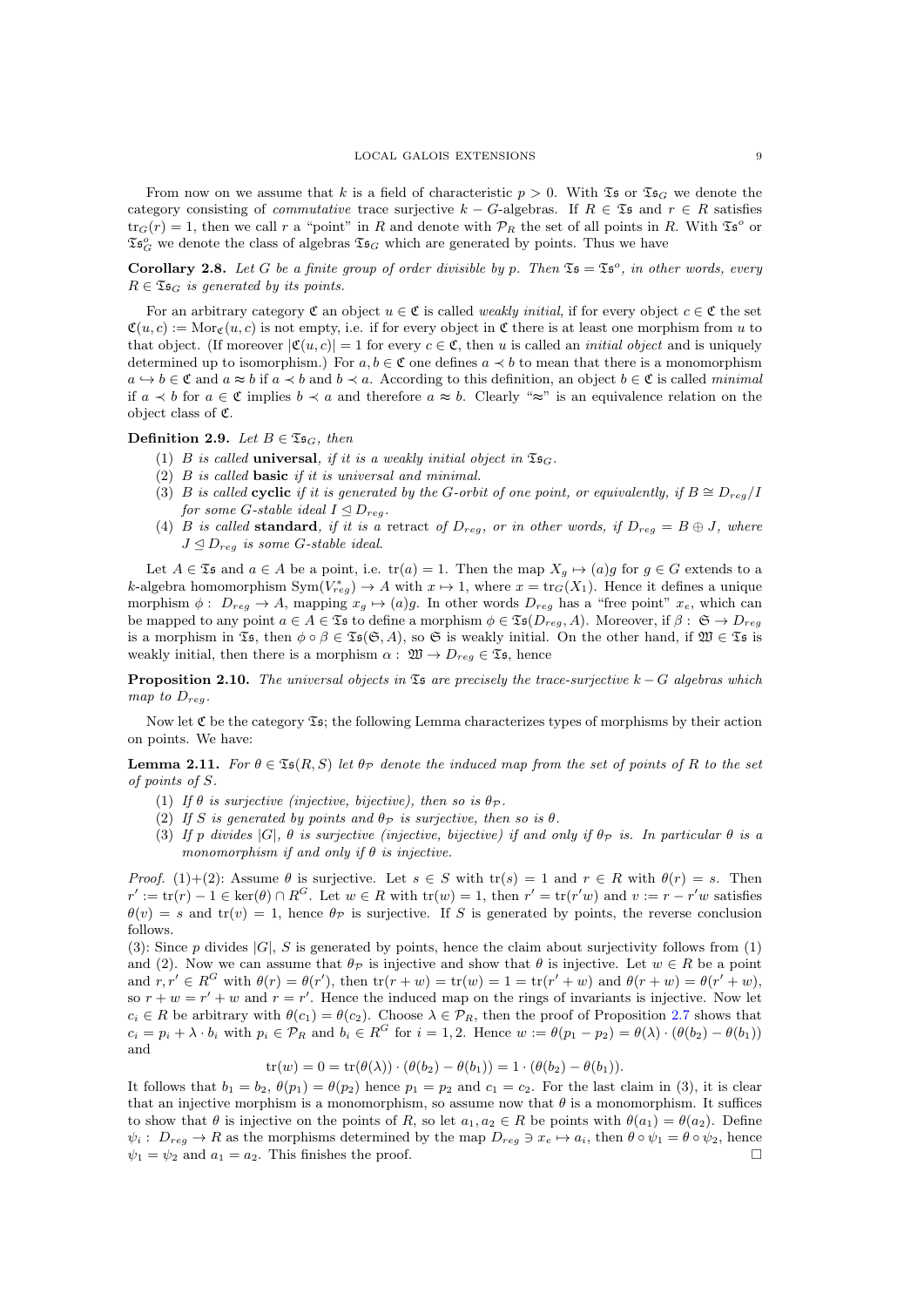From now on we assume that $k$ is a field of characteristic $p > 0$. With $\mathfrak{Ts}$ or $\mathfrak{Ts}_G$ we denote the category consisting of *commutative* trace surjective $k - G$-algebras. If $R \in \mathfrak{Ts}$ and $r \in R$ satisfies $\mathrm{tr}_G(r) = 1$, then we call $r$ a "point" in $R$ and denote with $\mathcal{P}_R$ the set of all points in $R$. With $\mathfrak{Ts}^o$ or $\mathfrak{Ts}_G^o$ we denote the class of algebras $\mathfrak{Ts}_G$ which are generated by points. Thus we have

**Corollary 2.8.** *Let $G$ be a finite group of order divisible by $p$. Then $\mathfrak{Ts} = \mathfrak{Ts}^o$, in other words, every $R \in \mathfrak{Ts}_G$ is generated by its points.*

For an arbitrary category $\mathfrak{C}$ an object $u \in \mathfrak{C}$ is called *weakly initial*, if for every object $c \in \mathfrak{C}$ the set $\mathfrak{C}(u, c) := \mathrm{Mor}_{\mathfrak{C}}(u, c)$ is not empty, i.e. if for every object in $\mathfrak{C}$ there is at least one morphism from $u$ to that object. (If moreover $|\mathfrak{C}(u, c)| = 1$ for every $c \in \mathfrak{C}$, then $u$ is called an *initial object* and is uniquely determined up to isomorphism.) For $a, b \in \mathfrak{C}$ one defines $a \prec b$ to mean that there is a monomorphism $a \hookrightarrow b \in \mathfrak{C}$ and $a \approx b$ if $a \prec b$ and $b \prec a$. According to this definition, an object $b \in \mathfrak{C}$ is called *minimal* if $a \prec b$ for $a \in \mathfrak{C}$ implies $b \prec a$ and therefore $a \approx b$. Clearly "$\approx$" is an equivalence relation on the object class of $\mathfrak{C}$.

**Definition 2.9.** *Let $B \in \mathfrak{Ts}_G$, then*

1. *$B$ is called* **universal**, *if it is a weakly initial object in $\mathfrak{Ts}_G$.*
2. *$B$ is called* **basic** *if it is universal and minimal.*
3. *$B$ is called* **cyclic** *if it is generated by the $G$-orbit of one point, or equivalently, if $B \cong D_{reg}/I$ for some $G$-stable ideal $I \trianglelefteq D_{reg}$.*
4. *$B$ is called* **standard**, *if it is a* retract *of $D_{reg}$, or in other words, if $D_{reg} = B \oplus J$, where $J \trianglelefteq D_{reg}$ is some $G$-stable ideal.*

Let $A \in \mathfrak{Ts}$ and $a \in A$ be a point, i.e. $\mathrm{tr}(a) = 1$. Then the map $X_g \mapsto (a)g$ for $g \in G$ extends to a $k$-algebra homomorphism $\mathrm{Sym}(V_{reg}^*) \to A$ with $x \mapsto 1$, where $x = \mathrm{tr}_G(X_1)$. Hence it defines a unique morphism $\phi : D_{reg} \to A$, mapping $x_g \mapsto (a)g$. In other words $D_{reg}$ has a "free point" $x_e$, which can be mapped to any point $a \in A \in \mathfrak{Ts}$ to define a morphism $\phi \in \mathfrak{Ts}(D_{reg}, A)$. Moreover, if $\beta : \mathfrak{S} \to D_{reg}$ is a morphism in $\mathfrak{Ts}$, then $\phi \circ \beta \in \mathfrak{Ts}(\mathfrak{S}, A)$, so $\mathfrak{S}$ is weakly initial. On the other hand, if $\mathfrak{W} \in \mathfrak{Ts}$ is weakly initial, then there is a morphism $\alpha : \mathfrak{W} \to D_{reg} \in \mathfrak{Ts}$, hence

**Proposition 2.10.** *The universal objects in $\mathfrak{Ts}$ are precisely the trace-surjective $k - G$ algebras which map to $D_{reg}$.*

Now let $\mathfrak{C}$ be the category $\mathfrak{Ts}$; the following Lemma characterizes types of morphisms by their action on points. We have:

**Lemma 2.11.** *For $\theta \in \mathfrak{Ts}(R, S)$ let $\theta_{\mathcal{P}}$ denote the induced map from the set of points of $R$ to the set of points of $S$.*

1. *If $\theta$ is surjective (injective, bijective), then so is $\theta_{\mathcal{P}}$.*
2. *If $S$ is generated by points and $\theta_{\mathcal{P}}$ is surjective, then so is $\theta$.*
3. *If $p$ divides $|G|$, $\theta$ is surjective (injective, bijective) if and only if $\theta_{\mathcal{P}}$ is. In particular $\theta$ is a monomorphism if and only if $\theta$ is injective.*

*Proof.* (1)+(2): Assume $\theta$ is surjective. Let $s \in S$ with $\mathrm{tr}(s) = 1$ and $r \in R$ with $\theta(r) = s$. Then $r' := \mathrm{tr}(r) - 1 \in \ker(\theta) \cap R^G$. Let $w \in R$ with $\mathrm{tr}(w) = 1$, then $r' = \mathrm{tr}(r'w)$ and $v := r - r'w$ satisfies $\theta(v) = s$ and $\mathrm{tr}(v) = 1$, hence $\theta_{\mathcal{P}}$ is surjective. If $S$ is generated by points, the reverse conclusion follows.

(3): Since $p$ divides $|G|$, $S$ is generated by points, hence the claim about surjectivity follows from (1) and (2). Now we can assume that $\theta_{\mathcal{P}}$ is injective and show that $\theta$ is injective. Let $w \in R$ be a point and $r, r' \in R^G$ with $\theta(r) = \theta(r')$, then $\mathrm{tr}(r + w) = \mathrm{tr}(w) = 1 = \mathrm{tr}(r' + w)$ and $\theta(r + w) = \theta(r' + w)$, so $r + w = r' + w$ and $r = r'$. Hence the induced map on the rings of invariants is injective. Now let $c_i \in R$ be arbitrary with $\theta(c_1) = \theta(c_2)$. Choose $\lambda \in \mathcal{P}_R$, then the proof of Proposition 2.7 shows that $c_i = p_i + \lambda \cdot b_i$ with $p_i \in \mathcal{P}_R$ and $b_i \in R^G$ for $i = 1, 2$. Hence $w := \theta(p_1 - p_2) = \theta(\lambda) \cdot (\theta(b_2) - \theta(b_1))$ and

$$\mathrm{tr}(w) = 0 = \mathrm{tr}(\theta(\lambda)) \cdot (\theta(b_2) - \theta(b_1)) = 1 \cdot (\theta(b_2) - \theta(b_1)).$$

It follows that $b_1 = b_2$, $\theta(p_1) = \theta(p_2)$ hence $p_1 = p_2$ and $c_1 = c_2$. For the last claim in (3), it is clear that an injective morphism is a monomorphism, so assume now that $\theta$ is a monomorphism. It suffices to show that $\theta$ is injective on the points of $R$, so let $a_1, a_2 \in R$ be points with $\theta(a_1) = \theta(a_2)$. Define $\psi_i : D_{reg} \to R$ as the morphisms determined by the map $D_{reg} \ni x_e \mapsto a_i$, then $\theta \circ \psi_1 = \theta \circ \psi_2$, hence $\psi_1 = \psi_2$ and $a_1 = a_2$. This finishes the proof. $\square$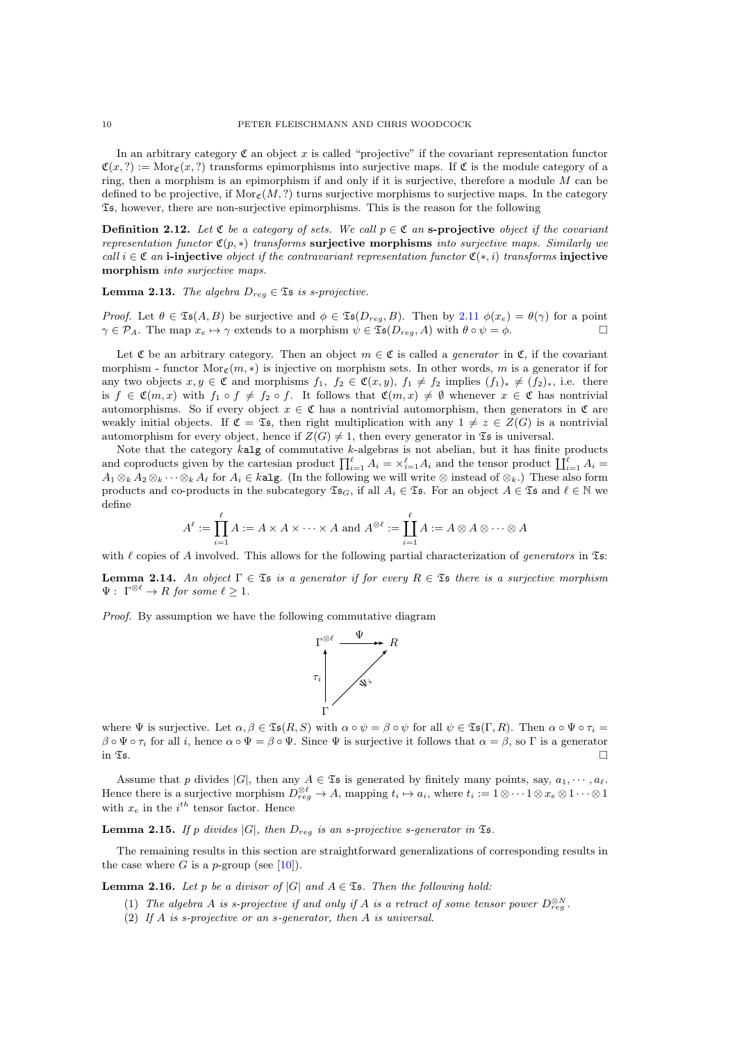In an arbitrary category $\mathfrak{C}$ an object $x$ is called "projective" if the covariant representation functor $\mathfrak{C}(x, ?) := \mathrm{Mor}_{\mathfrak{C}}(x, ?)$ transforms epimorphisms into surjective maps. If $\mathfrak{C}$ is the module category of a ring, then a morphism is an epimorphism if and only if it is surjective, therefore a module $M$ can be defined to be projective, if $\mathrm{Mor}_{\mathfrak{C}}(M, ?)$ turns surjective morphisms to surjective maps. In the category $\mathfrak{Ts}$, however, there are non-surjective epimorphisms. This is the reason for the following

**Definition 2.12.** *Let $\mathfrak{C}$ be a category of sets. We call $p \in \mathfrak{C}$ an* **s-projective** *object if the covariant representation functor $\mathfrak{C}(p, *)$ transforms* **surjective morphisms** *into surjective maps. Similarly we call $i \in \mathfrak{C}$ an* **i-injective** *object if the contravariant representation functor $\mathfrak{C}(*, i)$ transforms* **injective morphism** *into surjective maps.*

**Lemma 2.13.** *The algebra $D_{reg} \in \mathfrak{Ts}$ is s-projective.*

*Proof.* Let $\theta \in \mathfrak{Ts}(A, B)$ be surjective and $\phi \in \mathfrak{Ts}(D_{reg}, B)$. Then by 2.11 $\phi(x_e) = \theta(\gamma)$ for a point $\gamma \in \mathcal{P}_A$. The map $x_e \mapsto \gamma$ extends to a morphism $\psi \in \mathfrak{Ts}(D_{reg}, A)$ with $\theta \circ \psi = \phi$. □

Let $\mathfrak{C}$ be an arbitrary category. Then an object $m \in \mathfrak{C}$ is called a *generator* in $\mathfrak{C}$, if the covariant morphism - functor $\mathrm{Mor}_{\mathfrak{C}}(m, *)$ is injective on morphism sets. In other words, $m$ is a generator if for any two objects $x, y \in \mathfrak{C}$ and morphisms $f_1,\ f_2 \in \mathfrak{C}(x, y)$, $f_1 \neq f_2$ implies $(f_1)_* \neq (f_2)_*$, i.e. there is $f \in \mathfrak{C}(m, x)$ with $f_1 \circ f \neq f_2 \circ f$. It follows that $\mathfrak{C}(m, x) \neq \emptyset$ whenever $x \in \mathfrak{C}$ has nontrivial automorphisms. So if every object $x \in \mathfrak{C}$ has a nontrivial automorphism, then generators in $\mathfrak{C}$ are weakly initial objects. If $\mathfrak{C} = \mathfrak{Ts}$, then right multiplication with any $1 \neq z \in Z(G)$ is a nontrivial automorphism for every object, hence if $Z(G) \neq 1$, then every generator in $\mathfrak{Ts}$ is universal.

Note that the category $k\mathtt{alg}$ of commutative $k$-algebras is not abelian, but it has finite products and coproducts given by the cartesian product $\prod_{i=1}^{\ell} A_i = \times_{i=1}^{\ell} A_i$ and the tensor product $\coprod_{i=1}^{\ell} A_i = A_1 \otimes_k A_2 \otimes_k \cdots \otimes_k A_\ell$ for $A_i \in k\mathtt{alg}$. (In the following we will write $\otimes$ instead of $\otimes_k$.) These also form products and co-products in the subcategory $\mathfrak{Ts}_G$, if all $A_i \in \mathfrak{Ts}$. For an object $A \in \mathfrak{Ts}$ and $\ell \in \mathbb{N}$ we define

$$A^\ell := \prod_{i=1}^{\ell} A := A \times A \times \cdots \times A \text{ and } A^{\otimes \ell} := \coprod_{i=1}^{\ell} A := A \otimes A \otimes \cdots \otimes A$$

with $\ell$ copies of $A$ involved. This allows for the following partial characterization of *generators* in $\mathfrak{Ts}$:

**Lemma 2.14.** *An object $\Gamma \in \mathfrak{Ts}$ is a generator if for every $R \in \mathfrak{Ts}$ there is a surjective morphism $\Psi:\ \Gamma^{\otimes \ell} \to R$ for some $\ell \geq 1$.*

*Proof.* By assumption we have the following commutative diagram

$$\begin{array}{ccc} \Gamma^{\otimes \ell} & \xrightarrow{\ \Psi\ } & R \\ \uparrow \tau_i & \nearrow \Psi_i & \\ \Gamma & & \end{array}$$

where $\Psi$ is surjective. Let $\alpha, \beta \in \mathfrak{Ts}(R, S)$ with $\alpha \circ \psi = \beta \circ \psi$ for all $\psi \in \mathfrak{Ts}(\Gamma, R)$. Then $\alpha \circ \Psi \circ \tau_i = \beta \circ \Psi \circ \tau_i$ for all $i$, hence $\alpha \circ \Psi = \beta \circ \Psi$. Since $\Psi$ is surjective it follows that $\alpha = \beta$, so $\Gamma$ is a generator in $\mathfrak{Ts}$. □

Assume that $p$ divides $|G|$, then any $A \in \mathfrak{Ts}$ is generated by finitely many points, say, $a_1, \cdots, a_\ell$. Hence there is a surjective morphism $D_{reg}^{\otimes \ell} \to A$, mapping $t_i \mapsto a_i$, where $t_i := 1 \otimes \cdots 1 \otimes x_e \otimes 1 \cdots \otimes 1$ with $x_e$ in the $i^{th}$ tensor factor. Hence

**Lemma 2.15.** *If $p$ divides $|G|$, then $D_{reg}$ is an s-projective s-generator in $\mathfrak{Ts}$.*

The remaining results in this section are straightforward generalizations of corresponding results in the case where $G$ is a $p$-group (see [10]).

**Lemma 2.16.** *Let $p$ be a divisor of $|G|$ and $A \in \mathfrak{Ts}$. Then the following hold:*

1. *The algebra $A$ is s-projective if and only if $A$ is a retract of some tensor power $D_{reg}^{\otimes N}$.*
2. *If $A$ is s-projective or an s-generator, then $A$ is universal.*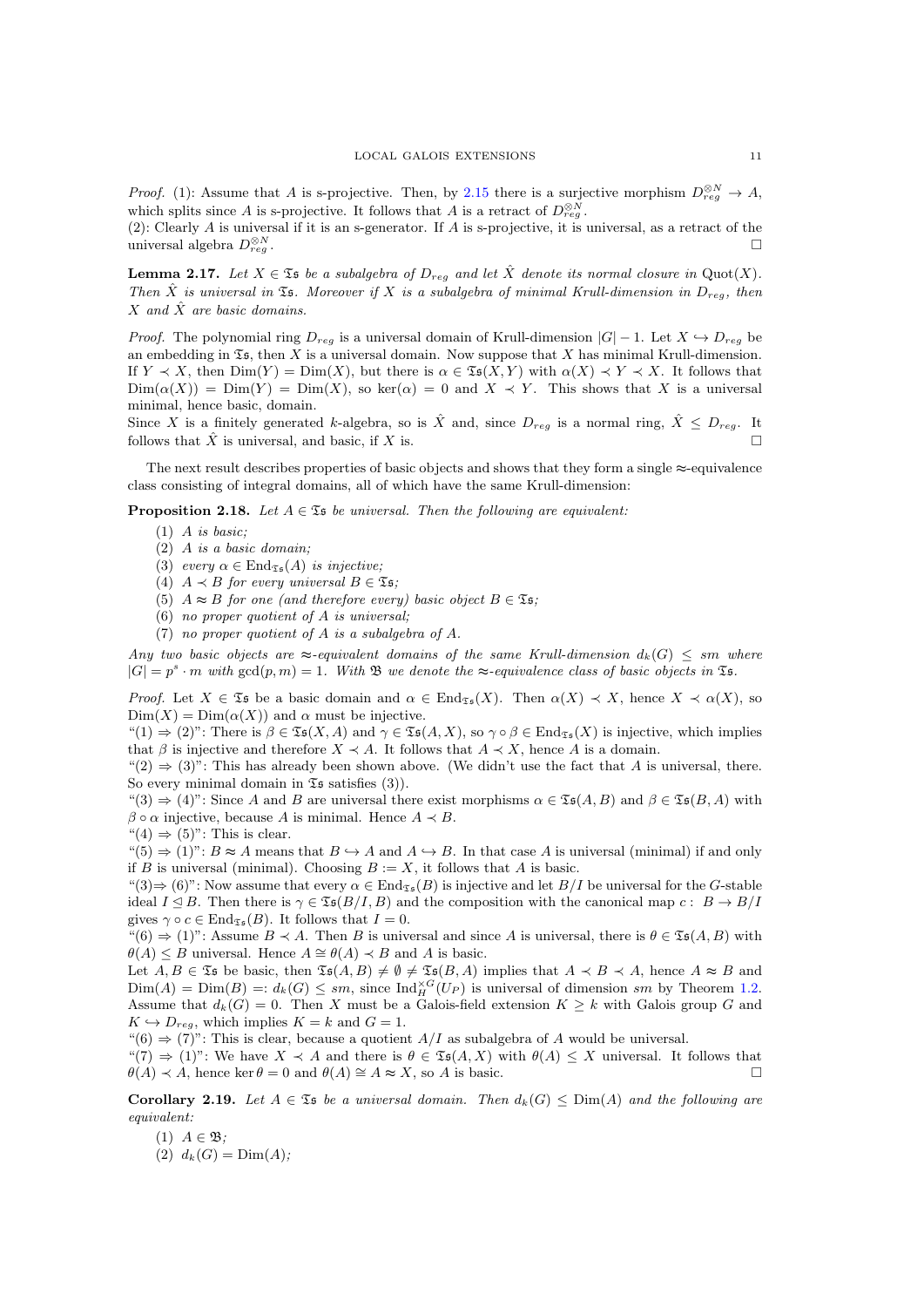*Proof.* (1): Assume that $A$ is s-projective. Then, by 2.15 there is a surjective morphism $D_{reg}^{\otimes N} \to A$, which splits since $A$ is s-projective. It follows that $A$ is a retract of $D_{reg}^{\otimes N}$.
(2): Clearly $A$ is universal if it is an s-generator. If $A$ is s-projective, it is universal, as a retract of the universal algebra $D_{reg}^{\otimes N}$. $\square$

**Lemma 2.17.** *Let $X \in \mathfrak{Ts}$ be a subalgebra of $D_{reg}$ and let $\hat{X}$ denote its normal closure in $\mathrm{Quot}(X)$. Then $\hat{X}$ is universal in $\mathfrak{Ts}$. Moreover if $X$ is a subalgebra of minimal Krull-dimension in $D_{reg}$, then $X$ and $\hat{X}$ are basic domains.*

*Proof.* The polynomial ring $D_{reg}$ is a universal domain of Krull-dimension $|G| - 1$. Let $X \hookrightarrow D_{reg}$ be an embedding in $\mathfrak{Ts}$, then $X$ is a universal domain. Now suppose that $X$ has minimal Krull-dimension. If $Y \prec X$, then $\mathrm{Dim}(Y) = \mathrm{Dim}(X)$, but there is $\alpha \in \mathfrak{Ts}(X, Y)$ with $\alpha(X) \prec Y \prec X$. It follows that $\mathrm{Dim}(\alpha(X)) = \mathrm{Dim}(Y) = \mathrm{Dim}(X)$, so $\ker(\alpha) = 0$ and $X \prec Y$. This shows that $X$ is a universal minimal, hence basic, domain.
Since $X$ is a finitely generated $k$-algebra, so is $\hat{X}$ and, since $D_{reg}$ is a normal ring, $\hat{X} \leq D_{reg}$. It follows that $\hat{X}$ is universal, and basic, if $X$ is. $\square$

The next result describes properties of basic objects and shows that they form a single $\approx$-equivalence class consisting of integral domains, all of which have the same Krull-dimension:

**Proposition 2.18.** *Let $A \in \mathfrak{Ts}$ be universal. Then the following are equivalent:*

1. *$A$ is basic;*
2. *$A$ is a basic domain;*
3. *every $\alpha \in \mathrm{End}_{\mathfrak{Ts}}(A)$ is injective;*
4. *$A \prec B$ for every universal $B \in \mathfrak{Ts}$;*
5. *$A \approx B$ for one (and therefore every) basic object $B \in \mathfrak{Ts}$;*
6. *no proper quotient of $A$ is universal;*
7. *no proper quotient of $A$ is a subalgebra of $A$.*

*Any two basic objects are $\approx$-equivalent domains of the same Krull-dimension $d_k(G) \leq sm$ where $|G| = p^s \cdot m$ with $\gcd(p, m) = 1$. With $\mathfrak{B}$ we denote the $\approx$-equivalence class of basic objects in $\mathfrak{Ts}$.*

*Proof.* Let $X \in \mathfrak{Ts}$ be a basic domain and $\alpha \in \mathrm{End}_{\mathfrak{Ts}}(X)$. Then $\alpha(X) \prec X$, hence $X \prec \alpha(X)$, so $\mathrm{Dim}(X) = \mathrm{Dim}(\alpha(X))$ and $\alpha$ must be injective.
"(1) $\Rightarrow$ (2)": There is $\beta \in \mathfrak{Ts}(X, A)$ and $\gamma \in \mathfrak{Ts}(A, X)$, so $\gamma \circ \beta \in \mathrm{End}_{\mathfrak{Ts}}(X)$ is injective, which implies that $\beta$ is injective and therefore $X \prec A$. It follows that $A \prec X$, hence $A$ is a domain.
"(2) $\Rightarrow$ (3)": This has already been shown above. (We didn't use the fact that $A$ is universal, there. So every minimal domain in $\mathfrak{Ts}$ satisfies (3)).
"(3) $\Rightarrow$ (4)": Since $A$ and $B$ are universal there exist morphisms $\alpha \in \mathfrak{Ts}(A, B)$ and $\beta \in \mathfrak{Ts}(B, A)$ with $\beta \circ \alpha$ injective, because $A$ is minimal. Hence $A \prec B$.
"(4) $\Rightarrow$ (5)": This is clear.
"(5) $\Rightarrow$ (1)": $B \approx A$ means that $B \hookrightarrow A$ and $A \hookrightarrow B$. In that case $A$ is universal (minimal) if and only if $B$ is universal (minimal). Choosing $B := X$, it follows that $A$ is basic.
"(3)$\Rightarrow$ (6)": Now assume that every $\alpha \in \mathrm{End}_{\mathfrak{Ts}}(B)$ is injective and let $B/I$ be universal for the $G$-stable ideal $I \trianglelefteq B$. Then there is $\gamma \in \mathfrak{Ts}(B/I, B)$ and the composition with the canonical map $c\colon\ B \to B/I$ gives $\gamma \circ c \in \mathrm{End}_{\mathfrak{Ts}}(B)$. It follows that $I = 0$.
"(6) $\Rightarrow$ (1)": Assume $B \prec A$. Then $B$ is universal and since $A$ is universal, there is $\theta \in \mathfrak{Ts}(A, B)$ with $\theta(A) \leq B$ universal. Hence $A \cong \theta(A) \prec B$ and $A$ is basic.
Let $A, B \in \mathfrak{Ts}$ be basic, then $\mathfrak{Ts}(A, B) \neq \emptyset \neq \mathfrak{Ts}(B, A)$ implies that $A \prec B \prec A$, hence $A \approx B$ and $\mathrm{Dim}(A) = \mathrm{Dim}(B) =: d_k(G) \leq sm$, since $\mathrm{Ind}_H^{\times G}(U_P)$ is universal of dimension $sm$ by Theorem 1.2. Assume that $d_k(G) = 0$. Then $X$ must be a Galois-field extension $K \geq k$ with Galois group $G$ and $K \hookrightarrow D_{reg}$, which implies $K = k$ and $G = 1$.
"(6) $\Rightarrow$ (7)": This is clear, because a quotient $A/I$ as subalgebra of $A$ would be universal.
"(7) $\Rightarrow$ (1)": We have $X \prec A$ and there is $\theta \in \mathfrak{Ts}(A, X)$ with $\theta(A) \leq X$ universal. It follows that $\theta(A) \prec A$, hence $\ker\theta = 0$ and $\theta(A) \cong A \approx X$, so $A$ is basic. $\square$

**Corollary 2.19.** *Let $A \in \mathfrak{Ts}$ be a universal domain. Then $d_k(G) \leq \mathrm{Dim}(A)$ and the following are equivalent:*

1. *$A \in \mathfrak{B}$;*
2. *$d_k(G) = \mathrm{Dim}(A)$;*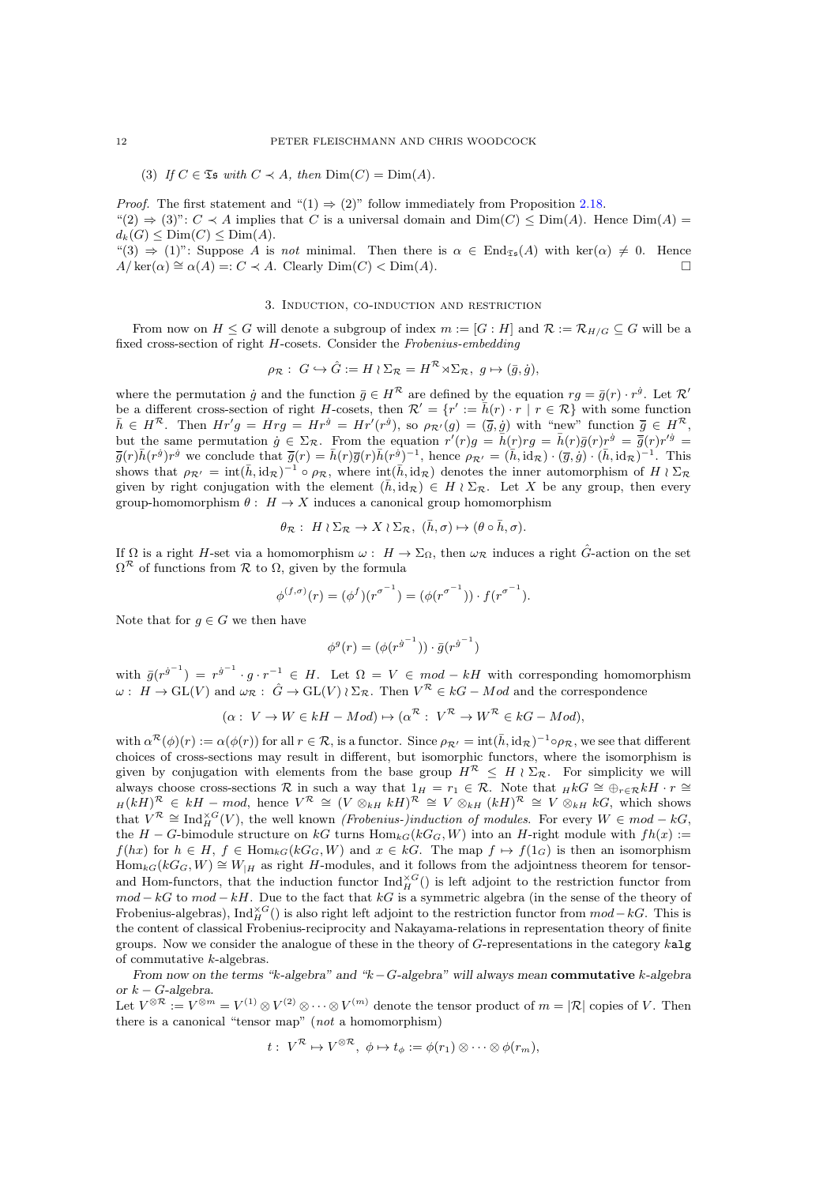(3) If $C \in \mathfrak{Ts}$ with $C \prec A$, then $\mathrm{Dim}(C) = \mathrm{Dim}(A)$.

*Proof.* The first statement and "(1) ⇒ (2)" follow immediately from Proposition 2.18.
"(2) ⇒ (3)": $C \prec A$ implies that $C$ is a universal domain and $\mathrm{Dim}(C) \leq \mathrm{Dim}(A)$. Hence $\mathrm{Dim}(A) = d_k(G) \leq \mathrm{Dim}(C) \leq \mathrm{Dim}(A)$.
"(3) ⇒ (1)": Suppose $A$ is *not* minimal. Then there is $\alpha \in \mathrm{End}_{\mathfrak{Ts}}(A)$ with $\ker(\alpha) \neq 0$. Hence $A/\ker(\alpha) \cong \alpha(A) =: C \prec A$. Clearly $\mathrm{Dim}(C) < \mathrm{Dim}(A)$. □

## 3. Induction, co-induction and restriction

From now on $H \leq G$ will denote a subgroup of index $m := [G : H]$ and $\mathcal{R} := \mathcal{R}_{H/G} \subseteq G$ will be a fixed cross-section of right $H$-cosets. Consider the *Frobenius-embedding*

$$\rho_{\mathcal{R}} : \ G \hookrightarrow \hat{G} := H \wr \Sigma_{\mathcal{R}} = H^{\mathcal{R}} \rtimes \Sigma_{\mathcal{R}}, \ g \mapsto (\bar{g}, \dot{g}),$$

where the permutation $\dot{g}$ and the function $\bar{g} \in H^{\mathcal{R}}$ are defined by the equation $rg = \bar{g}(r) \cdot r^{\dot{g}}$. Let $\mathcal{R}'$ be a different cross-section of right $H$-cosets, then $\mathcal{R}' = \{r' := \bar{h}(r) \cdot r \mid r \in \mathcal{R}\}$ with some function $\bar{h} \in H^{\mathcal{R}}$. Then $Hr'g = Hrg = Hr^{\dot{g}} = Hr'(r^{\dot{g}})$, so $\rho_{\mathcal{R}'}(g) = (\overline{\overline{g}}, \dot{g})$ with "new" function $\overline{\overline{g}} \in H^{\mathcal{R}}$, but the same permutation $\dot{g} \in \Sigma_{\mathcal{R}}$. From the equation $r'(r)g = \bar{h}(r)rg = \bar{h}(r)\bar{g}(r)r^{\dot{g}} = \overline{\overline{g}}(r)r'^{\dot{g}} = \overline{\overline{g}}(r)\bar{h}(r^{\dot{g}})r^{\dot{g}}$ we conclude that $\overline{\overline{g}}(r) = \bar{h}(r)\bar{g}(r)\bar{h}(r^{\dot{g}})^{-1}$, hence $\rho_{\mathcal{R}'} = (\bar{h}, \mathrm{id}_{\mathcal{R}}) \cdot (\bar{g}, \dot{g}) \cdot (\bar{h}, \mathrm{id}_{\mathcal{R}})^{-1}$. This shows that $\rho_{\mathcal{R}'} = \mathrm{int}(\bar{h}, \mathrm{id}_{\mathcal{R}})^{-1} \circ \rho_{\mathcal{R}}$, where $\mathrm{int}(\bar{h}, \mathrm{id}_{\mathcal{R}})$ denotes the inner automorphism of $H \wr \Sigma_{\mathcal{R}}$ given by right conjugation with the element $(\bar{h}, \mathrm{id}_{\mathcal{R}}) \in H \wr \Sigma_{\mathcal{R}}$. Let $X$ be any group, then every group-homomorphism $\theta : \ H \to X$ induces a canonical group homomorphism

$$\theta_{\mathcal{R}} : \ H \wr \Sigma_{\mathcal{R}} \to X \wr \Sigma_{\mathcal{R}}, \ (\bar{h}, \sigma) \mapsto (\theta \circ \bar{h}, \sigma).$$

If $\Omega$ is a right $H$-set via a homomorphism $\omega : \ H \to \Sigma_{\Omega}$, then $\omega_{\mathcal{R}}$ induces a right $\hat{G}$-action on the set $\Omega^{\mathcal{R}}$ of functions from $\mathcal{R}$ to $\Omega$, given by the formula

$$\phi^{(f,\sigma)}(r) = (\phi^f)(r^{\sigma^{-1}}) = (\phi(r^{\sigma^{-1}})) \cdot f(r^{\sigma^{-1}}).$$

Note that for $g \in G$ we then have

$$\phi^g(r) = (\phi(r^{\dot{g}^{-1}})) \cdot \bar{g}(r^{\dot{g}^{-1}})$$

with $\bar{g}(r^{\dot{g}^{-1}}) = r^{\dot{g}^{-1}} \cdot g \cdot r^{-1} \in H$. Let $\Omega = V \in mod - kH$ with corresponding homomorphism $\omega : \ H \to \mathrm{GL}(V)$ and $\omega_{\mathcal{R}} : \ \hat{G} \to \mathrm{GL}(V) \wr \Sigma_{\mathcal{R}}$. Then $V^{\mathcal{R}} \in kG - Mod$ and the correspondence

$$(\alpha : \ V \to W \in kH - Mod) \mapsto (\alpha^{\mathcal{R}} : \ V^{\mathcal{R}} \to W^{\mathcal{R}} \in kG - Mod),$$

with $\alpha^{\mathcal{R}}(\phi)(r) := \alpha(\phi(r))$ for all $r \in \mathcal{R}$, is a functor. Since $\rho_{\mathcal{R}'} = \mathrm{int}(\bar{h}, \mathrm{id}_{\mathcal{R}})^{-1} \circ \rho_{\mathcal{R}}$, we see that different choices of cross-sections may result in different, but isomorphic functors, where the isomorphism is given by conjugation with elements from the base group $H^{\mathcal{R}} \leq H \wr \Sigma_{\mathcal{R}}$. For simplicity we will always choose cross-sections $\mathcal{R}$ in such a way that $1_H = r_1 \in \mathcal{R}$. Note that ${}_HkG \cong \oplus_{r \in \mathcal{R}} kH \cdot r \cong {}_H(kH)^{\mathcal{R}} \in kH - mod$, hence $V^{\mathcal{R}} \cong (V \otimes_{kH} kH)^{\mathcal{R}} \cong V \otimes_{kH} (kH)^{\mathcal{R}} \cong V \otimes_{kH} kG$, which shows that $V^{\mathcal{R}} \cong \mathrm{Ind}_H^{\times G}(V)$, the well known *(Frobenius-)induction of modules*. For every $W \in mod - kG$, the $H - G$-bimodule structure on $kG$ turns $\mathrm{Hom}_{kG}(kG_G, W)$ into an $H$-right module with $fh(x) := f(hx)$ for $h \in H$, $f \in \mathrm{Hom}_{kG}(kG_G, W)$ and $x \in kG$. The map $f \mapsto f(1_G)$ is then an isomorphism $\mathrm{Hom}_{kG}(kG_G, W) \cong W_{|H}$ as right $H$-modules, and it follows from the adjointness theorem for tensor- and Hom-functors, that the induction functor $\mathrm{Ind}_H^{\times G}()$ is left adjoint to the restriction functor from $mod - kG$ to $mod - kH$. Due to the fact that $kG$ is a symmetric algebra (in the sense of the theory of Frobenius-algebras), $\mathrm{Ind}_H^{\times G}()$ is also right left adjoint to the restriction functor from $mod - kG$. This is the content of classical Frobenius-reciprocity and Nakayama-relations in representation theory of finite groups. Now we consider the analogue of these in the theory of $G$-representations in the category $k$`alg` of commutative $k$-algebras.

*From now on the terms "k-algebra" and "k − G-algebra" will always mean* **commutative** *k-algebra or k − G-algebra.*
Let $V^{\otimes \mathcal{R}} := V^{\otimes m} = V^{(1)} \otimes V^{(2)} \otimes \cdots \otimes V^{(m)}$ denote the tensor product of $m = |\mathcal{R}|$ copies of $V$. Then there is a canonical "tensor map" (*not* a homomorphism)

$$t : \ V^{\mathcal{R}} \mapsto V^{\otimes \mathcal{R}}, \ \phi \mapsto t_\phi := \phi(r_1) \otimes \cdots \otimes \phi(r_m),$$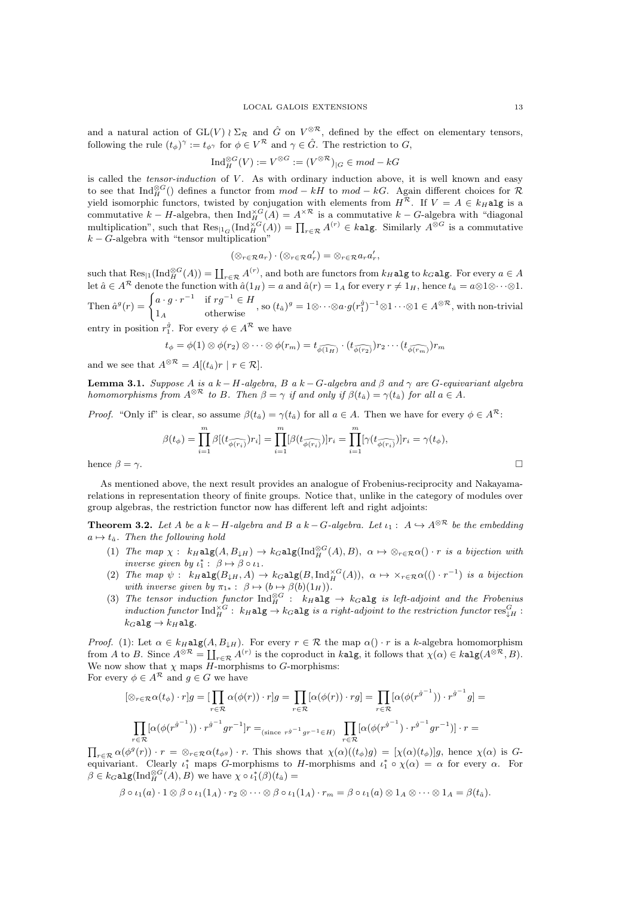and a natural action of $\mathrm{GL}(V) \wr \Sigma_{\mathcal{R}}$ and $\hat{G}$ on $V^{\otimes\mathcal{R}}$, defined by the effect on elementary tensors, following the rule $(t_\phi)^\gamma := t_{\phi^\gamma}$ for $\phi \in V^{\mathcal{R}}$ and $\gamma \in \hat{G}$. The restriction to $G$,

$$\mathrm{Ind}_H^{\otimes G}(V) := V^{\otimes G} := (V^{\otimes\mathcal{R}})_{|G} \in mod - kG$$

is called the *tensor-induction* of $V$. As with ordinary induction above, it is well known and easy to see that $\mathrm{Ind}_H^{\otimes G}()$ defines a functor from $mod - kH$ to $mod - kG$. Again different choices for $\mathcal{R}$ yield isomorphic functors, twisted by conjugation with elements from $H^{\mathcal{R}}$. If $V = A \in k_H\mathtt{alg}$ is a commutative $k - H$-algebra, then $\mathrm{Ind}_H^{\times G}(A) = A^{\times\mathcal{R}}$ is a commutative $k - G$-algebra with "diagonal multiplication", such that $\mathrm{Res}_{|1_G}(\mathrm{Ind}_H^{\times G}(A)) = \prod_{r\in\mathcal{R}} A^{(r)} \in k\mathtt{alg}$. Similarly $A^{\otimes G}$ is a commutative $k - G$-algebra with "tensor multiplication"

$$(\otimes_{r\in\mathcal{R}} a_r) \cdot (\otimes_{r\in\mathcal{R}} a_r') = \otimes_{r\in\mathcal{R}} a_r a_r',$$

such that $\mathrm{Res}_{|1}(\mathrm{Ind}_H^{\otimes G}(A)) = \coprod_{r\in\mathcal{R}} A^{(r)}$, and both are functors from $k_H\mathtt{alg}$ to $k_G\mathtt{alg}$. For every $a \in A$ let $\hat{a} \in A^{\mathcal{R}}$ denote the function with $\hat{a}(1_H) = a$ and $\hat{a}(r) = 1_A$ for every $r \neq 1_H$, hence $t_{\hat{a}} = a\otimes 1 \otimes \cdots \otimes 1$. Then $\hat{a}^g(r) = \begin{cases} a \cdot g \cdot r^{-1} & \text{if } rg^{-1} \in H \\ 1_A & \text{otherwise} \end{cases}$, so $(t_{\hat{a}})^g = 1 \otimes \cdots \otimes a \cdot g(r_1^{\dot{g}})^{-1} \otimes 1 \cdots \otimes 1 \in A^{\otimes\mathcal{R}}$, with non-trivial entry in position $r_1^{\dot{g}}$. For every $\phi \in A^{\mathcal{R}}$ we have

$$t_\phi = \phi(1) \otimes \phi(r_2) \otimes \cdots \otimes \phi(r_m) = t_{\widehat{\phi(1_H)}} \cdot (t_{\widehat{\phi(r_2)}})r_2 \cdots (t_{\widehat{\phi(r_m)}})r_m$$

and we see that $A^{\otimes\mathcal{R}} = A[(t_{\hat{a}})r \mid r \in \mathcal{R}]$.

**Lemma 3.1.** *Suppose $A$ is a $k - H$-algebra, $B$ a $k - G$-algebra and $\beta$ and $\gamma$ are $G$-equivariant algebra homomorphisms from $A^{\otimes\mathcal{R}}$ to $B$. Then $\beta = \gamma$ if and only if $\beta(t_{\hat{a}}) = \gamma(t_{\hat{a}})$ for all $a \in A$.*

*Proof.* "Only if" is clear, so assume $\beta(t_{\hat{a}}) = \gamma(t_{\hat{a}})$ for all $a \in A$. Then we have for every $\phi \in A^{\mathcal{R}}$:

$$\beta(t_\phi) = \prod_{i=1}^m \beta[(t_{\widehat{\phi(r_i)}})r_i] = \prod_{i=1}^m [\beta(t_{\widehat{\phi(r_i)}})]r_i = \prod_{i=1}^m [\gamma(t_{\widehat{\phi(r_i)}})]r_i = \gamma(t_\phi),$$

hence $\beta = \gamma$. $\square$

As mentioned above, the next result provides an analogue of Frobenius-reciprocity and Nakayama-relations in representation theory of finite groups. Notice that, unlike in the category of modules over group algebras, the restriction functor now has different left and right adjoints:

**Theorem 3.2.** *Let $A$ be a $k - H$-algebra and $B$ a $k - G$-algebra. Let $\iota_1 : A \hookrightarrow A^{\otimes\mathcal{R}}$ be the embedding $a \mapsto t_{\hat{a}}$. Then the following hold*

1. *The map $\chi : k_H\mathtt{alg}(A, B_{\downarrow H}) \to k_G\mathtt{alg}(\mathrm{Ind}_H^{\otimes G}(A), B)$, $\alpha \mapsto \otimes_{r\in\mathcal{R}} \alpha() \cdot r$ is a bijection with inverse given by $\iota_1^* : \beta \mapsto \beta \circ \iota_1$.*
2. *The map $\psi : k_H\mathtt{alg}(B_{\downarrow H}, A) \to k_G\mathtt{alg}(B, \mathrm{Ind}_H^{\times G}(A))$, $\alpha \mapsto \times_{r\in\mathcal{R}} \alpha(() \cdot r^{-1})$ is a bijection with inverse given by $\pi_{1*} : \beta \mapsto (b \mapsto \beta(b)(1_H))$.*
3. *The tensor induction functor $\mathrm{Ind}_H^{\otimes G} : k_H\mathtt{alg} \to k_G\mathtt{alg}$ is left-adjoint and the Frobenius induction functor $\mathrm{Ind}_H^{\times G} : k_H\mathtt{alg} \to k_G\mathtt{alg}$ is a right-adjoint to the restriction functor $\mathrm{res}_{\downarrow H}^G : k_G\mathtt{alg} \to k_H\mathtt{alg}$.*

*Proof.* (1): Let $\alpha \in k_H\mathtt{alg}(A, B_{\downarrow H})$. For every $r \in \mathcal{R}$ the map $\alpha() \cdot r$ is a $k$-algebra homomorphism from $A$ to $B$. Since $A^{\otimes\mathcal{R}} = \coprod_{r\in\mathcal{R}} A^{(r)}$ is the coproduct in $k\mathtt{alg}$, it follows that $\chi(\alpha) \in k\mathtt{alg}(A^{\otimes\mathcal{R}}, B)$. We now show that $\chi$ maps $H$-morphisms to $G$-morphisms:
For every $\phi \in A^{\mathcal{R}}$ and $g \in G$ we have

$$[\otimes_{r\in\mathcal{R}} \alpha(t_\phi) \cdot r]g = [\prod_{r\in\mathcal{R}} \alpha(\phi(r)) \cdot r]g = \prod_{r\in\mathcal{R}} [\alpha(\phi(r)) \cdot rg] = \prod_{r\in\mathcal{R}} [\alpha(\phi(r^{\dot{g}^{-1}})) \cdot r^{\dot{g}^{-1}} g] =$$

$$\prod_{r\in\mathcal{R}} [\alpha(\phi(r^{\dot{g}^{-1}})) \cdot r^{\dot{g}^{-1}} gr^{-1}]r =_{(\text{since } r^{\dot{g}^{-1}}gr^{-1} \in H)} \prod_{r\in\mathcal{R}} [\alpha(\phi(r^{\dot{g}^{-1}}) \cdot r^{\dot{g}^{-1}} gr^{-1})] \cdot r =$$

$\prod_{r\in\mathcal{R}} \alpha(\phi^g(r)) \cdot r = \otimes_{r\in\mathcal{R}} \alpha(t_{\phi^g}) \cdot r$. This shows that $\chi(\alpha)((t_\phi)g) = [\chi(\alpha)(t_\phi)]g$, hence $\chi(\alpha)$ is $G$-equivariant. Clearly $\iota_1^*$ maps $G$-morphisms to $H$-morphisms and $\iota_1^* \circ \chi(\alpha) = \alpha$ for every $\alpha$. For $\beta \in k_G\mathtt{alg}(\mathrm{Ind}_H^{\otimes G}(A), B)$ we have $\chi \circ \iota_1^*(\beta)(t_{\hat{a}}) =$

$$\beta \circ \iota_1(a) \cdot 1 \otimes \beta \circ \iota_1(1_A) \cdot r_2 \otimes \cdots \otimes \beta \circ \iota_1(1_A) \cdot r_m = \beta \circ \iota_1(a) \otimes 1_A \otimes \cdots \otimes 1_A = \beta(t_{\hat{a}}).$$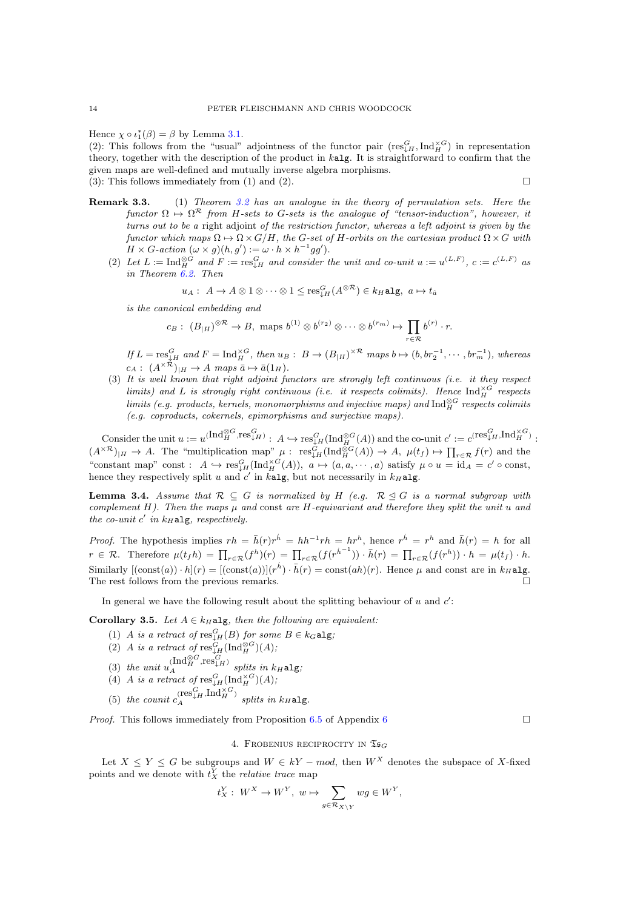Hence $\chi \circ \iota_1^*(\beta) = \beta$ by Lemma 3.1.
(2): This follows from the "usual" adjointness of the functor pair $(\mathrm{res}^G_{\downarrow H}, \mathrm{Ind}_H^{\times G})$ in representation theory, together with the description of the product in $k\mathtt{alg}$. It is straightforward to confirm that the given maps are well-defined and mutually inverse algebra morphisms.
(3): This follows immediately from (1) and (2). □

**Remark 3.3.** (1) *Theorem 3.2 has an analogue in the theory of permutation sets. Here the functor $\Omega \mapsto \Omega^{\mathcal{R}}$ from $H$-sets to $G$-sets is the analogue of "tensor-induction", however, it turns out to be a* right *adjoint of the restriction functor, whereas a left adjoint is given by the functor which maps $\Omega \mapsto \Omega \times G/H$, the $G$-set of $H$-orbits on the cartesian product $\Omega \times G$ with $H \times G$-action $(\omega \times g)(h, g') := \omega \cdot h \times h^{-1}gg'$).*

(2) *Let $L := \mathrm{Ind}_H^{\otimes G}$ and $F := \mathrm{res}^G_{\downarrow H}$ and consider the unit and co-unit $u := u^{(L,F)}$, $c := c^{(L,F)}$ as in Theorem 6.2. Then*

$$u_A:\ A \to A \otimes 1 \otimes \cdots \otimes 1 \leq \mathrm{res}^G_{\downarrow H}(A^{\otimes \mathcal{R}}) \in k_H\mathtt{alg},\ a \mapsto t_{\bar{a}}$$

*is the canonical embedding and*

$$c_B:\ (B_{|H})^{\otimes \mathcal{R}} \to B,\ \text{maps } b^{(1)} \otimes b^{(r_2)} \otimes \cdots \otimes b^{(r_m)} \mapsto \prod_{r \in \mathcal{R}} b^{(r)} \cdot r.$$

*If $L = \mathrm{res}^G_{\downarrow H}$ and $F = \mathrm{Ind}_H^{\times G}$, then $u_B:\ B \to (B_{|H})^{\times \mathcal{R}}$ maps $b \mapsto (b, br_2^{-1}, \cdots, br_m^{-1})$, whereas $c_A:\ (A^{\times \mathcal{R}})_{|H} \to A$ maps $\bar{a} \mapsto \bar{a}(1_H)$.*

(3) *It is well known that right adjoint functors are strongly left continuous (i.e. it they respect limits) and $L$ is strongly right continuous (i.e. it respects colimits). Hence $\mathrm{Ind}_H^{\times G}$ respects limits (e.g. products, kernels, monomorphisms and injective maps) and $\mathrm{Ind}_H^{\otimes G}$ respects colimits (e.g. coproducts, cokernels, epimorphisms and surjective maps).*

Consider the unit $u := u^{(\mathrm{Ind}_H^{\otimes G}, \mathrm{res}^G_{\downarrow H})}:\ A \hookrightarrow \mathrm{res}^G_{\downarrow H}(\mathrm{Ind}_H^{\otimes G}(A))$ and the co-unit $c' := c^{(\mathrm{res}^G_{\downarrow H}, \mathrm{Ind}_H^{\times G})}:\ (A^{\times \mathcal{R}})_{|H} \to A$. The "multiplication map" $\mu:\ \mathrm{res}^G_{\downarrow H}(\mathrm{Ind}_H^{\otimes G}(A)) \to A$, $\mu(t_f) \mapsto \prod_{r \in \mathcal{R}} f(r)$ and the "constant map" $\mathrm{const}:\ A \hookrightarrow \mathrm{res}^G_{\downarrow H}(\mathrm{Ind}_H^{\times G}(A))$, $a \mapsto (a, a, \cdots, a)$ satisfy $\mu \circ u = \mathrm{id}_A = c' \circ \mathrm{const}$, hence they respectively split $u$ and $c'$ in $k\mathtt{alg}$, but not necessarily in $k_H\mathtt{alg}$.

**Lemma 3.4.** *Assume that $\mathcal{R} \subseteq G$ is normalized by $H$ (e.g. $\mathcal{R} \trianglelefteq G$ is a normal subgroup with complement $H$). Then the maps $\mu$ and const are $H$-equivariant and therefore they split the unit $u$ and the co-unit $c'$ in $k_H\mathtt{alg}$, respectively.*

*Proof.* The hypothesis implies $rh = \bar{h}(r)r^{\dot{h}} = hh^{-1}rh = hr^h$, hence $r^{\dot{h}} = r^h$ and $\bar{h}(r) = h$ for all $r \in \mathcal{R}$. Therefore $\mu(t_f h) = \prod_{r \in \mathcal{R}} (f^h)(r) = \prod_{r \in \mathcal{R}} (f(r^{\dot{h}^{-1}})) \cdot \bar{h}(r) = \prod_{r \in \mathcal{R}} (f(r^h)) \cdot h = \mu(t_f) \cdot h$. Similarly $[(\mathrm{const}(a)) \cdot h](r) = [(\mathrm{const}(a))](r^{\dot{h}}) \cdot \bar{h}(r) = \mathrm{const}(ah)(r)$. Hence $\mu$ and const are in $k_H\mathtt{alg}$. The rest follows from the previous remarks. □

In general we have the following result about the splitting behaviour of $u$ and $c'$:

**Corollary 3.5.** *Let $A \in k_H\mathtt{alg}$, then the following are equivalent:*

1. *$A$ is a retract of $\mathrm{res}^G_{\downarrow H}(B)$ for some $B \in k_G\mathtt{alg}$;*
2. *$A$ is a retract of $\mathrm{res}^G_{\downarrow H}(\mathrm{Ind}_H^{\otimes G})(A)$;*
3. *the unit $u_A^{(\mathrm{Ind}_H^{\otimes G}, \mathrm{res}^G_{\downarrow H})}$ splits in $k_H\mathtt{alg}$;*
4. *$A$ is a retract of $\mathrm{res}^G_{\downarrow H}(\mathrm{Ind}_H^{\times G})(A)$;*
5. *the counit $c_A^{(\mathrm{res}^G_{\downarrow H}, \mathrm{Ind}_H^{\times G})}$ splits in $k_H\mathtt{alg}$.*

*Proof.* This follows immediately from Proposition 6.5 of Appendix 6 □

## 4. Frobenius reciprocity in $\mathfrak{Ts}_G$

Let $X \leq Y \leq G$ be subgroups and $W \in kY - mod$, then $W^X$ denotes the subspace of $X$-fixed points and we denote with $t_X^Y$ the *relative trace* map

$$t_X^Y:\ W^X \to W^Y,\ w \mapsto \sum_{g \in \mathcal{R}_{X \setminus Y}} wg \in W^Y,$$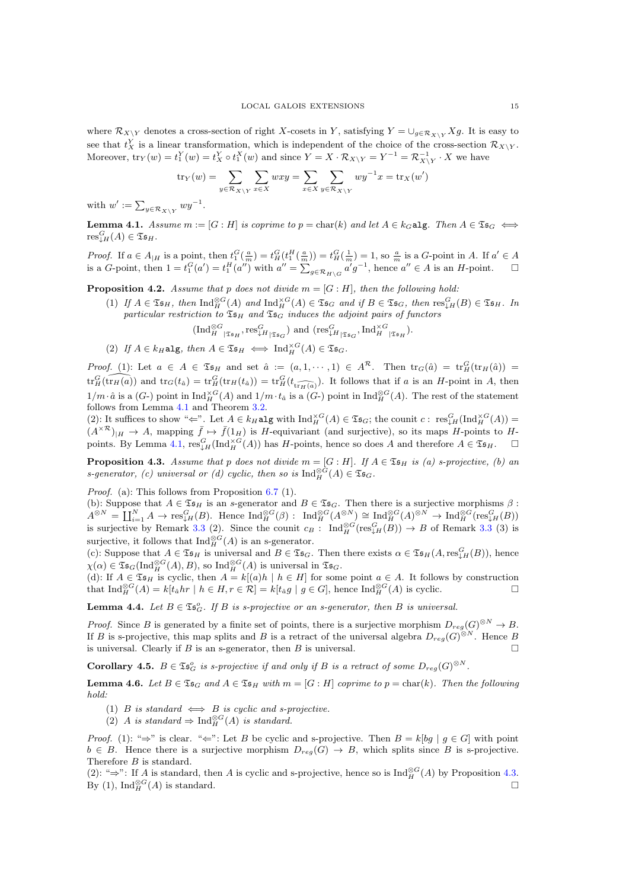where $\mathcal{R}_{X\setminus Y}$ denotes a cross-section of right $X$-cosets in $Y$, satisfying $Y = \cup_{g\in\mathcal{R}_{X\setminus Y}} Xg$. It is easy to see that $t_X^Y$ is a linear transformation, which is independent of the choice of the cross-section $\mathcal{R}_{X\setminus Y}$. Moreover, $\mathrm{tr}_Y(w) = t_1^Y(w) = t_X^Y \circ t_1^X(w)$ and since $Y = X \cdot \mathcal{R}_{X\setminus Y} = Y^{-1} = \mathcal{R}_{X\setminus Y}^{-1} \cdot X$ we have

$$\mathrm{tr}_Y(w) = \sum_{y\in\mathcal{R}_{X\setminus Y}} \sum_{x\in X} wxy = \sum_{x\in X} \sum_{y\in\mathcal{R}_{X\setminus Y}} wy^{-1}x = \mathrm{tr}_X(w')$$

with $w' := \sum_{y\in\mathcal{R}_{X\setminus Y}} wy^{-1}$.

**Lemma 4.1.** *Assume $m := [G : H]$ is coprime to $p = \mathrm{char}(k)$ and let $A \in k_G\mathtt{alg}$. Then $A \in \mathfrak{Ts}_G \iff \mathrm{res}^G_{\downarrow H}(A) \in \mathfrak{Ts}_H$.*

*Proof.* If $a \in A_{|H}$ is a point, then $t_1^G(\frac{a}{m}) = t_H^G(t_1^H(\frac{a}{m})) = t_H^G(\frac{1}{m}) = 1$, so $\frac{a}{m}$ is a $G$-point in $A$. If $a' \in A$ is a $G$-point, then $1 = t_1^G(a') = t_1^H(a'')$ with $a'' = \sum_{g\in\mathcal{R}_{H\setminus G}} a'g^{-1}$, hence $a'' \in A$ is an $H$-point. $\square$

**Proposition 4.2.** *Assume that $p$ does not divide $m = [G : H]$, then the following hold:*

1. *If $A \in \mathfrak{Ts}_H$, then $\mathrm{Ind}_H^{\otimes G}(A)$ and $\mathrm{Ind}_H^{\times G}(A) \in \mathfrak{Ts}_G$ and if $B \in \mathfrak{Ts}_G$, then $\mathrm{res}^G_{\downarrow H}(B) \in \mathfrak{Ts}_H$. In particular restriction to $\mathfrak{Ts}_H$ and $\mathfrak{Ts}_G$ induces the adjoint pairs of functors*
$$(\mathrm{Ind}_H^{\otimes G}{}_{|\mathfrak{Ts}_H}, \mathrm{res}^G_{\downarrow H|\mathfrak{Ts}_G}) \text{ and } (\mathrm{res}^G_{\downarrow H|\mathfrak{Ts}_G}, \mathrm{Ind}_H^{\times G}{}_{|\mathfrak{Ts}_H}).$$
2. *If $A \in k_H\mathtt{alg}$, then $A \in \mathfrak{Ts}_H \iff \mathrm{Ind}_H^{\times G}(A) \in \mathfrak{Ts}_G$.*

*Proof.* (1): Let $a \in A \in \mathfrak{Ts}_H$ and set $\hat{a} := (a, 1, \cdots, 1) \in A^{\mathcal{R}}$. Then $\mathrm{tr}_G(\hat{a}) = \mathrm{tr}_H^G(\mathrm{tr}_H(\hat{a})) = \mathrm{tr}_H^G(\widehat{\mathrm{tr}_H(a)})$ and $\mathrm{tr}_G(t_{\hat{a}}) = \mathrm{tr}_H^G(\mathrm{tr}_H(t_{\hat{a}})) = \mathrm{tr}_H^G(t_{\widehat{\mathrm{tr}_H(a)}})$. It follows that if $a$ is an $H$-point in $A$, then $1/m\cdot\hat{a}$ is a ($G$-) point in $\mathrm{Ind}_H^{\times G}(A)$ and $1/m \cdot t_{\hat{a}}$ is a ($G$-) point in $\mathrm{Ind}_H^{\otimes G}(A)$. The rest of the statement follows from Lemma 4.1 and Theorem 3.2.

(2): It suffices to show "$\Leftarrow$". Let $A \in k_H\mathtt{alg}$ with $\mathrm{Ind}_H^{\times G}(A) \in \mathfrak{Ts}_G$; the counit $c:\ \mathrm{res}^G_{\downarrow H}(\mathrm{Ind}_H^{\times G}(A)) = (A^{\times\mathcal{R}})_{|H} \to A$, mapping $\bar{f} \mapsto \bar{f}(1_H)$ is $H$-equivariant (and surjective), so its maps $H$-points to $H$-points. By Lemma 4.1, $\mathrm{res}^G_{\downarrow H}(\mathrm{Ind}_H^{\times G}(A))$ has $H$-points, hence so does $A$ and therefore $A \in \mathfrak{Ts}_H$. $\square$

**Proposition 4.3.** *Assume that $p$ does not divide $m = [G : H]$. If $A \in \mathfrak{Ts}_H$ is (a) s-projective, (b) an s-generator, (c) universal or (d) cyclic, then so is $\mathrm{Ind}_H^{\otimes G}(A) \in \mathfrak{Ts}_G$.*

*Proof.* (a): This follows from Proposition 6.7 (1).

(b): Suppose that $A \in \mathfrak{Ts}_H$ is an s-generator and $B \in \mathfrak{Ts}_G$. Then there is a surjective morphisms $\beta : A^{\otimes N} = \coprod_{i=1}^N A \to \mathrm{res}^G_{\downarrow H}(B)$. Hence $\mathrm{Ind}_H^{\otimes G}(\beta) :\ \mathrm{Ind}_H^{\otimes G}(A^{\otimes N}) \cong \mathrm{Ind}_H^{\otimes G}(A)^{\otimes N} \to \mathrm{Ind}_H^{\otimes G}(\mathrm{res}^G_{\downarrow H}(B))$ is surjective by Remark 3.3 (2). Since the counit $c_B :\ \mathrm{Ind}_H^{\otimes G}(\mathrm{res}^G_{\downarrow H}(B)) \to B$ of Remark 3.3 (3) is surjective, it follows that $\mathrm{Ind}_H^{\otimes G}(A)$ is an s-generator.

(c): Suppose that $A \in \mathfrak{Ts}_H$ is universal and $B \in \mathfrak{Ts}_G$. Then there exists $\alpha \in \mathfrak{Ts}_H(A, \mathrm{res}^G_{\downarrow H}(B))$, hence $\chi(\alpha) \in \mathfrak{Ts}_G(\mathrm{Ind}_H^{\otimes G}(A), B)$, so $\mathrm{Ind}_H^{\otimes G}(A)$ is universal in $\mathfrak{Ts}_G$.

(d): If $A \in \mathfrak{Ts}_H$ is cyclic, then $A = k[(a)h \mid h \in H]$ for some point $a \in A$. It follows by construction that $\mathrm{Ind}_H^{\otimes G}(A) = k[t_{\hat{a}}hr \mid h \in H, r \in \mathcal{R}] = k[t_{\hat{a}}g \mid g \in G]$, hence $\mathrm{Ind}_H^{\otimes G}(A)$ is cyclic. $\square$

**Lemma 4.4.** *Let $B \in \mathfrak{Ts}_G^o$. If $B$ is s-projective or an s-generator, then $B$ is universal.*

*Proof.* Since $B$ is generated by a finite set of points, there is a surjective morphism $D_{reg}(G)^{\otimes N} \to B$. If $B$ is s-projective, this map splits and $B$ is a retract of the universal algebra $D_{reg}(G)^{\otimes N}$. Hence $B$ is universal. Clearly if $B$ is an s-generator, then $B$ is universal. $\square$

**Corollary 4.5.** *$B \in \mathfrak{Ts}_G^o$ is s-projective if and only if $B$ is a retract of some $D_{reg}(G)^{\otimes N}$.*

**Lemma 4.6.** *Let $B \in \mathfrak{Ts}_G$ and $A \in \mathfrak{Ts}_H$ with $m = [G : H]$ coprime to $p = \mathrm{char}(k)$. Then the following hold:*

1. *$B$ is standard $\iff$ $B$ is cyclic and s-projective.*
2. *$A$ is standard $\Rightarrow$ $\mathrm{Ind}_H^{\otimes G}(A)$ is standard.*

*Proof.* (1): "$\Rightarrow$" is clear. "$\Leftarrow$": Let $B$ be cyclic and s-projective. Then $B = k[bg \mid g \in G]$ with point $b \in B$. Hence there is a surjective morphism $D_{reg}(G) \to B$, which splits since $B$ is s-projective. Therefore $B$ is standard.

(2): "$\Rightarrow$": If $A$ is standard, then $A$ is cyclic and s-projective, hence so is $\mathrm{Ind}_H^{\otimes G}(A)$ by Proposition 4.3. By (1), $\mathrm{Ind}_H^{\otimes G}(A)$ is standard. $\square$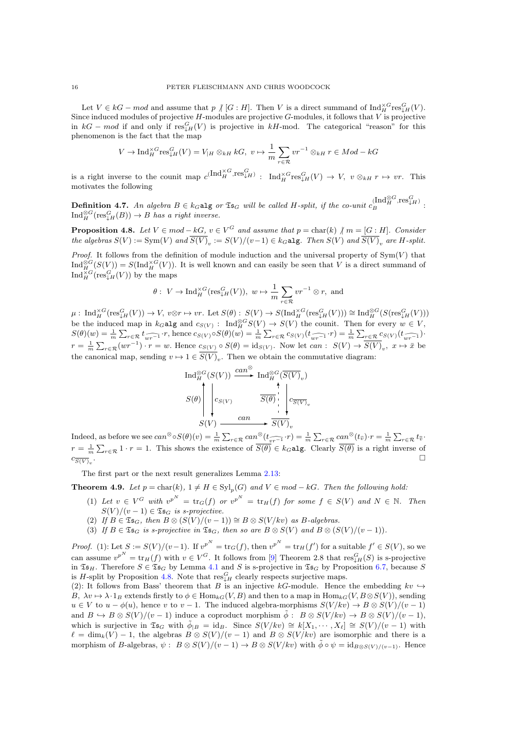Let $V \in kG-mod$ and assume that $p \not| [G:H]$. Then $V$ is a direct summand of $\mathrm{Ind}_H^{\times G}\mathrm{res}^G_{\downarrow H}(V)$. Since induced modules of projective $H$-modules are projective $G$-modules, it follows that $V$ is projective in $kG-mod$ if and only if $\mathrm{res}^G_{\downarrow H}(V)$ is projective in $kH$-mod. The categorical "reason" for this phenomenon is the fact that the map

$$V \to \mathrm{Ind}_H^{\times G}\mathrm{res}^G_{\downarrow H}(V) = V_{|H} \otimes_{kH} kG,\ v \mapsto \frac{1}{m}\sum_{r\in\mathcal{R}} vr^{-1} \otimes_{kH} r \in Mod-kG$$

is a right inverse to the counit map $c^{(\mathrm{Ind}_H^{\times G},\mathrm{res}^G_{\downarrow H})}:\ \mathrm{Ind}_H^{\times G}\mathrm{res}^G_{\downarrow H}(V) \to V,\ v\otimes_{kH} r \mapsto vr$. This motivates the following

**Definition 4.7.** *An algebra $B \in k_G\mathtt{alg}$ or $\mathfrak{Ts}_G$ will be called $H$-split, if the co-unit $c_B^{(\mathrm{Ind}_H^{\otimes G},\mathrm{res}^G_{\downarrow H})}$ : $\mathrm{Ind}_H^{\otimes G}(\mathrm{res}^G_{\downarrow H}(B)) \to B$ has a right inverse.*

**Proposition 4.8.** *Let $V \in mod-kG$, $v \in V^G$ and assume that $p = \mathrm{char}(k) \not| m = [G:H]$. Consider the algebras $S(V) := \mathrm{Sym}(V)$ and $\overline{S(V)}_v := S(V)/(v-1) \in k_G\mathtt{alg}$. Then $S(V)$ and $\overline{S(V)}_v$ are $H$-split.*

*Proof.* It follows from the definition of module induction and the universal property of $\mathrm{Sym}(V)$ that $\mathrm{Ind}_H^{\otimes G}(S(V)) = S(\mathrm{Ind}_H^{\times G}(V))$. It is well known and can easily be seen that $V$ is a direct summand of $\mathrm{Ind}_H^{\times G}(\mathrm{res}^G_{\downarrow H}(V))$ by the maps

$$\theta:\ V \to \mathrm{Ind}_H^{\times G}(\mathrm{res}^G_{\downarrow H}(V)),\ w \mapsto \frac{1}{m}\sum_{r\in\mathcal{R}} vr^{-1}\otimes r,\ \text{and}$$

$\mu:\ \mathrm{Ind}_H^{\times G}(\mathrm{res}^G_{\downarrow H}(V)) \to V,\ v\otimes r \mapsto vr$. Let $S(\theta):\ S(V) \to S(\mathrm{Ind}_H^{\times G}(\mathrm{res}^G_{\downarrow H}(V))) \cong \mathrm{Ind}_H^{\otimes G}(S(\mathrm{res}^G_{\downarrow H}(V)))$ be the induced map in $k_G\mathtt{alg}$ and $c_{S(V)}:\ \mathrm{Ind}_H^{\otimes G}S(V) \to S(V)$ the counit. Then for every $w \in V$, $S(\theta)(w) = \frac{1}{m}\sum_{r\in\mathcal{R}} t_{\widehat{wr^{-1}}}\cdot r$, hence $c_{S(V)}\circ S(\theta)(w) = \frac{1}{m}\sum_{r\in\mathcal{R}} c_{S(V)}(t_{\widehat{wr^{-1}}}\cdot r) = \frac{1}{m}\sum_{r\in\mathcal{R}} c_{S(V)}(t_{\widehat{wr^{-1}}})\cdot r = \frac{1}{m}\sum_{r\in\mathcal{R}}(wr^{-1})\cdot r = w$. Hence $c_{S(V)}\circ S(\theta) = \mathrm{id}_{S(V)}$. Now let $can:\ S(V) \to \overline{S(V)}_v,\ x \mapsto \bar{x}$ be the canonical map, sending $v \mapsto 1 \in \overline{S(V)}_v$. Then we obtain the commutative diagram:

$$\begin{array}{ccc}
\mathrm{Ind}_H^{\otimes G}(S(V)) & \xrightarrow{can^{\otimes}} & \mathrm{Ind}_H^{\otimes G}(\overline{S(V)}_v) \\
S(\theta)\uparrow\ \downarrow c_{S(V)} & & \overline{S(\theta)}\uparrow\ \downarrow c_{\overline{S(V)}_v} \\
S(V) & \xrightarrow{can} & \overline{S(V)}_v
\end{array}$$

Indeed, as before we see $can^{\otimes}\circ S(\theta)(v) = \frac{1}{m}\sum_{r\in\mathcal{R}} can^{\otimes}(t_{\widehat{vr^{-1}}}\cdot r) = \frac{1}{m}\sum_{r\in\mathcal{R}} can^{\otimes}(t_{\hat{v}})\cdot r = \frac{1}{m}\sum_{r\in\mathcal{R}} t_{\hat{\bar{v}}}\cdot r = \frac{1}{m}\sum_{r\in\mathcal{R}} 1\cdot r = 1$. This shows the existence of $\overline{S(\theta)} \in k_G\mathtt{alg}$. Clearly $\overline{S(\theta)}$ is a right inverse of $c_{\overline{S(V)}_v}$. $\square$

The first part or the next result generalizes Lemma 2.13:

**Theorem 4.9.** *Let $p = \mathrm{char}(k)$, $1 \ne H \in \mathrm{Syl}_p(G)$ and $V \in mod-kG$. Then the following hold:*

1. *Let $v \in V^G$ with $v^{p^N} = \mathrm{tr}_G(f)$ or $v^{p^N} = \mathrm{tr}_H(f)$ for some $f \in S(V)$ and $N \in \mathbb{N}$. Then $S(V)/(v-1) \in \mathfrak{Ts}_G$ is s-projective.*
2. *If $B \in \mathfrak{Ts}_G$, then $B\otimes(S(V)/(v-1)) \cong B\otimes S(V/kv)$ as $B$-algebras.*
3. *If $B \in \mathfrak{Ts}_G$ is s-projective in $\mathfrak{Ts}_G$, then so are $B\otimes S(V)$ and $B\otimes(S(V)/(v-1))$.*

*Proof.* (1): Let $S := S(V)/(v-1)$. If $v^{p^N} = \mathrm{tr}_G(f)$, then $v^{p^N} = \mathrm{tr}_H(f')$ for a suitable $f' \in S(V)$, so we can assume $v^{p^N} = \mathrm{tr}_H(f)$ with $v \in V^G$. It follows from [9] Theorem 2.8 that $\mathrm{res}^G_{\downarrow H}(S)$ is s-projective in $\mathfrak{Ts}_H$. Therefore $S \in \mathfrak{Ts}_G$ by Lemma 4.1 and $S$ is s-projective in $\mathfrak{Ts}_G$ by Proposition 6.7, because $S$ is $H$-split by Proposition 4.8. Note that $\mathrm{res}^G_{\downarrow H}$ clearly respects surjective maps.
(2): It follows from Bass' theorem that $B$ is an injective $kG$-module. Hence the embedding $kv \hookrightarrow B$, $\lambda v \mapsto \lambda\cdot 1_B$ extends firstly to $\phi \in \mathrm{Hom}_{kG}(V,B)$ and then to a map in $\mathrm{Hom}_{kG}(V, B\otimes S(V))$, sending $u \in V$ to $u-\phi(u)$, hence $v$ to $v-1$. The induced algebra-morphisms $S(V/kv) \to B\otimes S(V)/(v-1)$ and $B \hookrightarrow B\otimes S(V)/(v-1)$ induce a coproduct morphism $\tilde{\phi}:\ B\otimes S(V/kv) \to B\otimes S(V)/(v-1)$, which is surjective in $\mathfrak{Ts}_G$ with $\tilde{\phi}_{|B} = \mathrm{id}_B$. Since $S(V/kv) \cong k[X_1,\cdots,X_\ell] \cong S(V)/(v-1)$ with $\ell = \dim_k(V)-1$, the algebras $B\otimes S(V)/(v-1)$ and $B\otimes S(V/kv)$ are isomorphic and there is a morphism of $B$-algebras, $\psi:\ B\otimes S(V)/(v-1) \to B\otimes S(V/kv)$ with $\tilde{\phi}\circ\psi = \mathrm{id}_{B\otimes S(V)/(v-1)}$. Hence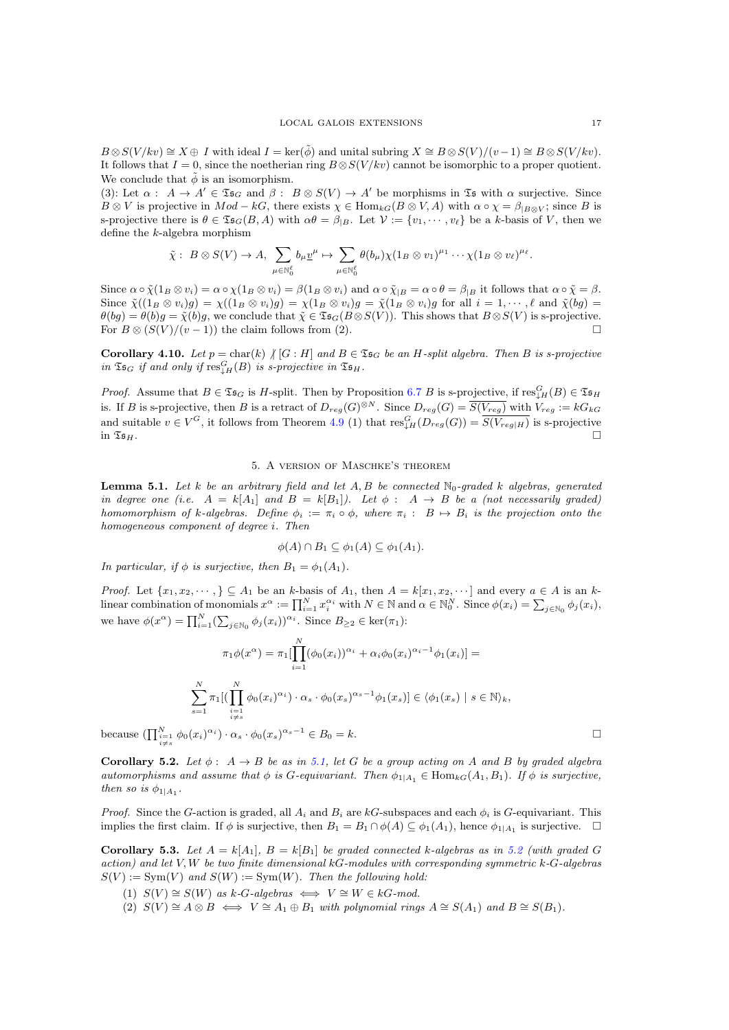$B \otimes S(V/kv) \cong X \oplus I$ with ideal $I = \ker(\tilde{\phi})$ and unital subring $X \cong B \otimes S(V)/(v-1) \cong B \otimes S(V/kv)$. It follows that $I = 0$, since the noetherian ring $B \otimes S(V/kv)$ cannot be isomorphic to a proper quotient. We conclude that $\tilde{\phi}$ is an isomorphism.

(3): Let $\alpha : A \to A' \in \mathfrak{Ts}_G$ and $\beta : B \otimes S(V) \to A'$ be morphisms in $\mathfrak{Ts}$ with $\alpha$ surjective. Since $B \otimes V$ is projective in $Mod - kG$, there exists $\chi \in \mathrm{Hom}_{kG}(B \otimes V, A)$ with $\alpha \circ \chi = \beta_{|B \otimes V}$; since $B$ is s-projective there is $\theta \in \mathfrak{Ts}_G(B, A)$ with $\alpha\theta = \beta_{|B}$. Let $\mathcal{V} := \{v_1, \cdots, v_\ell\}$ be a $k$-basis of $V$, then we define the $k$-algebra morphism

$$\tilde{\chi} : B \otimes S(V) \to A, \sum_{\mu \in \mathbb{N}_0^\ell} b_\mu \underline{v}^\mu \mapsto \sum_{\mu \in \mathbb{N}_0^\ell} \theta(b_\mu)\chi(1_B \otimes v_1)^{\mu_1} \cdots \chi(1_B \otimes v_\ell)^{\mu_\ell}.$$

Since $\alpha \circ \tilde{\chi}(1_B \otimes v_i) = \alpha \circ \chi(1_B \otimes v_i) = \beta(1_B \otimes v_i)$ and $\alpha \circ \tilde{\chi}_{|B} = \alpha \circ \theta = \beta_{|B}$ it follows that $\alpha \circ \tilde{\chi} = \beta$. Since $\tilde{\chi}((1_B \otimes v_i)g) = \chi((1_B \otimes v_i)g) = \chi(1_B \otimes v_i)g = \tilde{\chi}(1_B \otimes v_i)g$ for all $i = 1, \cdots, \ell$ and $\tilde{\chi}(bg) = \theta(bg) = \theta(b)g = \tilde{\chi}(b)g$, we conclude that $\tilde{\chi} \in \mathfrak{Ts}_G(B \otimes S(V))$. This shows that $B \otimes S(V)$ is s-projective. For $B \otimes (S(V)/(v-1))$ the claim follows from (2). $\square$

**Corollary 4.10.** *Let $p = \mathrm{char}(k) \not| [G : H]$ and $B \in \mathfrak{Ts}_G$ be an $H$-split algebra. Then $B$ is s-projective in $\mathfrak{Ts}_G$ if and only if $\mathrm{res}^G_{\downarrow H}(B)$ is s-projective in $\mathfrak{Ts}_H$.*

*Proof.* Assume that $B \in \mathfrak{Ts}_G$ is $H$-split. Then by Proposition 6.7 $B$ is s-projective, if $\mathrm{res}^G_{\downarrow H}(B) \in \mathfrak{Ts}_H$ is. If $B$ is s-projective, then $B$ is a retract of $D_{reg}(G)^{\otimes N}$. Since $D_{reg}(G) = \overline{S(V_{reg})}$ with $V_{reg} := kG_{kG}$ and suitable $v \in V^G$, it follows from Theorem 4.9 (1) that $\mathrm{res}^G_{\downarrow H}(D_{reg}(G)) = \overline{S(V_{reg|H})}$ is s-projective in $\mathfrak{Ts}_H$. $\square$

## 5. A version of Maschke's theorem

**Lemma 5.1.** *Let $k$ be an arbitrary field and let $A, B$ be connected $\mathbb{N}_0$-graded $k$ algebras, generated in degree one (i.e. $A = k[A_1]$ and $B = k[B_1]$). Let $\phi : A \to B$ be a (not necessarily graded) homomorphism of $k$-algebras. Define $\phi_i := \pi_i \circ \phi$, where $\pi_i : B \mapsto B_i$ is the projection onto the homogeneous component of degree $i$. Then*

$$\phi(A) \cap B_1 \subseteq \phi_1(A) \subseteq \phi_1(A_1).$$

*In particular, if $\phi$ is surjective, then $B_1 = \phi_1(A_1)$.*

*Proof.* Let $\{x_1, x_2, \cdots, \} \subseteq A_1$ be an $k$-basis of $A_1$, then $A = k[x_1, x_2, \cdots]$ and every $a \in A$ is an $k$-linear combination of monomials $x^\alpha := \prod_{i=1}^N x_i^{\alpha_i}$ with $N \in \mathbb{N}$ and $\alpha \in \mathbb{N}_0^N$. Since $\phi(x_i) = \sum_{j \in \mathbb{N}_0} \phi_j(x_i)$, we have $\phi(x^\alpha) = \prod_{i=1}^N (\sum_{j \in \mathbb{N}_0} \phi_j(x_i))^{\alpha_i}$. Since $B_{\geq 2} \in \ker(\pi_1)$:

$$\pi_1\phi(x^\alpha) = \pi_1[\prod_{i=1}^N (\phi_0(x_i))^{\alpha_i} + \alpha_i\phi_0(x_i)^{\alpha_i - 1}\phi_1(x_i)] =$$

$$\sum_{s=1}^N \pi_1[(\prod_{\substack{i=1 \\ i \neq s}}^N \phi_0(x_i)^{\alpha_i}) \cdot \alpha_s \cdot \phi_0(x_s)^{\alpha_s - 1}\phi_1(x_s)] \in \langle \phi_1(x_s) \mid s \in \mathbb{N} \rangle_k,$$

because $(\prod_{\substack{i=1 \\ i \neq s}}^N \phi_0(x_i)^{\alpha_i}) \cdot \alpha_s \cdot \phi_0(x_s)^{\alpha_s - 1} \in B_0 = k$. $\square$

**Corollary 5.2.** *Let $\phi : A \to B$ be as in 5.1, let $G$ be a group acting on $A$ and $B$ by graded algebra automorphisms and assume that $\phi$ is $G$-equivariant. Then $\phi_{1|A_1} \in \mathrm{Hom}_{kG}(A_1, B_1)$. If $\phi$ is surjective, then so is $\phi_{1|A_1}$.*

*Proof.* Since the $G$-action is graded, all $A_i$ and $B_i$ are $kG$-subspaces and each $\phi_i$ is $G$-equivariant. This implies the first claim. If $\phi$ is surjective, then $B_1 = B_1 \cap \phi(A) \subseteq \phi_1(A_1)$, hence $\phi_{1|A_1}$ is surjective. $\square$

**Corollary 5.3.** *Let $A = k[A_1]$, $B = k[B_1]$ be graded connected $k$-algebras as in 5.2 (with graded $G$ action) and let $V, W$ be two finite dimensional $kG$-modules with corresponding symmetric $k$-$G$-algebras $S(V) := \mathrm{Sym}(V)$ and $S(W) := \mathrm{Sym}(W)$. Then the following hold:*

1. *$S(V) \cong S(W)$ as $k$-$G$-algebras $\iff$ $V \cong W \in kG$-mod.*
2. *$S(V) \cong A \otimes B \iff V \cong A_1 \oplus B_1$ with polynomial rings $A \cong S(A_1)$ and $B \cong S(B_1)$.*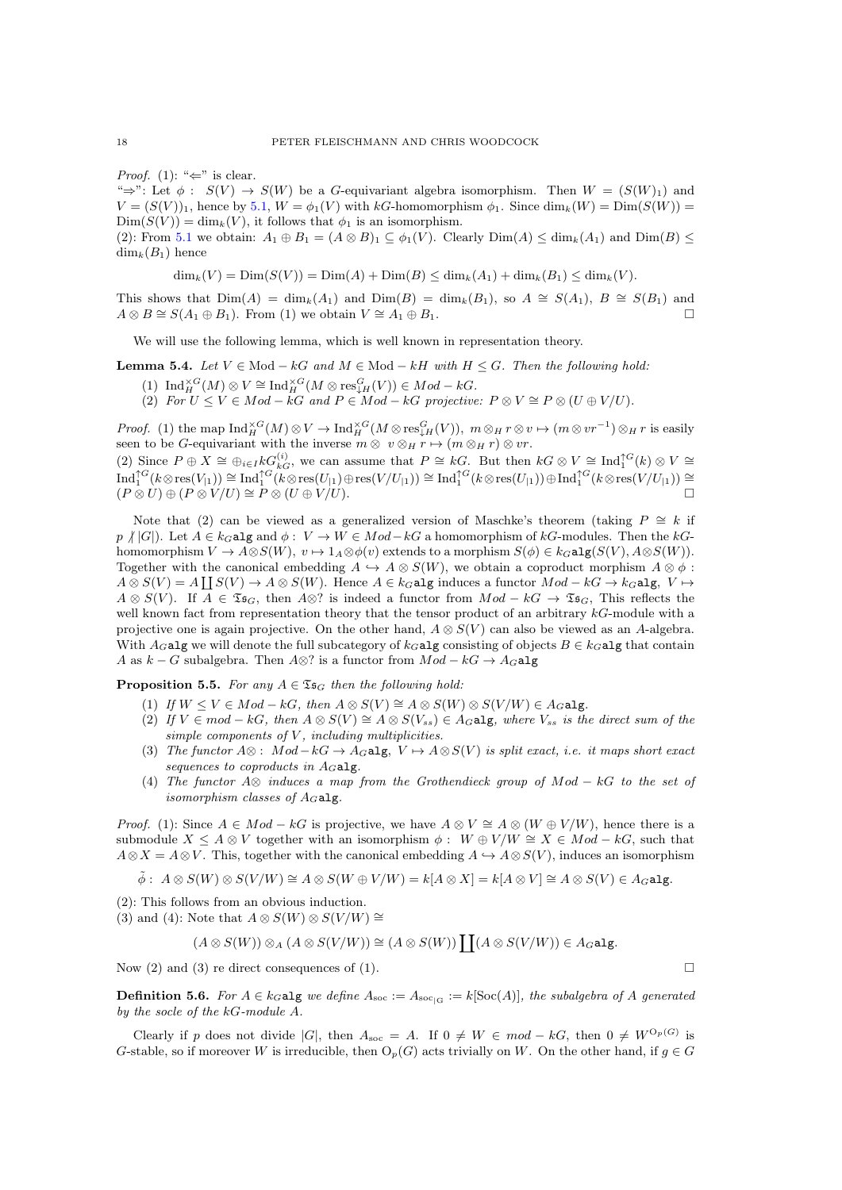*Proof.* (1): "$\Leftarrow$" is clear.
"$\Rightarrow$": Let $\phi:\ S(V)\to S(W)$ be a $G$-equivariant algebra isomorphism. Then $W=(S(W)_1)$ and $V=(S(V))_1$, hence by 5.1, $W=\phi_1(V)$ with $kG$-homomorphism $\phi_1$. Since $\dim_k(W)=\mathrm{Dim}(S(W))=\mathrm{Dim}(S(V))=\dim_k(V)$, it follows that $\phi_1$ is an isomorphism.
(2): From 5.1 we obtain: $A_1\oplus B_1=(A\otimes B)_1\subseteq\phi_1(V)$. Clearly $\mathrm{Dim}(A)\le\dim_k(A_1)$ and $\mathrm{Dim}(B)\le\dim_k(B_1)$ hence

$$\dim_k(V)=\mathrm{Dim}(S(V))=\mathrm{Dim}(A)+\mathrm{Dim}(B)\le\dim_k(A_1)+\dim_k(B_1)\le\dim_k(V).$$

This shows that $\mathrm{Dim}(A)=\dim_k(A_1)$ and $\mathrm{Dim}(B)=\dim_k(B_1)$, so $A\cong S(A_1)$, $B\cong S(B_1)$ and $A\otimes B\cong S(A_1\oplus B_1)$. From (1) we obtain $V\cong A_1\oplus B_1$. □

We will use the following lemma, which is well known in representation theory.

**Lemma 5.4.** *Let $V\in\mathrm{Mod}-kG$ and $M\in\mathrm{Mod}-kH$ with $H\le G$. Then the following hold:*

1. $\mathrm{Ind}_H^{\times G}(M)\otimes V\cong\mathrm{Ind}_H^{\times G}(M\otimes\mathrm{res}^G_{\downarrow H}(V))\in Mod-kG$.
2. *For $U\le V\in Mod-kG$ and $P\in Mod-kG$ projective: $P\otimes V\cong P\otimes(U\oplus V/U)$.*

*Proof.* (1) the map $\mathrm{Ind}_H^{\times G}(M)\otimes V\to\mathrm{Ind}_H^{\times G}(M\otimes\mathrm{res}^G_{\downarrow H}(V))$, $m\otimes_H r\otimes v\mapsto(m\otimes vr^{-1})\otimes_H r$ is easily seen to be $G$-equivariant with the inverse $m\otimes\ v\otimes_H r\mapsto(m\otimes_H r)\otimes vr$.
(2) Since $P\oplus X\cong\oplus_{i\in I}kG^{(i)}_{kG}$, we can assume that $P\cong kG$. But then $kG\otimes V\cong\mathrm{Ind}_1^{\uparrow G}(k)\otimes V\cong\mathrm{Ind}_1^{\uparrow G}(k\otimes\mathrm{res}(V_{|1}))\cong\mathrm{Ind}_1^{\uparrow G}(k\otimes\mathrm{res}(U_{|1})\oplus\mathrm{res}(V/U_{|1}))\cong\mathrm{Ind}_1^{\uparrow G}(k\otimes\mathrm{res}(U_{|1}))\oplus\mathrm{Ind}_1^{\uparrow G}(k\otimes\mathrm{res}(V/U_{|1}))\cong(P\otimes U)\oplus(P\otimes V/U)\cong P\otimes(U\oplus V/U)$. □

Note that (2) can be viewed as a generalized version of Maschke's theorem (taking $P\cong k$ if $p\not|\,|G|$). Let $A\in k_G\mathtt{alg}$ and $\phi:\ V\to W\in Mod-kG$ a homomorphism of $kG$-modules. Then the $kG$-homomorphism $V\to A\otimes S(W)$, $v\mapsto 1_A\otimes\phi(v)$ extends to a morphism $S(\phi)\in k_G\mathtt{alg}(S(V),A\otimes S(W))$. Together with the canonical embedding $A\hookrightarrow A\otimes S(W)$, we obtain a coproduct morphism $A\otimes\phi:$ $A\otimes S(V)=A\coprod S(V)\to A\otimes S(W)$. Hence $A\in k_G\mathtt{alg}$ induces a functor $Mod-kG\to k_G\mathtt{alg}$, $V\mapsto A\otimes S(V)$. If $A\in\mathfrak{Ts}_G$, then $A\otimes ?$ is indeed a functor from $Mod-kG\to\mathfrak{Ts}_G$, This reflects the well known fact from representation theory that the tensor product of an arbitrary $kG$-module with a projective one is again projective. On the other hand, $A\otimes S(V)$ can also be viewed as an $A$-algebra. With $A_G\mathtt{alg}$ we will denote the full subcategory of $k_G\mathtt{alg}$ consisting of objects $B\in k_G\mathtt{alg}$ that contain $A$ as $k-G$ subalgebra. Then $A\otimes ?$ is a functor from $Mod-kG\to A_G\mathtt{alg}$

**Proposition 5.5.** *For any $A\in\mathfrak{Ts}_G$ then the following hold:*

1. *If $W\le V\in Mod-kG$, then $A\otimes S(V)\cong A\otimes S(W)\otimes S(V/W)\in A_G\mathtt{alg}$.*
2. *If $V\in mod-kG$, then $A\otimes S(V)\cong A\otimes S(V_{ss})\in A_G\mathtt{alg}$, where $V_{ss}$ is the direct sum of the simple components of $V$, including multiplicities.*
3. *The functor $A\otimes:\ Mod-kG\to A_G\mathtt{alg}$, $V\mapsto A\otimes S(V)$ is split exact, i.e. it maps short exact sequences to coproducts in $A_G\mathtt{alg}$.*
4. *The functor $A\otimes$ induces a map from the Grothendieck group of $Mod-kG$ to the set of isomorphism classes of $A_G\mathtt{alg}$.*

*Proof.* (1): Since $A\in Mod-kG$ is projective, we have $A\otimes V\cong A\otimes(W\oplus V/W)$, hence there is a submodule $X\le A\otimes V$ together with an isomorphism $\phi:\ W\oplus V/W\cong X\in Mod-kG$, such that $A\otimes X=A\otimes V$. This, together with the canonical embedding $A\hookrightarrow A\otimes S(V)$, induces an isomorphism

$$\tilde\phi:\ A\otimes S(W)\otimes S(V/W)\cong A\otimes S(W\oplus V/W)=k[A\otimes X]=k[A\otimes V]\cong A\otimes S(V)\in A_G\mathtt{alg}.$$

(2): This follows from an obvious induction.
(3) and (4): Note that $A\otimes S(W)\otimes S(V/W)\cong$

$$(A\otimes S(W))\otimes_A(A\otimes S(V/W))\cong(A\otimes S(W))\coprod(A\otimes S(V/W))\in A_G\mathtt{alg}.$$

Now (2) and (3) re direct consequences of (1). □

**Definition 5.6.** *For $A\in k_G\mathtt{alg}$ we define $A_{\rm soc}:=A_{{\rm soc}_{|G}}:=k[\mathrm{Soc}(A)]$, the subalgebra of $A$ generated by the socle of the $kG$-module $A$.*

Clearly if $p$ does not divide $|G|$, then $A_{\rm soc}=A$. If $0\ne W\in mod-kG$, then $0\ne W^{\mathrm{O}_p(G)}$ is $G$-stable, so if moreover $W$ is irreducible, then $\mathrm{O}_p(G)$ acts trivially on $W$. On the other hand, if $g\in G$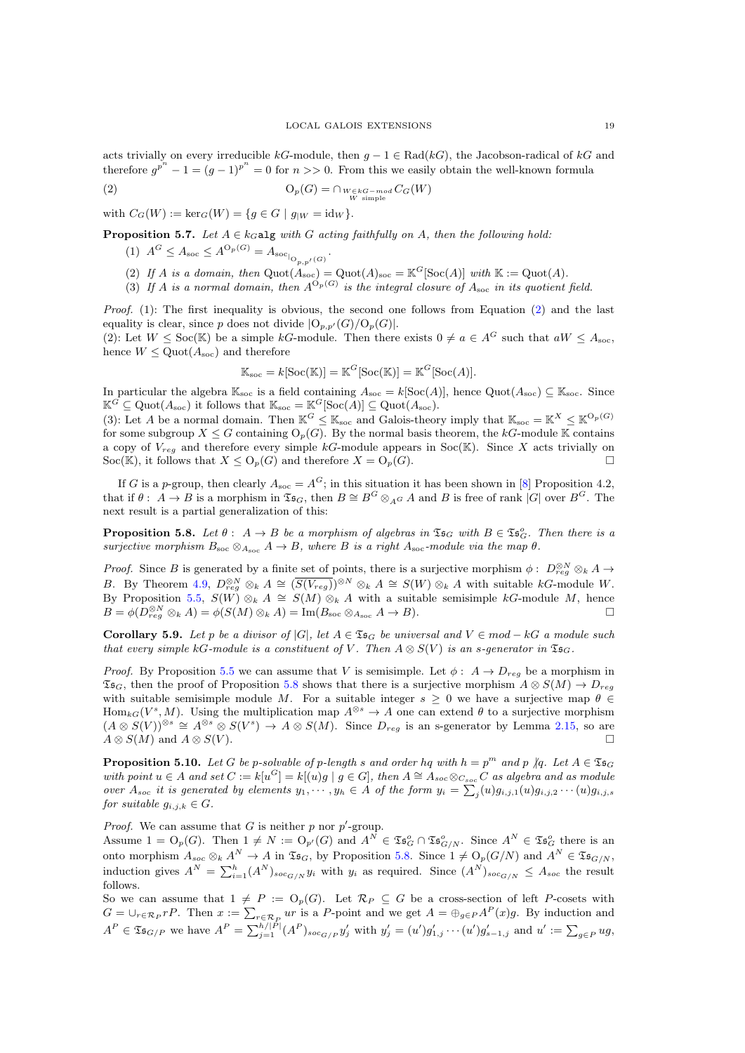acts trivially on every irreducible $kG$-module, then $g-1 \in \mathrm{Rad}(kG)$, the Jacobson-radical of $kG$ and therefore $g^{p^n} - 1 = (g-1)^{p^n} = 0$ for $n >> 0$. From this we easily obtain the well-known formula

$$\mathrm{O}_p(G) = \cap_{\substack{W \in kG-mod \\ W \text{ simple}}} C_G(W) \tag{2}$$

with $C_G(W) := \ker_G(W) = \{g \in G \mid g_{|W} = \mathrm{id}_W\}$.

**Proposition 5.7.** *Let $A \in {}_{kG}\mathtt{alg}$ with $G$ acting faithfully on $A$, then the following hold:*

1. $A^G \le A_{\mathrm{soc}} \le A^{\mathrm{O}_p(G)} = A_{\mathrm{soc}_{|\mathrm{O}_{p,p'}(G)}}$.
2. *If $A$ is a domain, then $\mathrm{Quot}(A_{\mathrm{soc}}) = \mathrm{Quot}(A)_{\mathrm{soc}} = \mathbb{K}^G[\mathrm{Soc}(A)]$ with $\mathbb{K} := \mathrm{Quot}(A)$.*
3. *If $A$ is a normal domain, then $A^{\mathrm{O}_p(G)}$ is the integral closure of $A_{\mathrm{soc}}$ in its quotient field.*

*Proof.* (1): The first inequality is obvious, the second one follows from Equation (2) and the last equality is clear, since $p$ does not divide $|\mathrm{O}_{p,p'}(G)/\mathrm{O}_p(G)|$.
(2): Let $W \le \mathrm{Soc}(\mathbb{K})$ be a simple $kG$-module. Then there exists $0 \ne a \in A^G$ such that $aW \le A_{\mathrm{soc}}$, hence $W \le \mathrm{Quot}(A_{\mathrm{soc}})$ and therefore

$$\mathbb{K}_{\mathrm{soc}} = k[\mathrm{Soc}(\mathbb{K})] = \mathbb{K}^G[\mathrm{Soc}(\mathbb{K})] = \mathbb{K}^G[\mathrm{Soc}(A)].$$

In particular the algebra $\mathbb{K}_{\mathrm{soc}}$ is a field containing $A_{\mathrm{soc}} = k[\mathrm{Soc}(A)]$, hence $\mathrm{Quot}(A_{\mathrm{soc}}) \subseteq \mathbb{K}_{\mathrm{soc}}$. Since $\mathbb{K}^G \subseteq \mathrm{Quot}(A_{\mathrm{soc}})$ it follows that $\mathbb{K}_{\mathrm{soc}} = \mathbb{K}^G[\mathrm{Soc}(A)] \subseteq \mathrm{Quot}(A_{\mathrm{soc}})$.
(3): Let $A$ be a normal domain. Then $\mathbb{K}^G \le \mathbb{K}_{\mathrm{soc}}$ and Galois-theory imply that $\mathbb{K}_{\mathrm{soc}} = \mathbb{K}^X \le \mathbb{K}^{\mathrm{O}_p(G)}$ for some subgroup $X \le G$ containing $\mathrm{O}_p(G)$. By the normal basis theorem, the $kG$-module $\mathbb{K}$ contains a copy of $V_{reg}$ and therefore every simple $kG$-module appears in $\mathrm{Soc}(\mathbb{K})$. Since $X$ acts trivially on $\mathrm{Soc}(\mathbb{K})$, it follows that $X \le \mathrm{O}_p(G)$ and therefore $X = \mathrm{O}_p(G)$. □

If $G$ is a $p$-group, then clearly $A_{\mathrm{soc}} = A^G$; in this situation it has been shown in [8] Proposition 4.2, that if $\theta: A \to B$ is a morphism in $\mathfrak{Ts}_G$, then $B \cong B^G \otimes_{A^G} A$ and $B$ is free of rank $|G|$ over $B^G$. The next result is a partial generalization of this:

**Proposition 5.8.** *Let $\theta: A \to B$ be a morphism of algebras in $\mathfrak{Ts}_G$ with $B \in \mathfrak{Ts}_G^o$. Then there is a surjective morphism $B_{\mathrm{soc}} \otimes_{A_{\mathrm{soc}}} A \to B$, where $B$ is a right $A_{\mathrm{soc}}$-module via the map $\theta$.*

*Proof.* Since $B$ is generated by a finite set of points, there is a surjective morphism $\phi: D_{reg}^{\otimes N} \otimes_k A \to B$. By Theorem 4.9, $D_{reg}^{\otimes N} \otimes_k A \cong (\overline{S(V_{reg})})^{\otimes N} \otimes_k A \cong S(W) \otimes_k A$ with suitable $kG$-module $W$. By Proposition 5.5, $S(W) \otimes_k A \cong S(M) \otimes_k A$ with a suitable semisimple $kG$-module $M$, hence $B = \phi(D_{reg}^{\otimes N} \otimes_k A) = \phi(S(M) \otimes_k A) = \mathrm{Im}(B_{\mathrm{soc}} \otimes_{A_{\mathrm{soc}}} A \to B)$. □

**Corollary 5.9.** *Let $p$ be a divisor of $|G|$, let $A \in \mathfrak{Ts}_G$ be universal and $V \in mod-kG$ a module such that every simple $kG$-module is a constituent of $V$. Then $A \otimes S(V)$ is an s-generator in $\mathfrak{Ts}_G$.*

*Proof.* By Proposition 5.5 we can assume that $V$ is semisimple. Let $\phi: A \to D_{reg}$ be a morphism in $\mathfrak{Ts}_G$, then the proof of Proposition 5.8 shows that there is a surjective morphism $A \otimes S(M) \to D_{reg}$ with suitable semisimple module $M$. For a suitable integer $s \ge 0$ we have a surjective map $\theta \in \mathrm{Hom}_{kG}(V^s, M)$. Using the multiplication map $A^{\otimes s} \to A$ one can extend $\theta$ to a surjective morphism $(A \otimes S(V))^{\otimes s} \cong A^{\otimes s} \otimes S(V^s) \to A \otimes S(M)$. Since $D_{reg}$ is an s-generator by Lemma 2.15, so are $A \otimes S(M)$ and $A \otimes S(V)$. □

**Proposition 5.10.** *Let $G$ be $p$-solvable of $p$-length $s$ and order $hq$ with $h = p^m$ and $p \not| q$. Let $A \in \mathfrak{Ts}_G$ with point $u \in A$ and set $C := k[u^G] = k[(u)g \mid g \in G]$, then $A \cong A_{soc} \otimes_{C_{soc}} C$ as algebra and as module over $A_{soc}$ it is generated by elements $y_1, \cdots, y_h \in A$ of the form $y_i = \sum_j (u)g_{i,j,1}(u)g_{i,j,2} \cdots (u)g_{i,j,s}$ for suitable $g_{i,j,k} \in G$.*

*Proof.* We can assume that $G$ is neither $p$ nor $p'$-group.
Assume $1 = \mathrm{O}_p(G)$. Then $1 \ne N := \mathrm{O}_{p'}(G)$ and $A^N \in \mathfrak{Ts}_G^o \cap \mathfrak{Ts}_{G/N}^o$. Since $A^N \in \mathfrak{Ts}_G^o$ there is an onto morphism $A_{soc} \otimes_k A^N \to A$ in $\mathfrak{Ts}_G$, by Proposition 5.8. Since $1 \ne \mathrm{O}_p(G/N)$ and $A^N \in \mathfrak{Ts}_{G/N}$, induction gives $A^N = \sum_{i=1}^h (A^N)_{soc_{G/N}} y_i$ with $y_i$ as required. Since $(A^N)_{soc_{G/N}} \le A_{soc}$ the result follows.
So we can assume that $1 \ne P := \mathrm{O}_p(G)$. Let $\mathcal{R}_P \subseteq G$ be a cross-section of left $P$-cosets with $G = \cup_{r \in \mathcal{R}_P} rP$. Then $x := \sum_{r \in \mathcal{R}_P} ur$ is a $P$-point and we get $A = \oplus_{g \in P} A^P(x)g$. By induction and $A^P \in \mathfrak{Ts}_{G/P}$ we have $A^P = \sum_{j=1}^{h/|P|} (A^P)_{soc_{G/P}} y'_j$ with $y'_j = (u')g'_{1,j} \cdots (u')g'_{s-1,j}$ and $u' := \sum_{g \in P} ug$,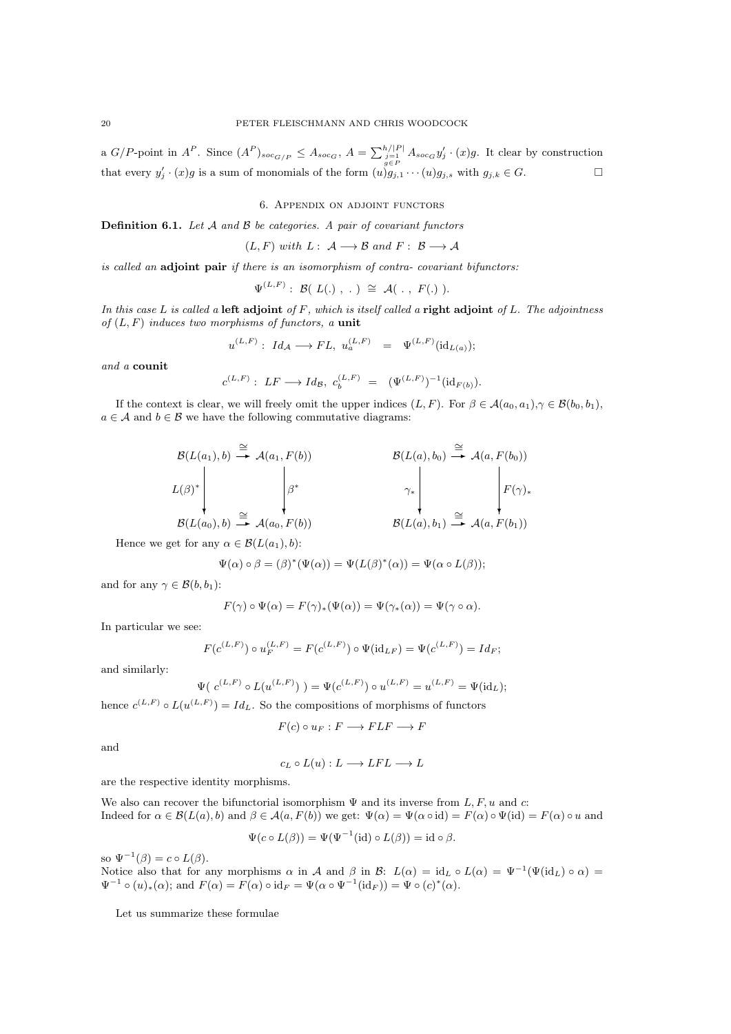a $G/P$-point in $A^P$. Since $(A^P)_{soc_{G/P}} \leq A_{soc_G}$, $A = \sum_{\substack{j=1 \\ g\in P}}^{h/|P|} A_{soc_G} y_j' \cdot (x) g$. It clear by construction that every $y_j' \cdot (x)g$ is a sum of monomials of the form $(u)g_{j,1} \cdots (u) g_{j,s}$ with $g_{j,k} \in G$. $\square$

## 6. Appendix on adjoint functors

**Definition 6.1.** *Let $\mathcal{A}$ and $\mathcal{B}$ be categories. A pair of covariant functors*

$$(L, F) \text{ with } L:\ \mathcal{A} \longrightarrow \mathcal{B} \text{ and } F:\ \mathcal{B} \longrightarrow \mathcal{A}$$

*is called an* **adjoint pair** *if there is an isomorphism of contra- covariant bifunctors:*

$$\Psi^{(L,F)}:\ \mathcal{B}(\ L(.)\ ,\ .\ ) \ \cong\ \mathcal{A}(\ .\ ,\ F(.)\ ).$$

*In this case $L$ is called a* **left adjoint** *of $F$, which is itself called a* **right adjoint** *of $L$. The adjointness of $(L, F)$ induces two morphisms of functors, a* **unit**

$$u^{(L,F)}:\ Id_{\mathcal{A}} \longrightarrow FL,\ u_a^{(L,F)} \ \ = \ \ \Psi^{(L,F)}(\mathrm{id}_{L(a)});$$

*and a* **counit**

$$c^{(L,F)}:\ LF \longrightarrow Id_{\mathcal{B}},\ c_b^{(L,F)} \ = \ (\Psi^{(L,F)})^{-1}(\mathrm{id}_{F(b)}).$$

If the context is clear, we will freely omit the upper indices $(L, F)$. For $\beta \in \mathcal{A}(a_0, a_1)$,$\gamma \in \mathcal{B}(b_0, b_1)$, $a \in \mathcal{A}$ and $b \in \mathcal{B}$ we have the following commutative diagrams:

$$\begin{array}{ccc} \mathcal{B}(L(a_1), b) & \xrightarrow{\cong} & \mathcal{A}(a_1, F(b)) \\ \Big\downarrow L(\beta)^* & & \Big\downarrow \beta^* \\ \mathcal{B}(L(a_0), b) & \xrightarrow{\cong} & \mathcal{A}(a_0, F(b)) \end{array} \qquad \begin{array}{ccc} \mathcal{B}(L(a), b_0) & \xrightarrow{\cong} & \mathcal{A}(a, F(b_0)) \\ \Big\downarrow \gamma_* & & \Big\downarrow F(\gamma)_* \\ \mathcal{B}(L(a), b_1) & \xrightarrow{\cong} & \mathcal{A}(a, F(b_1)) \end{array}$$

Hence we get for any $\alpha \in \mathcal{B}(L(a_1), b)$:

$$\Psi(\alpha) \circ \beta = (\beta)^*(\Psi(\alpha)) = \Psi(L(\beta)^*(\alpha)) = \Psi(\alpha \circ L(\beta));$$

and for any $\gamma \in \mathcal{B}(b, b_1)$:

$$F(\gamma) \circ \Psi(\alpha) = F(\gamma)_*(\Psi(\alpha)) = \Psi(\gamma_*(\alpha)) = \Psi(\gamma \circ \alpha).$$

In particular we see:

$$F(c^{(L,F)}) \circ u_F^{(L,F)} = F(c^{(L,F)}) \circ \Psi(\mathrm{id}_{LF}) = \Psi(c^{(L,F)}) = Id_F;$$

and similarly:

$$\Psi(\ c^{(L,F)} \circ L(u^{(L,F)})\ ) = \Psi(c^{(L,F)}) \circ u^{(L,F)} = u^{(L,F)} = \Psi(\mathrm{id}_L);$$

hence $c^{(L,F)} \circ L(u^{(L,F)}) = Id_L$. So the compositions of morphisms of functors

$$F(c) \circ u_F : F \longrightarrow FLF \longrightarrow F$$

and

$$c_L \circ L(u) : L \longrightarrow LFL \longrightarrow L$$

are the respective identity morphisms.

We also can recover the bifunctorial isomorphism $\Psi$ and its inverse from $L, F, u$ and $c$:
Indeed for $\alpha \in \mathcal{B}(L(a), b)$ and $\beta \in \mathcal{A}(a, F(b))$ we get: $\Psi(\alpha) = \Psi(\alpha \circ \mathrm{id}) = F(\alpha) \circ \Psi(\mathrm{id}) = F(\alpha) \circ u$ and

$$\Psi(c \circ L(\beta)) = \Psi(\Psi^{-1}(\mathrm{id}) \circ L(\beta)) = \mathrm{id} \circ \beta.$$

so $\Psi^{-1}(\beta) = c \circ L(\beta)$.
Notice also that for any morphisms $\alpha$ in $\mathcal{A}$ and $\beta$ in $\mathcal{B}$: $L(\alpha) = \mathrm{id}_L \circ L(\alpha) = \Psi^{-1}(\Psi(\mathrm{id}_L) \circ \alpha) = \Psi^{-1} \circ (u)_*(\alpha)$; and $F(\alpha) = F(\alpha) \circ \mathrm{id}_F = \Psi(\alpha \circ \Psi^{-1}(\mathrm{id}_F)) = \Psi \circ (c)^*(\alpha)$.

Let us summarize these formulae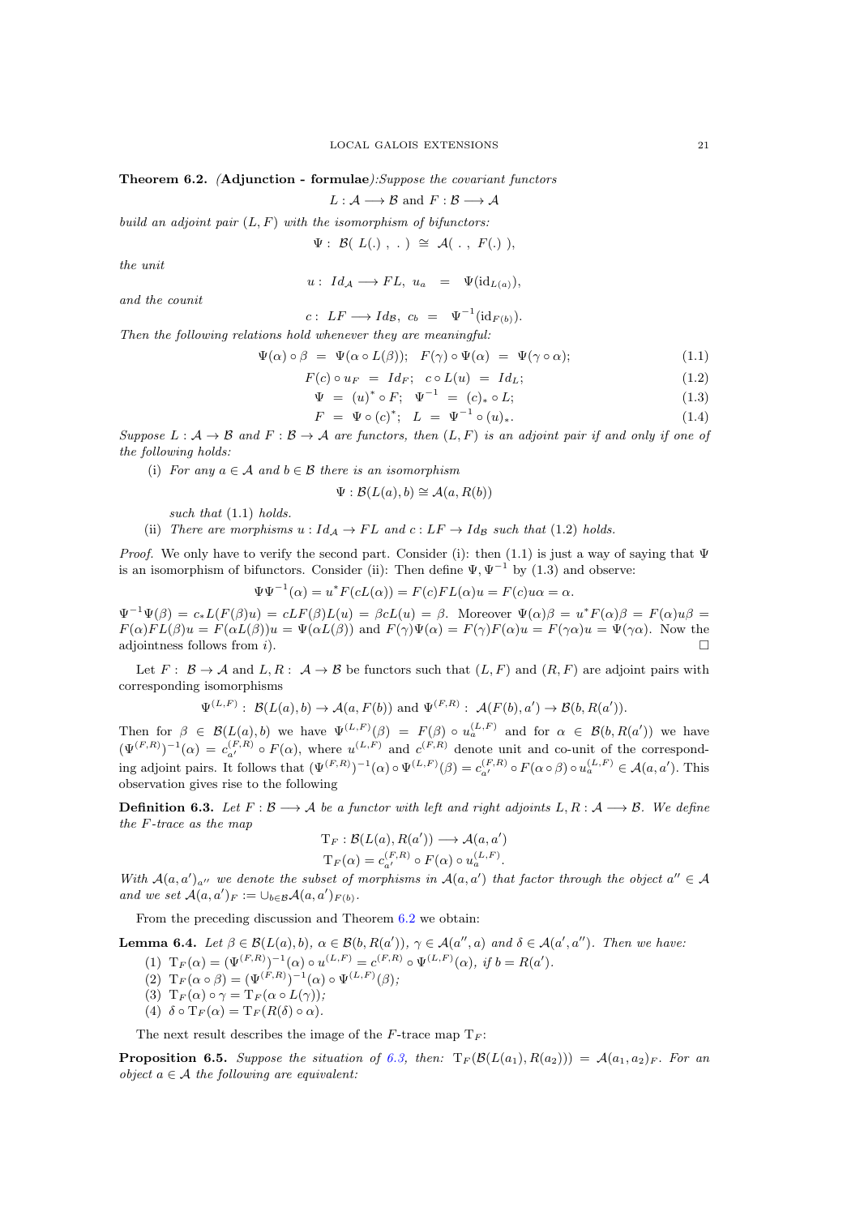**Theorem 6.2.** *(***Adjunction - formulae***):Suppose the covariant functors*

$$L : \mathcal{A} \longrightarrow \mathcal{B} \text{ and } F : \mathcal{B} \longrightarrow \mathcal{A}$$

*build an adjoint pair $(L, F)$ with the isomorphism of bifunctors:*

$$\Psi : \ \mathcal{B}(\ L(.)\ ,\ .\ ) \ \cong \ \mathcal{A}(\ .\ ,\ F(.)\ ),$$

*the unit*

$$u : \ Id_{\mathcal{A}} \longrightarrow FL, \ u_a \ = \ \Psi(\mathrm{id}_{L(a)}),$$

*and the counit*

$$c : \ LF \longrightarrow Id_{\mathcal{B}}, \ c_b \ = \ \Psi^{-1}(\mathrm{id}_{F(b)}).$$

*Then the following relations hold whenever they are meaningful:*

$$\Psi(\alpha) \circ \beta \ = \ \Psi(\alpha \circ L(\beta)); \quad F(\gamma) \circ \Psi(\alpha) \ = \ \Psi(\gamma \circ \alpha); \tag{1.1}$$

$$F(c) \circ u_F \ = \ Id_F; \quad c \circ L(u) \ = \ Id_L; \tag{1.2}$$

$$\Psi \ = \ (u)^* \circ F; \quad \Psi^{-1} \ = \ (c)_* \circ L; \tag{1.3}$$

$$F \ = \ \Psi \circ (c)^*; \quad L \ = \ \Psi^{-1} \circ (u)_*. \tag{1.4}$$

*Suppose $L : \mathcal{A} \to \mathcal{B}$ and $F : \mathcal{B} \to \mathcal{A}$ are functors, then $(L, F)$ is an adjoint pair if and only if one of the following holds:*

(i) *For any $a \in \mathcal{A}$ and $b \in \mathcal{B}$ there is an isomorphism*

$$\Psi : \mathcal{B}(L(a), b) \cong \mathcal{A}(a, R(b))$$

*such that* (1.1) *holds.*

(ii) *There are morphisms $u : Id_{\mathcal{A}} \to FL$ and $c : LF \to Id_{\mathcal{B}}$ such that* (1.2) *holds.*

*Proof.* We only have to verify the second part. Consider (i): then (1.1) is just a way of saying that $\Psi$ is an isomorphism of bifunctors. Consider (ii): Then define $\Psi, \Psi^{-1}$ by (1.3) and observe:

$$\Psi\Psi^{-1}(\alpha) = u^* F(cL(\alpha)) = F(c)FL(\alpha)u = F(c)u\alpha = \alpha.$$

$\Psi^{-1}\Psi(\beta) = c_* L(F(\beta)u) = cLF(\beta)L(u) = \beta cL(u) = \beta$. Moreover $\Psi(\alpha)\beta = u^* F(\alpha)\beta = F(\alpha)u\beta = F(\alpha)FL(\beta)u = F(\alpha L(\beta))u = \Psi(\alpha L(\beta))$ and $F(\gamma)\Psi(\alpha) = F(\gamma)F(\alpha)u = F(\gamma\alpha)u = \Psi(\gamma\alpha)$. Now the adjointness follows from $i$). $\square$

Let $F : \ \mathcal{B} \to \mathcal{A}$ and $L, R : \ \mathcal{A} \to \mathcal{B}$ be functors such that $(L, F)$ and $(R, F)$ are adjoint pairs with corresponding isomorphisms

$$\Psi^{(L,F)} : \ \mathcal{B}(L(a), b) \to \mathcal{A}(a, F(b)) \text{ and } \Psi^{(F,R)} : \ \mathcal{A}(F(b), a') \to \mathcal{B}(b, R(a')).$$

Then for $\beta \in \mathcal{B}(L(a), b)$ we have $\Psi^{(L,F)}(\beta) = F(\beta) \circ u_a^{(L,F)}$ and for $\alpha \in \mathcal{B}(b, R(a'))$ we have $(\Psi^{(F,R)})^{-1}(\alpha) = c_{a'}^{(F,R)} \circ F(\alpha)$, where $u^{(L,F)}$ and $c^{(F,R)}$ denote unit and co-unit of the corresponding adjoint pairs. It follows that $(\Psi^{(F,R)})^{-1}(\alpha) \circ \Psi^{(L,F)}(\beta) = c_{a'}^{(F,R)} \circ F(\alpha \circ \beta) \circ u_a^{(L,F)} \in \mathcal{A}(a, a')$. This observation gives rise to the following

**Definition 6.3.** *Let $F : \mathcal{B} \longrightarrow \mathcal{A}$ be a functor with left and right adjoints $L, R : \mathcal{A} \longrightarrow \mathcal{B}$. We define the $F$-trace as the map*

$$\mathrm{T}_F : \mathcal{B}(L(a), R(a')) \longrightarrow \mathcal{A}(a, a')$$

$$\mathrm{T}_F(\alpha) = c_{a'}^{(F,R)} \circ F(\alpha) \circ u_a^{(L,F)}.$$

*With $\mathcal{A}(a, a')_{a''}$ we denote the subset of morphisms in $\mathcal{A}(a, a')$ that factor through the object $a'' \in \mathcal{A}$ and we set $\mathcal{A}(a, a')_F := \cup_{b \in \mathcal{B}} \mathcal{A}(a, a')_{F(b)}$.*

From the preceding discussion and Theorem 6.2 we obtain:

**Lemma 6.4.** *Let $\beta \in \mathcal{B}(L(a), b)$, $\alpha \in \mathcal{B}(b, R(a'))$, $\gamma \in \mathcal{A}(a'', a)$ and $\delta \in \mathcal{A}(a', a'')$. Then we have:*

1. $\mathrm{T}_F(\alpha) = (\Psi^{(F,R)})^{-1}(\alpha) \circ u^{(L,F)} = c^{(F,R)} \circ \Psi^{(L,F)}(\alpha)$, *if $b = R(a')$.*
2. $\mathrm{T}_F(\alpha \circ \beta) = (\Psi^{(F,R)})^{-1}(\alpha) \circ \Psi^{(L,F)}(\beta)$;
3. $\mathrm{T}_F(\alpha) \circ \gamma = \mathrm{T}_F(\alpha \circ L(\gamma))$;
4. $\delta \circ \mathrm{T}_F(\alpha) = \mathrm{T}_F(R(\delta) \circ \alpha)$.

The next result describes the image of the $F$-trace map $\mathrm{T}_F$:

**Proposition 6.5.** *Suppose the situation of 6.3, then: $\mathrm{T}_F(\mathcal{B}(L(a_1), R(a_2))) = \mathcal{A}(a_1, a_2)_F$. For an object $a \in \mathcal{A}$ the following are equivalent:*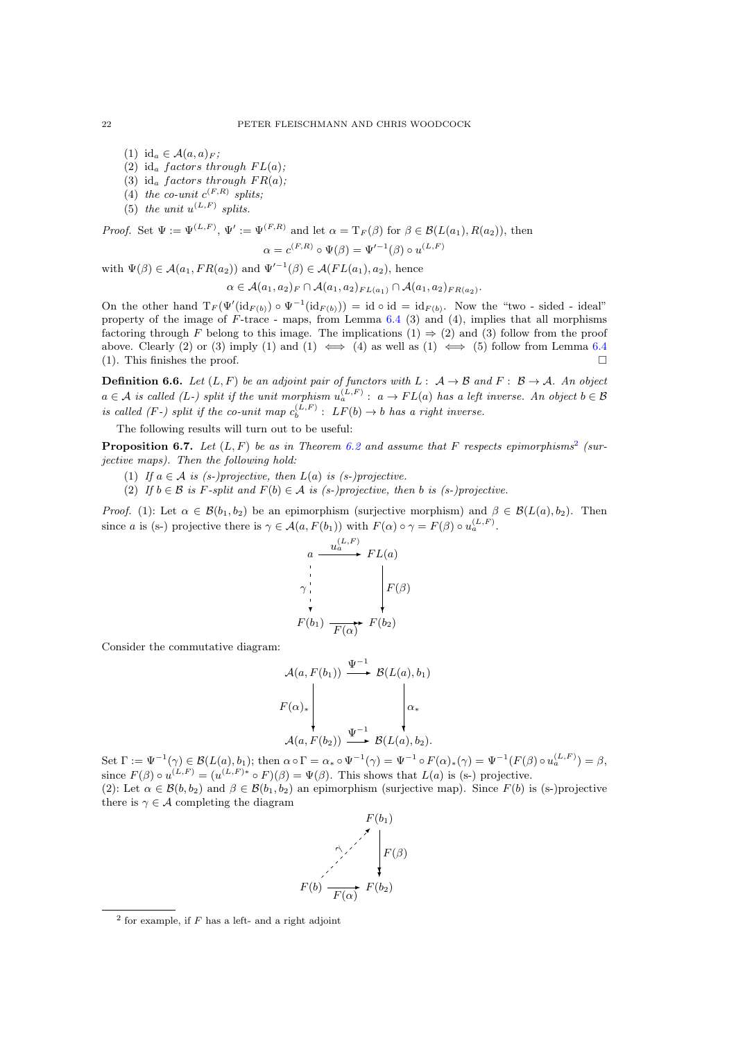(1) $\mathrm{id}_a \in \mathcal{A}(a,a)_F$;
(2) $\mathrm{id}_a$ *factors through* $FL(a)$;
(3) $\mathrm{id}_a$ *factors through* $FR(a)$;
(4) *the co-unit* $c^{(F,R)}$ *splits;*
(5) *the unit* $u^{(L,F)}$ *splits.*

*Proof.* Set $\Psi := \Psi^{(L,F)}$, $\Psi' := \Psi^{(F,R)}$ and let $\alpha = \mathrm{T}_F(\beta)$ for $\beta \in \mathcal{B}(L(a_1), R(a_2))$, then

$$\alpha = c^{(F,R)} \circ \Psi(\beta) = \Psi'^{-1}(\beta) \circ u^{(L,F)}$$

with $\Psi(\beta) \in \mathcal{A}(a_1, FR(a_2))$ and $\Psi'^{-1}(\beta) \in \mathcal{A}(FL(a_1), a_2)$, hence

$$\alpha \in \mathcal{A}(a_1,a_2)_F \cap \mathcal{A}(a_1,a_2)_{FL(a_1)} \cap \mathcal{A}(a_1,a_2)_{FR(a_2)}.$$

On the other hand $\mathrm{T}_F(\Psi'(\mathrm{id}_{F(b)}) \circ \Psi^{-1}(\mathrm{id}_{F(b)})) = \mathrm{id} \circ \mathrm{id} = \mathrm{id}_{F(b)}$. Now the "two - sided - ideal" property of the image of $F$-trace - maps, from Lemma 6.4 (3) and (4), implies that all morphisms factoring through $F$ belong to this image. The implications (1) $\Rightarrow$ (2) and (3) follow from the proof above. Clearly (2) or (3) imply (1) and (1) $\iff$ (4) as well as (1) $\iff$ (5) follow from Lemma 6.4 (1). This finishes the proof. $\square$

**Definition 6.6.** *Let* $(L,F)$ *be an adjoint pair of functors with* $L: \mathcal{A} \to \mathcal{B}$ *and* $F: \mathcal{B} \to \mathcal{A}$. *An object* $a \in \mathcal{A}$ *is called (L-) split if the unit morphism* $u_a^{(L,F)}: a \to FL(a)$ *has a left inverse. An object* $b \in \mathcal{B}$ *is called (F-) split if the co-unit map* $c_b^{(L,F)}: LF(b) \to b$ *has a right inverse.*

The following results will turn out to be useful:

**Proposition 6.7.** *Let* $(L,F)$ *be as in Theorem 6.2 and assume that* $F$ *respects epimorphisms*[2] *(surjective maps). Then the following hold:*

(1) *If* $a \in \mathcal{A}$ *is (s-)projective, then* $L(a)$ *is (s-)projective.*
(2) *If* $b \in \mathcal{B}$ *is F-split and* $F(b) \in \mathcal{A}$ *is (s-)projective, then* $b$ *is (s-)projective.*

*Proof.* (1): Let $\alpha \in \mathcal{B}(b_1,b_2)$ be an epimorphism (surjective morphism) and $\beta \in \mathcal{B}(L(a), b_2)$. Then since $a$ is (s-) projective there is $\gamma \in \mathcal{A}(a, F(b_1))$ with $F(\alpha) \circ \gamma = F(\beta) \circ u_a^{(L,F)}$.

$$\begin{array}{ccc} a & \xrightarrow{u_a^{(L,F)}} & FL(a) \\ \gamma \downarrow & & \downarrow F(\beta) \\ F(b_1) & \xrightarrow[F(\alpha)]{} & F(b_2) \end{array}$$

Consider the commutative diagram:

$$\begin{array}{ccc} \mathcal{A}(a, F(b_1)) & \xrightarrow{\Psi^{-1}} & \mathcal{B}(L(a), b_1) \\ F(\alpha)_* \downarrow & & \downarrow \alpha_* \\ \mathcal{A}(a, F(b_2)) & \xrightarrow{\Psi^{-1}} & \mathcal{B}(L(a), b_2). \end{array}$$

Set $\Gamma := \Psi^{-1}(\gamma) \in \mathcal{B}(L(a), b_1)$; then $\alpha \circ \Gamma = \alpha_* \circ \Psi^{-1}(\gamma) = \Psi^{-1} \circ F(\alpha)_*(\gamma) = \Psi^{-1}(F(\beta) \circ u_a^{(L,F)}) = \beta$, since $F(\beta) \circ u^{(L,F)} = (u^{(L,F)*} \circ F)(\beta) = \Psi(\beta)$. This shows that $L(a)$ is (s-) projective.
(2): Let $\alpha \in \mathcal{B}(b, b_2)$ and $\beta \in \mathcal{B}(b_1, b_2)$ an epimorphism (surjective map). Since $F(b)$ is (s-)projective there is $\gamma \in \mathcal{A}$ completing the diagram

$$\begin{array}{ccc} & & F(b_1) \\ & \overset{\gamma}{\nearrow} & \downarrow F(\beta) \\ F(b) & \xrightarrow[F(\alpha)]{} & F(b_2) \end{array}$$

[2] for example, if $F$ has a left- and a right adjoint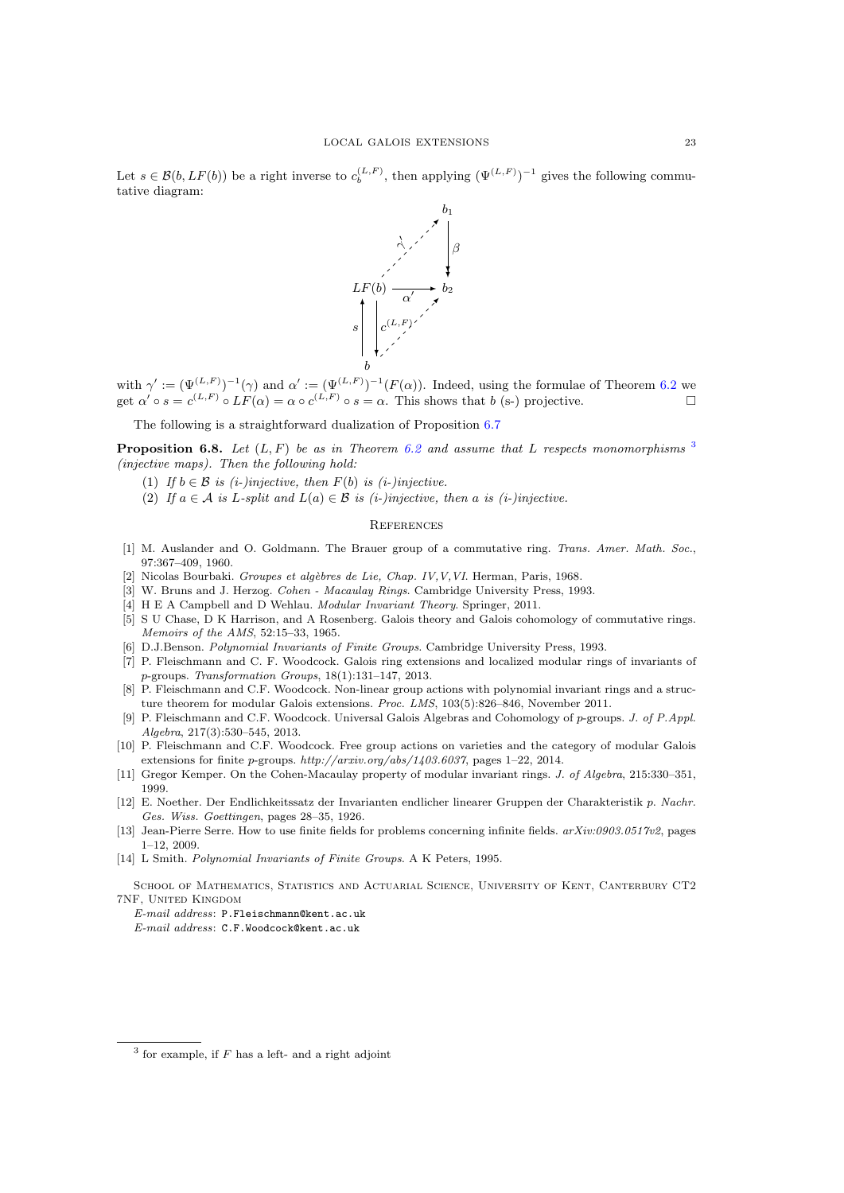Let $s \in \mathcal{B}(b, LF(b))$ be a right inverse to $c_b^{(L,F)}$, then applying $(\Psi^{(L,F)})^{-1}$ gives the following commutative diagram:

$$
\begin{array}{ccc}
 & & b_1 \\
 & \overset{\gamma'}{\nearrow} & \downarrow \beta \\
LF(b) & \xrightarrow{\alpha'} & b_2 \\
s \uparrow \; \downarrow c^{(L,F)} & \nearrow & \\
b & &
\end{array}
$$

with $\gamma' := (\Psi^{(L,F)})^{-1}(\gamma)$ and $\alpha' := (\Psi^{(L,F)})^{-1}(F(\alpha))$. Indeed, using the formulae of Theorem 6.2 we get $\alpha' \circ s = c^{(L,F)} \circ LF(\alpha) = \alpha \circ c^{(L,F)} \circ s = \alpha$. This shows that $b$ (s-) projective. □

The following is a straightforward dualization of Proposition 6.7

**Proposition 6.8.** *Let $(L, F)$ be as in Theorem 6.2 and assume that $L$ respects monomorphisms* [3] *(injective maps). Then the following hold:*

1. *If $b \in \mathcal{B}$ is (i-)injective, then $F(b)$ is (i-)injective.*
2. *If $a \in \mathcal{A}$ is $L$-split and $L(a) \in \mathcal{B}$ is (i-)injective, then $a$ is (i-)injective.*

## References

[1] M. Auslander and O. Goldmann. The Brauer group of a commutative ring. *Trans. Amer. Math. Soc.*, 97:367–409, 1960.

[2] Nicolas Bourbaki. *Groupes et algèbres de Lie, Chap. IV, V, VI*. Herman, Paris, 1968.

[3] W. Bruns and J. Herzog. *Cohen - Macaulay Rings*. Cambridge University Press, 1993.

[4] H E A Campbell and D Wehlau. *Modular Invariant Theory*. Springer, 2011.

[5] S U Chase, D K Harrison, and A Rosenberg. Galois theory and Galois cohomology of commutative rings. *Memoirs of the AMS*, 52:15–33, 1965.

[6] D.J.Benson. *Polynomial Invariants of Finite Groups*. Cambridge University Press, 1993.

[7] P. Fleischmann and C. F. Woodcock. Galois ring extensions and localized modular rings of invariants of $p$-groups. *Transformation Groups*, 18(1):131–147, 2013.

[8] P. Fleischmann and C.F. Woodcock. Non-linear group actions with polynomial invariant rings and a structure theorem for modular Galois extensions. *Proc. LMS*, 103(5):826–846, November 2011.

[9] P. Fleischmann and C.F. Woodcock. Universal Galois Algebras and Cohomology of $p$-groups. *J. of P.Appl. Algebra*, 217(3):530–545, 2013.

[10] P. Fleischmann and C.F. Woodcock. Free group actions on varieties and the category of modular Galois extensions for finite $p$-groups. *http://arxiv.org/abs/1403.6037*, pages 1–22, 2014.

[11] Gregor Kemper. On the Cohen-Macaulay property of modular invariant rings. *J. of Algebra*, 215:330–351, 1999.

[12] E. Noether. Der Endlichkeitssatz der Invarianten endlicher linearer Gruppen der Charakteristik $p$. *Nachr. Ges. Wiss. Goettingen*, pages 28–35, 1926.

[13] Jean-Pierre Serre. How to use finite fields for problems concerning infinite fields. *arXiv:0903.0517v2*, pages 1–12, 2009.

[14] L Smith. *Polynomial Invariants of Finite Groups*. A K Peters, 1995.

School of Mathematics, Statistics and Actuarial Science, University of Kent, Canterbury CT2 7NF, United Kingdom

*E-mail address*: P.Fleischmann@kent.ac.uk

*E-mail address*: C.F.Woodcock@kent.ac.uk

[3] for example, if $F$ has a left- and a right adjoint